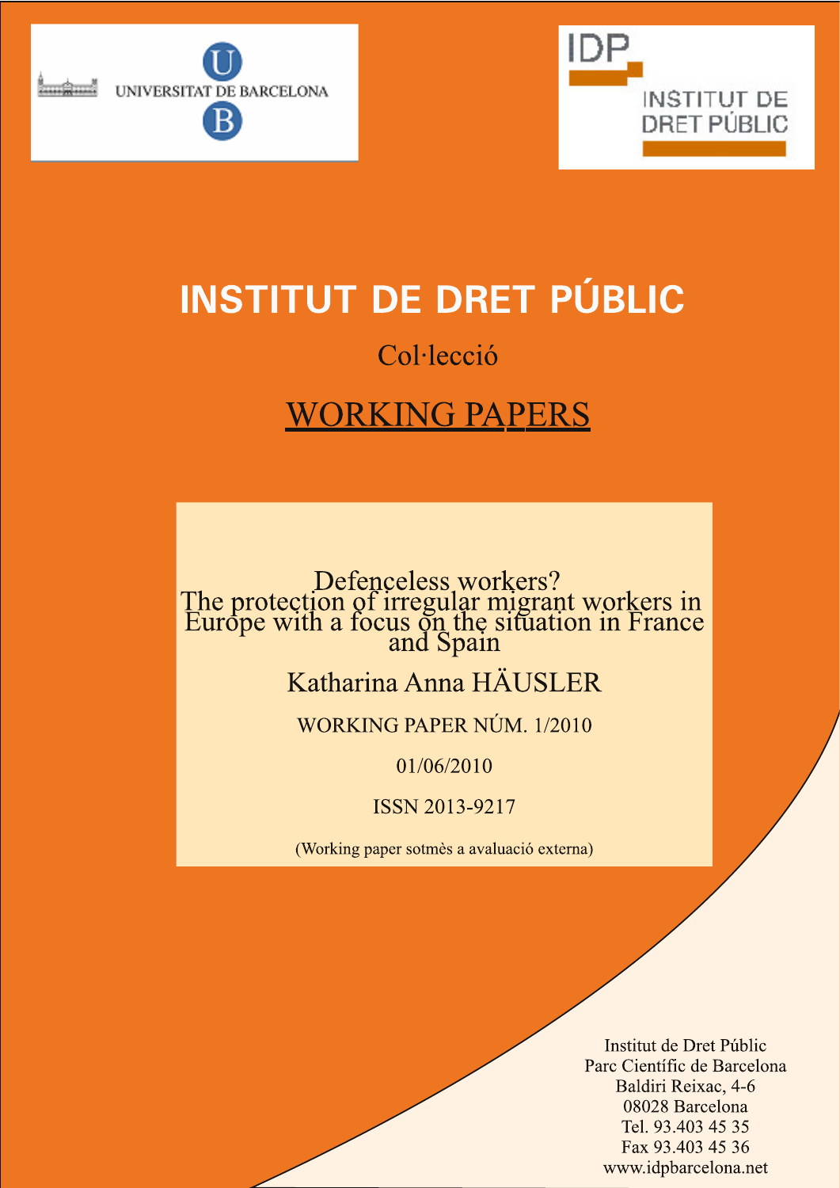UNIVERSITAT DE BARCELONA

IDP INSTITUT DE DRET PÚBLIC

# INSTITUT DE DRET PÚBLIC

Col·lecció

## WORKING PAPERS

**Defenceless workers? The protection of irregular migrant workers in Europe with a focus on the situation in France and Spain**

Katharina Anna HÄUSLER

WORKING PAPER NÚM. 1/2010

01/06/2010

ISSN 2013-9217

(Working paper sotmès a avaluació externa)

Institut de Dret Públic  
Parc Científic de Barcelona  
Baldiri Reixac, 4-6  
08028 Barcelona  
Tel. 93.403 45 35  
Fax 93.403 45 36  
www.idpbarcelona.net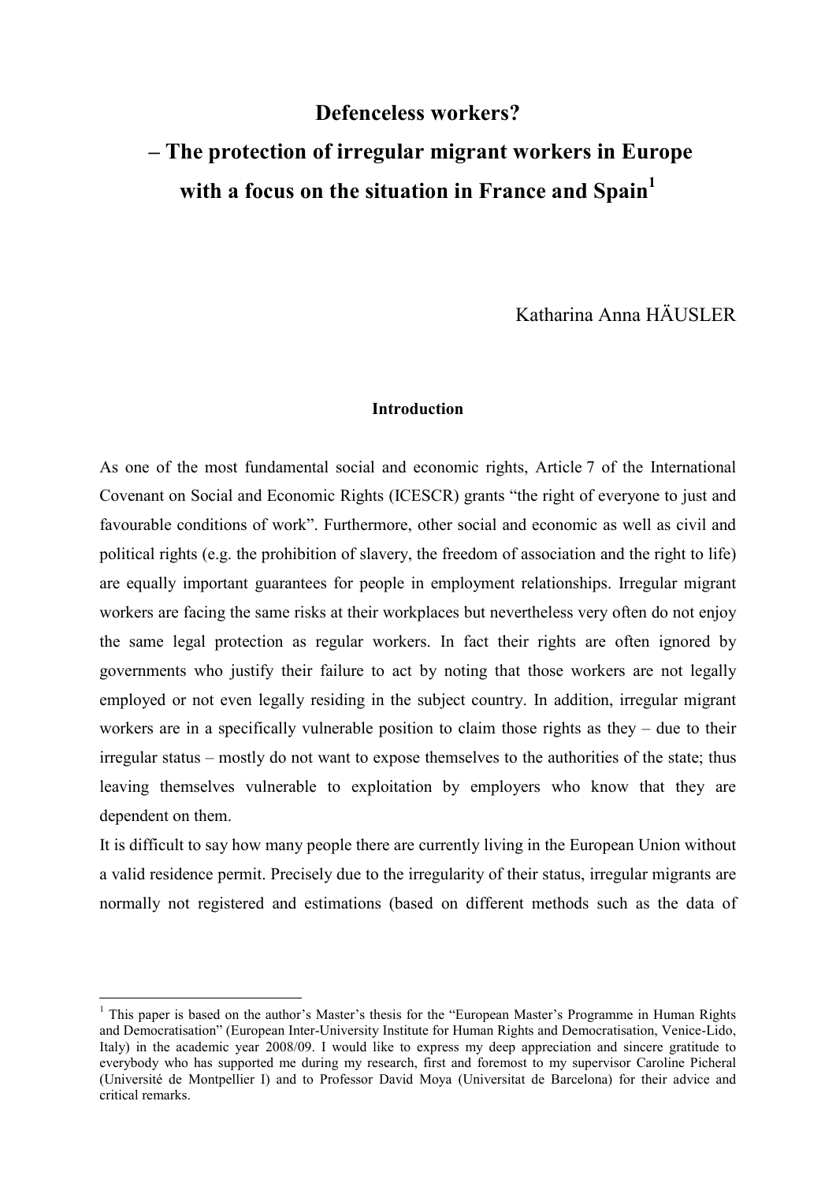# Defenceless workers?

# – The protection of irregular migrant workers in Europe with a focus on the situation in France and Spain[1]

Katharina Anna HÄUSLER

## Introduction

As one of the most fundamental social and economic rights, Article 7 of the International Covenant on Social and Economic Rights (ICESCR) grants "the right of everyone to just and favourable conditions of work". Furthermore, other social and economic as well as civil and political rights (e.g. the prohibition of slavery, the freedom of association and the right to life) are equally important guarantees for people in employment relationships. Irregular migrant workers are facing the same risks at their workplaces but nevertheless very often do not enjoy the same legal protection as regular workers. In fact their rights are often ignored by governments who justify their failure to act by noting that those workers are not legally employed or not even legally residing in the subject country. In addition, irregular migrant workers are in a specifically vulnerable position to claim those rights as they – due to their irregular status – mostly do not want to expose themselves to the authorities of the state; thus leaving themselves vulnerable to exploitation by employers who know that they are dependent on them.

It is difficult to say how many people there are currently living in the European Union without a valid residence permit. Precisely due to the irregularity of their status, irregular migrants are normally not registered and estimations (based on different methods such as the data of

[1] This paper is based on the author's Master's thesis for the "European Master's Programme in Human Rights and Democratisation" (European Inter-University Institute for Human Rights and Democratisation, Venice-Lido, Italy) in the academic year 2008/09. I would like to express my deep appreciation and sincere gratitude to everybody who has supported me during my research, first and foremost to my supervisor Caroline Picheral (Université de Montpellier I) and to Professor David Moya (Universitat de Barcelona) for their advice and critical remarks.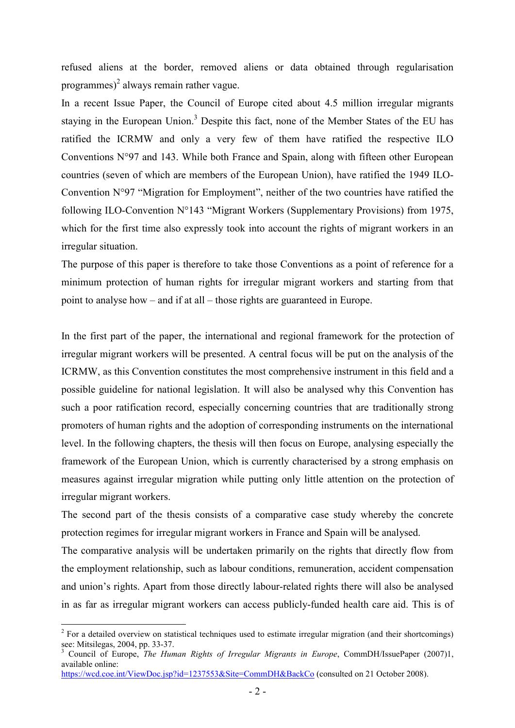refused aliens at the border, removed aliens or data obtained through regularisation programmes)[2] always remain rather vague.

In a recent Issue Paper, the Council of Europe cited about 4.5 million irregular migrants staying in the European Union.[3] Despite this fact, none of the Member States of the EU has ratified the ICRMW and only a very few of them have ratified the respective ILO Conventions N°97 and 143. While both France and Spain, along with fifteen other European countries (seven of which are members of the European Union), have ratified the 1949 ILO-Convention N°97 "Migration for Employment", neither of the two countries have ratified the following ILO-Convention N°143 "Migrant Workers (Supplementary Provisions) from 1975, which for the first time also expressly took into account the rights of migrant workers in an irregular situation.

The purpose of this paper is therefore to take those Conventions as a point of reference for a minimum protection of human rights for irregular migrant workers and starting from that point to analyse how – and if at all – those rights are guaranteed in Europe.

In the first part of the paper, the international and regional framework for the protection of irregular migrant workers will be presented. A central focus will be put on the analysis of the ICRMW, as this Convention constitutes the most comprehensive instrument in this field and a possible guideline for national legislation. It will also be analysed why this Convention has such a poor ratification record, especially concerning countries that are traditionally strong promoters of human rights and the adoption of corresponding instruments on the international level. In the following chapters, the thesis will then focus on Europe, analysing especially the framework of the European Union, which is currently characterised by a strong emphasis on measures against irregular migration while putting only little attention on the protection of irregular migrant workers.

The second part of the thesis consists of a comparative case study whereby the concrete protection regimes for irregular migrant workers in France and Spain will be analysed.

The comparative analysis will be undertaken primarily on the rights that directly flow from the employment relationship, such as labour conditions, remuneration, accident compensation and union's rights. Apart from those directly labour-related rights there will also be analysed in as far as irregular migrant workers can access publicly-funded health care aid. This is of

---

[2] For a detailed overview on statistical techniques used to estimate irregular migration (and their shortcomings) see: Mitsilegas, 2004, pp. 33-37.

[3] Council of Europe, *The Human Rights of Irregular Migrants in Europe*, CommDH/IssuePaper (2007)1, available online:
https://wcd.coe.int/ViewDoc.jsp?id=1237553&Site=CommDH&BackCo (consulted on 21 October 2008).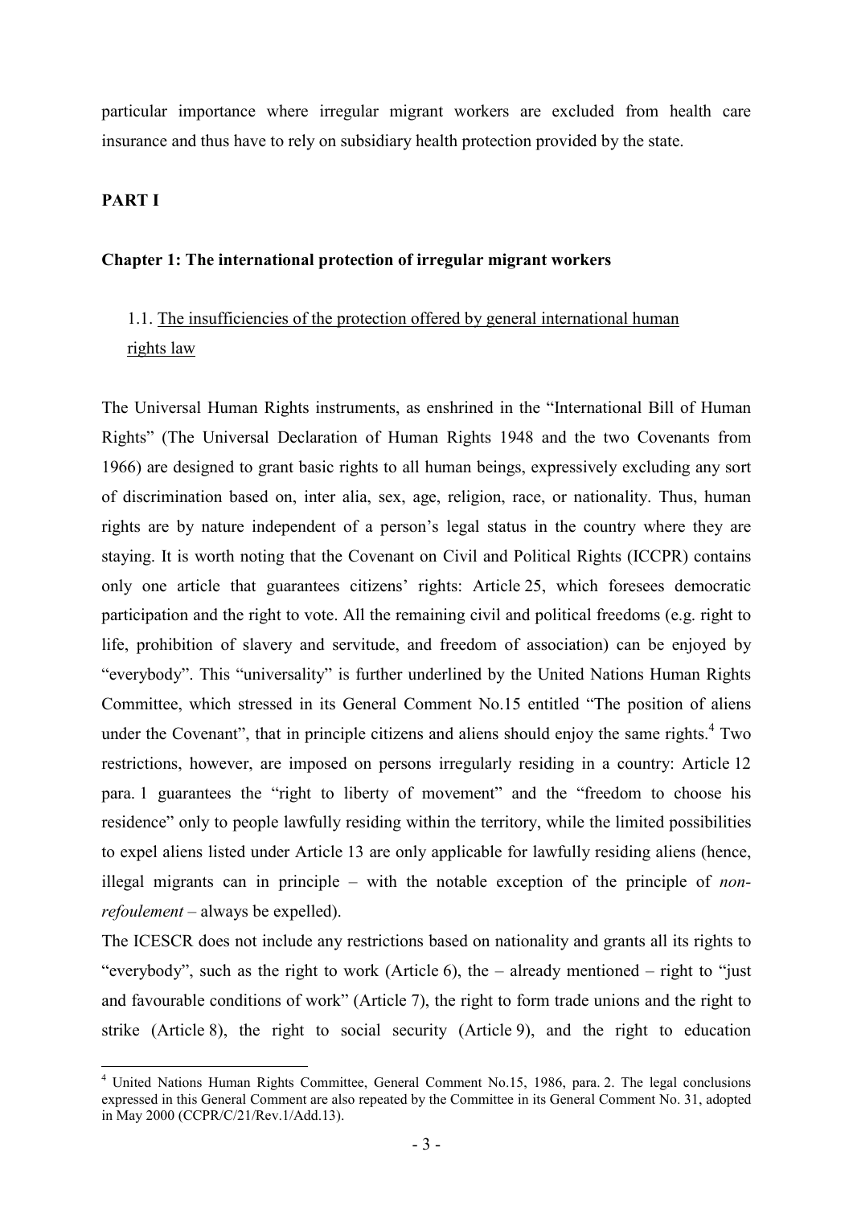particular importance where irregular migrant workers are excluded from health care insurance and thus have to rely on subsidiary health protection provided by the state.

**PART I**

## Chapter 1: The international protection of irregular migrant workers

### 1.1. The insufficiencies of the protection offered by general international human rights law

The Universal Human Rights instruments, as enshrined in the "International Bill of Human Rights" (The Universal Declaration of Human Rights 1948 and the two Covenants from 1966) are designed to grant basic rights to all human beings, expressively excluding any sort of discrimination based on, inter alia, sex, age, religion, race, or nationality. Thus, human rights are by nature independent of a person's legal status in the country where they are staying. It is worth noting that the Covenant on Civil and Political Rights (ICCPR) contains only one article that guarantees citizens' rights: Article 25, which foresees democratic participation and the right to vote. All the remaining civil and political freedoms (e.g. right to life, prohibition of slavery and servitude, and freedom of association) can be enjoyed by "everybody". This "universality" is further underlined by the United Nations Human Rights Committee, which stressed in its General Comment No.15 entitled "The position of aliens under the Covenant", that in principle citizens and aliens should enjoy the same rights.[4] Two restrictions, however, are imposed on persons irregularly residing in a country: Article 12 para. 1 guarantees the "right to liberty of movement" and the "freedom to choose his residence" only to people lawfully residing within the territory, while the limited possibilities to expel aliens listed under Article 13 are only applicable for lawfully residing aliens (hence, illegal migrants can in principle – with the notable exception of the principle of *non-refoulement* – always be expelled).

The ICESCR does not include any restrictions based on nationality and grants all its rights to "everybody", such as the right to work (Article 6), the – already mentioned – right to "just and favourable conditions of work" (Article 7), the right to form trade unions and the right to strike (Article 8), the right to social security (Article 9), and the right to education

[4] United Nations Human Rights Committee, General Comment No.15, 1986, para. 2. The legal conclusions expressed in this General Comment are also repeated by the Committee in its General Comment No. 31, adopted in May 2000 (CCPR/C/21/Rev.1/Add.13).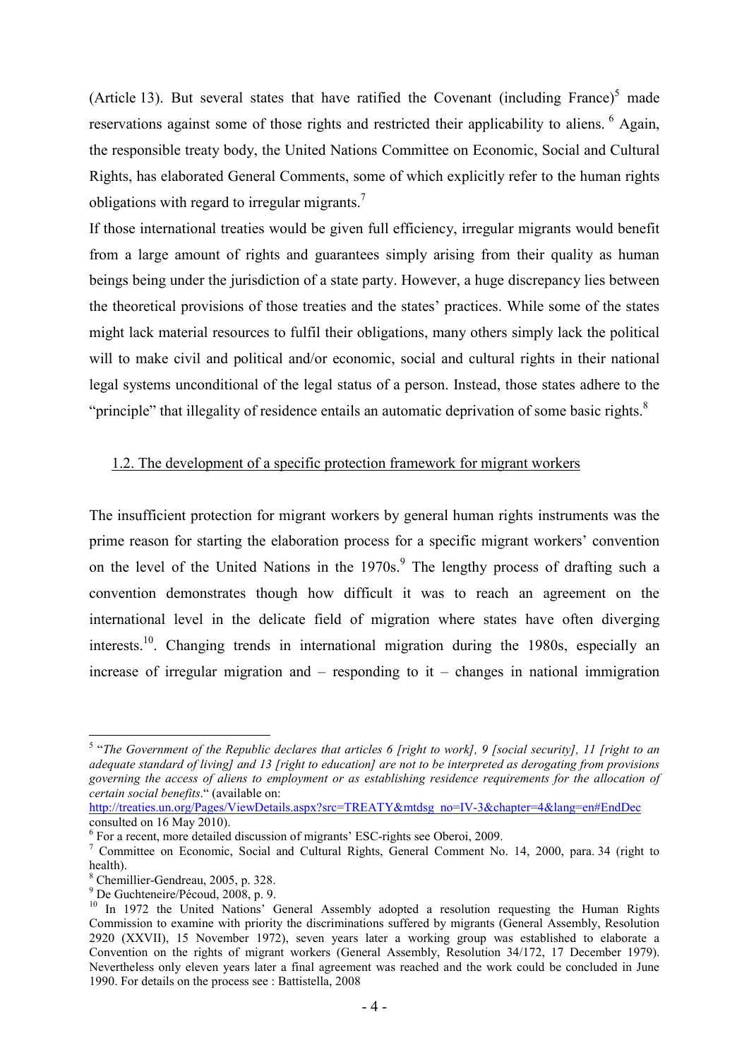(Article 13). But several states that have ratified the Covenant (including France)[5] made reservations against some of those rights and restricted their applicability to aliens. [6] Again, the responsible treaty body, the United Nations Committee on Economic, Social and Cultural Rights, has elaborated General Comments, some of which explicitly refer to the human rights obligations with regard to irregular migrants.[7]

If those international treaties would be given full efficiency, irregular migrants would benefit from a large amount of rights and guarantees simply arising from their quality as human beings being under the jurisdiction of a state party. However, a huge discrepancy lies between the theoretical provisions of those treaties and the states' practices. While some of the states might lack material resources to fulfil their obligations, many others simply lack the political will to make civil and political and/or economic, social and cultural rights in their national legal systems unconditional of the legal status of a person. Instead, those states adhere to the "principle" that illegality of residence entails an automatic deprivation of some basic rights.[8]

### 1.2. The development of a specific protection framework for migrant workers

The insufficient protection for migrant workers by general human rights instruments was the prime reason for starting the elaboration process for a specific migrant workers' convention on the level of the United Nations in the 1970s.[9] The lengthy process of drafting such a convention demonstrates though how difficult it was to reach an agreement on the international level in the delicate field of migration where states have often diverging interests.[10]. Changing trends in international migration during the 1980s, especially an increase of irregular migration and – responding to it – changes in national immigration

---

[5] "*The Government of the Republic declares that articles 6 [right to work], 9 [social security], 11 [right to an adequate standard of living] and 13 [right to education] are not to be interpreted as derogating from provisions governing the access of aliens to employment or as establishing residence requirements for the allocation of certain social benefits*." (available on: http://treaties.un.org/Pages/ViewDetails.aspx?src=TREATY&mtdsg_no=IV-3&chapter=4&lang=en#EndDec consulted on 16 May 2010).

[6] For a recent, more detailed discussion of migrants' ESC-rights see Oberoi, 2009.

[7] Committee on Economic, Social and Cultural Rights, General Comment No. 14, 2000, para. 34 (right to health).

[8] Chemillier-Gendreau, 2005, p. 328.

[9] De Guchteneire/Pécoud, 2008, p. 9.

[10] In 1972 the United Nations' General Assembly adopted a resolution requesting the Human Rights Commission to examine with priority the discriminations suffered by migrants (General Assembly, Resolution 2920 (XXVII), 15 November 1972), seven years later a working group was established to elaborate a Convention on the rights of migrant workers (General Assembly, Resolution 34/172, 17 December 1979). Nevertheless only eleven years later a final agreement was reached and the work could be concluded in June 1990. For details on the process see : Battistella, 2008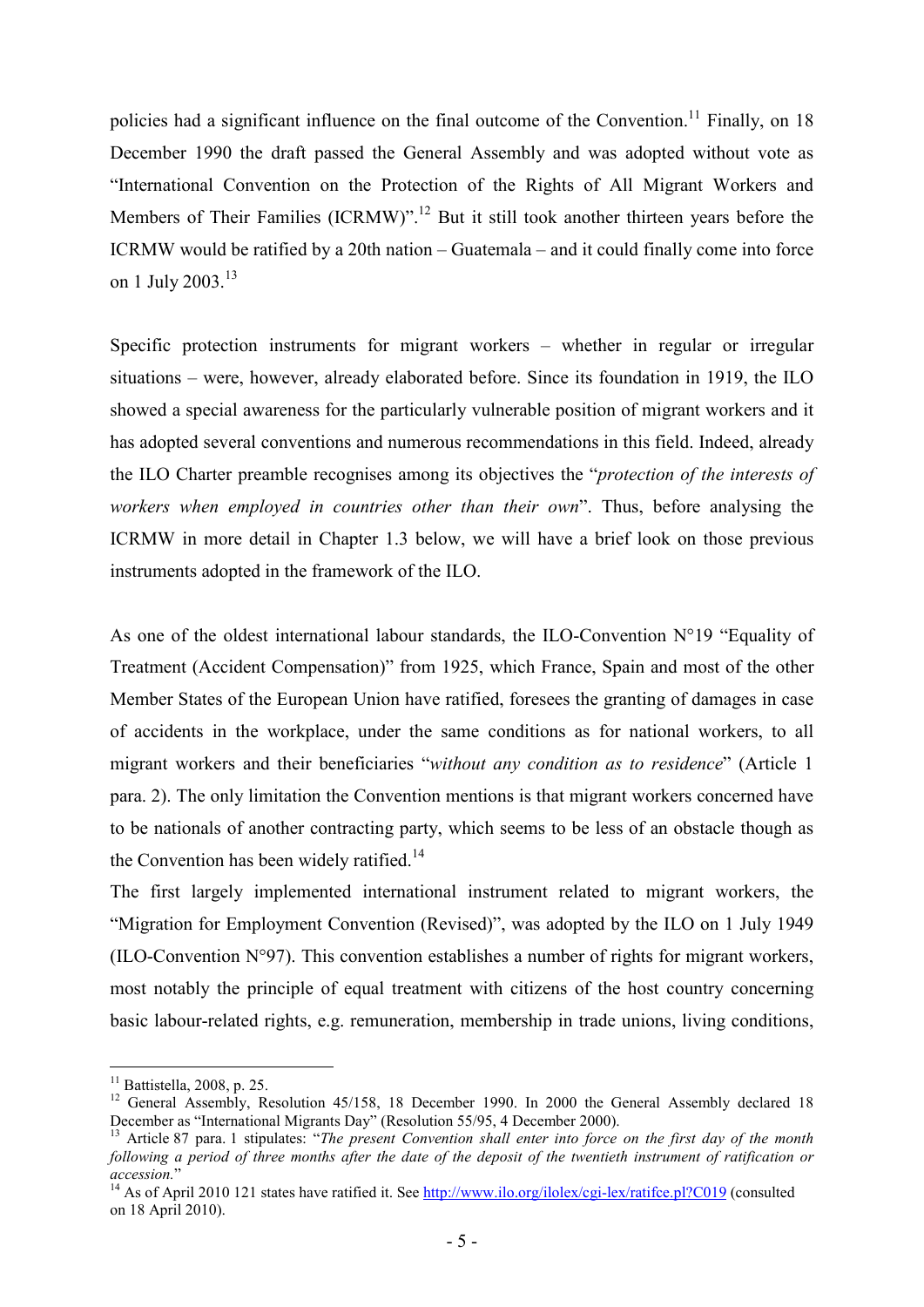policies had a significant influence on the final outcome of the Convention.[11] Finally, on 18 December 1990 the draft passed the General Assembly and was adopted without vote as "International Convention on the Protection of the Rights of All Migrant Workers and Members of Their Families (ICRMW)".[12] But it still took another thirteen years before the ICRMW would be ratified by a 20th nation – Guatemala – and it could finally come into force on 1 July 2003.[13]

Specific protection instruments for migrant workers – whether in regular or irregular situations – were, however, already elaborated before. Since its foundation in 1919, the ILO showed a special awareness for the particularly vulnerable position of migrant workers and it has adopted several conventions and numerous recommendations in this field. Indeed, already the ILO Charter preamble recognises among its objectives the "*protection of the interests of workers when employed in countries other than their own*". Thus, before analysing the ICRMW in more detail in Chapter 1.3 below, we will have a brief look on those previous instruments adopted in the framework of the ILO.

As one of the oldest international labour standards, the ILO-Convention N°19 "Equality of Treatment (Accident Compensation)" from 1925, which France, Spain and most of the other Member States of the European Union have ratified, foresees the granting of damages in case of accidents in the workplace, under the same conditions as for national workers, to all migrant workers and their beneficiaries "*without any condition as to residence*" (Article 1 para. 2). The only limitation the Convention mentions is that migrant workers concerned have to be nationals of another contracting party, which seems to be less of an obstacle though as the Convention has been widely ratified.[14]

The first largely implemented international instrument related to migrant workers, the "Migration for Employment Convention (Revised)", was adopted by the ILO on 1 July 1949 (ILO-Convention N°97). This convention establishes a number of rights for migrant workers, most notably the principle of equal treatment with citizens of the host country concerning basic labour-related rights, e.g. remuneration, membership in trade unions, living conditions,

---

[11] Battistella, 2008, p. 25.

[12] General Assembly, Resolution 45/158, 18 December 1990. In 2000 the General Assembly declared 18 December as "International Migrants Day" (Resolution 55/95, 4 December 2000).

[13] Article 87 para. 1 stipulates: "*The present Convention shall enter into force on the first day of the month following a period of three months after the date of the deposit of the twentieth instrument of ratification or accession.*"

[14] As of April 2010 121 states have ratified it. See http://www.ilo.org/ilolex/cgi-lex/ratifce.pl?C019 (consulted on 18 April 2010).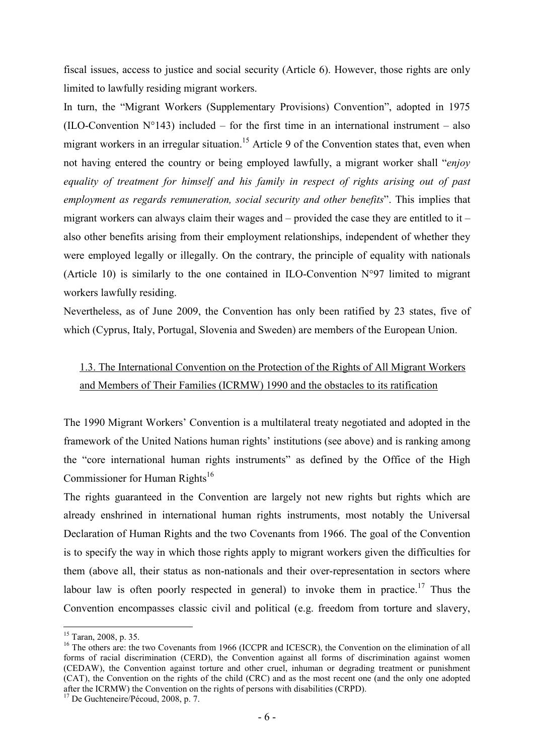fiscal issues, access to justice and social security (Article 6). However, those rights are only limited to lawfully residing migrant workers.

In turn, the "Migrant Workers (Supplementary Provisions) Convention", adopted in 1975 (ILO-Convention N°143) included – for the first time in an international instrument – also migrant workers in an irregular situation.[15] Article 9 of the Convention states that, even when not having entered the country or being employed lawfully, a migrant worker shall "*enjoy equality of treatment for himself and his family in respect of rights arising out of past employment as regards remuneration, social security and other benefits*". This implies that migrant workers can always claim their wages and – provided the case they are entitled to it – also other benefits arising from their employment relationships, independent of whether they were employed legally or illegally. On the contrary, the principle of equality with nationals (Article 10) is similarly to the one contained in ILO-Convention N°97 limited to migrant workers lawfully residing.

Nevertheless, as of June 2009, the Convention has only been ratified by 23 states, five of which (Cyprus, Italy, Portugal, Slovenia and Sweden) are members of the European Union.

### 1.3. The International Convention on the Protection of the Rights of All Migrant Workers and Members of Their Families (ICRMW) 1990 and the obstacles to its ratification

The 1990 Migrant Workers' Convention is a multilateral treaty negotiated and adopted in the framework of the United Nations human rights' institutions (see above) and is ranking among the "core international human rights instruments" as defined by the Office of the High Commissioner for Human Rights[16]

The rights guaranteed in the Convention are largely not new rights but rights which are already enshrined in international human rights instruments, most notably the Universal Declaration of Human Rights and the two Covenants from 1966. The goal of the Convention is to specify the way in which those rights apply to migrant workers given the difficulties for them (above all, their status as non-nationals and their over-representation in sectors where labour law is often poorly respected in general) to invoke them in practice.[17] Thus the Convention encompasses classic civil and political (e.g. freedom from torture and slavery,

---

[15] Taran, 2008, p. 35.

[16] The others are: the two Covenants from 1966 (ICCPR and ICESCR), the Convention on the elimination of all forms of racial discrimination (CERD), the Convention against all forms of discrimination against women (CEDAW), the Convention against torture and other cruel, inhuman or degrading treatment or punishment (CAT), the Convention on the rights of the child (CRC) and as the most recent one (and the only one adopted after the ICRMW) the Convention on the rights of persons with disabilities (CRPD).

[17] De Guchteneire/Pécoud, 2008, p. 7.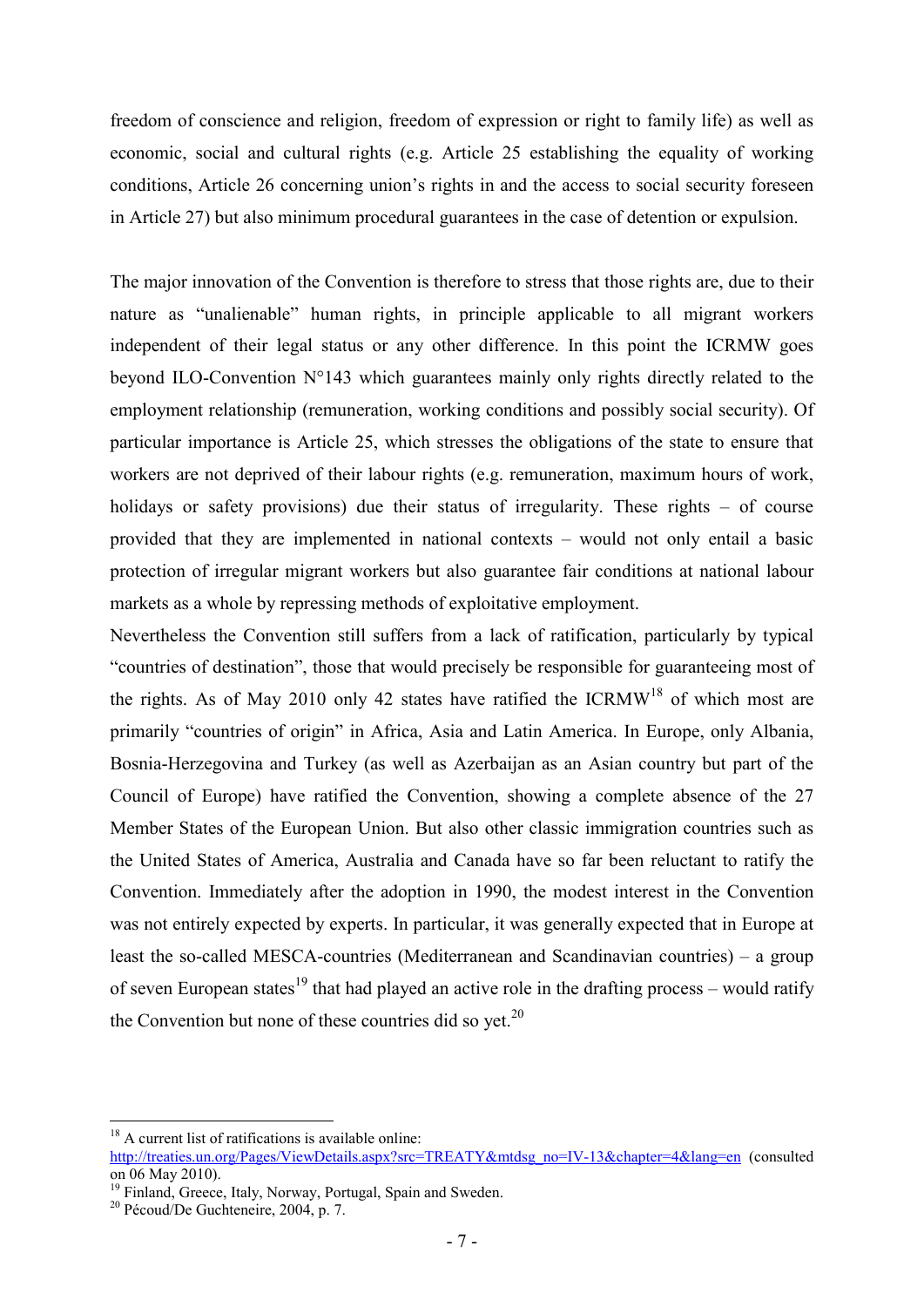freedom of conscience and religion, freedom of expression or right to family life) as well as economic, social and cultural rights (e.g. Article 25 establishing the equality of working conditions, Article 26 concerning union's rights in and the access to social security foreseen in Article 27) but also minimum procedural guarantees in the case of detention or expulsion.

The major innovation of the Convention is therefore to stress that those rights are, due to their nature as "unalienable" human rights, in principle applicable to all migrant workers independent of their legal status or any other difference. In this point the ICRMW goes beyond ILO-Convention N°143 which guarantees mainly only rights directly related to the employment relationship (remuneration, working conditions and possibly social security). Of particular importance is Article 25, which stresses the obligations of the state to ensure that workers are not deprived of their labour rights (e.g. remuneration, maximum hours of work, holidays or safety provisions) due their status of irregularity. These rights – of course provided that they are implemented in national contexts – would not only entail a basic protection of irregular migrant workers but also guarantee fair conditions at national labour markets as a whole by repressing methods of exploitative employment.

Nevertheless the Convention still suffers from a lack of ratification, particularly by typical "countries of destination", those that would precisely be responsible for guaranteeing most of the rights. As of May 2010 only 42 states have ratified the ICRMW[18] of which most are primarily "countries of origin" in Africa, Asia and Latin America. In Europe, only Albania, Bosnia-Herzegovina and Turkey (as well as Azerbaijan as an Asian country but part of the Council of Europe) have ratified the Convention, showing a complete absence of the 27 Member States of the European Union. But also other classic immigration countries such as the United States of America, Australia and Canada have so far been reluctant to ratify the Convention. Immediately after the adoption in 1990, the modest interest in the Convention was not entirely expected by experts. In particular, it was generally expected that in Europe at least the so-called MESCA-countries (Mediterranean and Scandinavian countries) – a group of seven European states[19] that had played an active role in the drafting process – would ratify the Convention but none of these countries did so yet.[20]

---

[18] A current list of ratifications is available online: http://treaties.un.org/Pages/ViewDetails.aspx?src=TREATY&mtdsg_no=IV-13&chapter=4&lang=en (consulted on 06 May 2010).

[19] Finland, Greece, Italy, Norway, Portugal, Spain and Sweden.

[20] Pécoud/De Guchteneire, 2004, p. 7.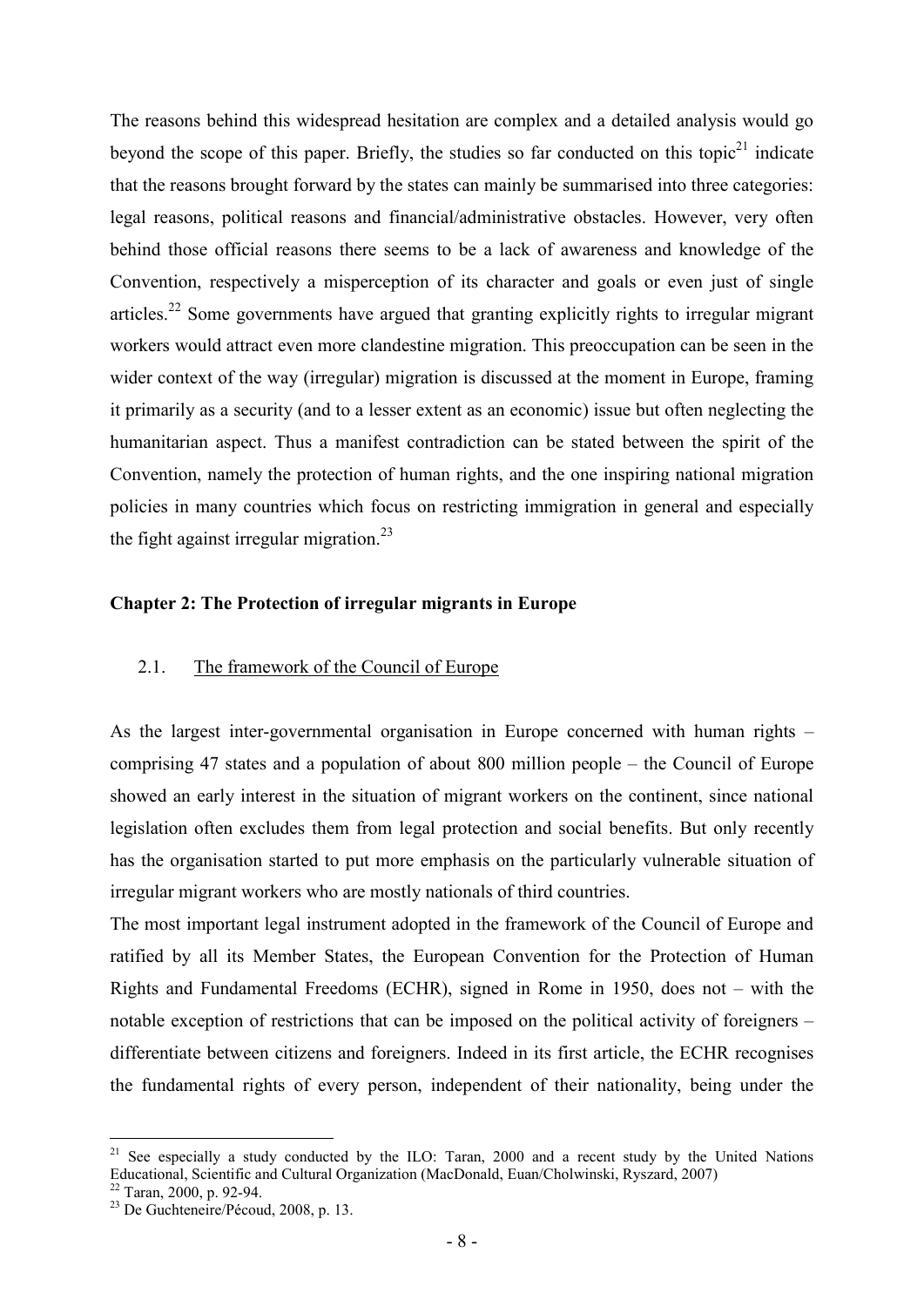The reasons behind this widespread hesitation are complex and a detailed analysis would go beyond the scope of this paper. Briefly, the studies so far conducted on this topic[21] indicate that the reasons brought forward by the states can mainly be summarised into three categories: legal reasons, political reasons and financial/administrative obstacles. However, very often behind those official reasons there seems to be a lack of awareness and knowledge of the Convention, respectively a misperception of its character and goals or even just of single articles.[22] Some governments have argued that granting explicitly rights to irregular migrant workers would attract even more clandestine migration. This preoccupation can be seen in the wider context of the way (irregular) migration is discussed at the moment in Europe, framing it primarily as a security (and to a lesser extent as an economic) issue but often neglecting the humanitarian aspect. Thus a manifest contradiction can be stated between the spirit of the Convention, namely the protection of human rights, and the one inspiring national migration policies in many countries which focus on restricting immigration in general and especially the fight against irregular migration.[23]

## Chapter 2: The Protection of irregular migrants in Europe

### 2.1. The framework of the Council of Europe

As the largest inter-governmental organisation in Europe concerned with human rights – comprising 47 states and a population of about 800 million people – the Council of Europe showed an early interest in the situation of migrant workers on the continent, since national legislation often excludes them from legal protection and social benefits. But only recently has the organisation started to put more emphasis on the particularly vulnerable situation of irregular migrant workers who are mostly nationals of third countries.

The most important legal instrument adopted in the framework of the Council of Europe and ratified by all its Member States, the European Convention for the Protection of Human Rights and Fundamental Freedoms (ECHR), signed in Rome in 1950, does not – with the notable exception of restrictions that can be imposed on the political activity of foreigners – differentiate between citizens and foreigners. Indeed in its first article, the ECHR recognises the fundamental rights of every person, independent of their nationality, being under the

---

[21] See especially a study conducted by the ILO: Taran, 2000 and a recent study by the United Nations Educational, Scientific and Cultural Organization (MacDonald, Euan/Cholwinski, Ryszard, 2007)

[22] Taran, 2000, p. 92-94.

[23] De Guchteneire/Pécoud, 2008, p. 13.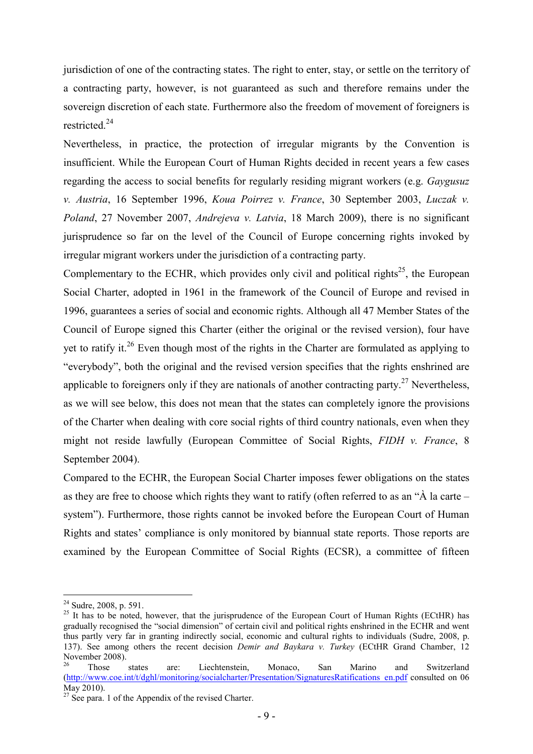jurisdiction of one of the contracting states. The right to enter, stay, or settle on the territory of a contracting party, however, is not guaranteed as such and therefore remains under the sovereign discretion of each state. Furthermore also the freedom of movement of foreigners is restricted.[24]

Nevertheless, in practice, the protection of irregular migrants by the Convention is insufficient. While the European Court of Human Rights decided in recent years a few cases regarding the access to social benefits for regularly residing migrant workers (e.g. *Gaygusuz v. Austria*, 16 September 1996, *Koua Poirrez v. France*, 30 September 2003, *Luczak v. Poland*, 27 November 2007, *Andrejeva v. Latvia*, 18 March 2009), there is no significant jurisprudence so far on the level of the Council of Europe concerning rights invoked by irregular migrant workers under the jurisdiction of a contracting party.

Complementary to the ECHR, which provides only civil and political rights[25], the European Social Charter, adopted in 1961 in the framework of the Council of Europe and revised in 1996, guarantees a series of social and economic rights. Although all 47 Member States of the Council of Europe signed this Charter (either the original or the revised version), four have yet to ratify it.[26] Even though most of the rights in the Charter are formulated as applying to "everybody", both the original and the revised version specifies that the rights enshrined are applicable to foreigners only if they are nationals of another contracting party.[27] Nevertheless, as we will see below, this does not mean that the states can completely ignore the provisions of the Charter when dealing with core social rights of third country nationals, even when they might not reside lawfully (European Committee of Social Rights, *FIDH v. France*, 8 September 2004).

Compared to the ECHR, the European Social Charter imposes fewer obligations on the states as they are free to choose which rights they want to ratify (often referred to as an "À la carte – system"). Furthermore, those rights cannot be invoked before the European Court of Human Rights and states' compliance is only monitored by biannual state reports. Those reports are examined by the European Committee of Social Rights (ECSR), a committee of fifteen

---

[24] Sudre, 2008, p. 591.

[25] It has to be noted, however, that the jurisprudence of the European Court of Human Rights (ECtHR) has gradually recognised the "social dimension" of certain civil and political rights enshrined in the ECHR and went thus partly very far in granting indirectly social, economic and cultural rights to individuals (Sudre, 2008, p. 137). See among others the recent decision *Demir and Baykara v. Turkey* (ECtHR Grand Chamber, 12 November 2008).

[26] Those states are: Liechtenstein, Monaco, San Marino and Switzerland (http://www.coe.int/t/dghl/monitoring/socialcharter/Presentation/SignaturesRatifications_en.pdf consulted on 06 May 2010).

[27] See para. 1 of the Appendix of the revised Charter.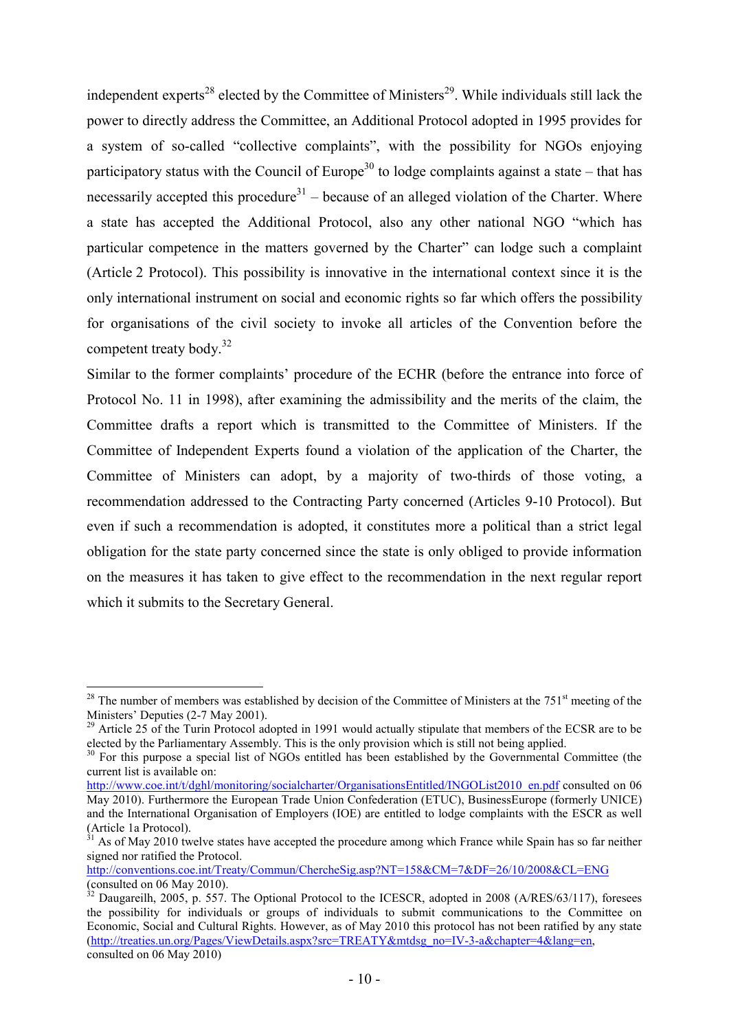independent experts[28] elected by the Committee of Ministers[29]. While individuals still lack the power to directly address the Committee, an Additional Protocol adopted in 1995 provides for a system of so-called "collective complaints", with the possibility for NGOs enjoying participatory status with the Council of Europe[30] to lodge complaints against a state – that has necessarily accepted this procedure[31] – because of an alleged violation of the Charter. Where a state has accepted the Additional Protocol, also any other national NGO "which has particular competence in the matters governed by the Charter" can lodge such a complaint (Article 2 Protocol). This possibility is innovative in the international context since it is the only international instrument on social and economic rights so far which offers the possibility for organisations of the civil society to invoke all articles of the Convention before the competent treaty body.[32]

Similar to the former complaints' procedure of the ECHR (before the entrance into force of Protocol No. 11 in 1998), after examining the admissibility and the merits of the claim, the Committee drafts a report which is transmitted to the Committee of Ministers. If the Committee of Independent Experts found a violation of the application of the Charter, the Committee of Ministers can adopt, by a majority of two-thirds of those voting, a recommendation addressed to the Contracting Party concerned (Articles 9-10 Protocol). But even if such a recommendation is adopted, it constitutes more a political than a strict legal obligation for the state party concerned since the state is only obliged to provide information on the measures it has taken to give effect to the recommendation in the next regular report which it submits to the Secretary General.

---

[28] The number of members was established by decision of the Committee of Ministers at the 751st meeting of the Ministers' Deputies (2-7 May 2001).

[29] Article 25 of the Turin Protocol adopted in 1991 would actually stipulate that members of the ECSR are to be elected by the Parliamentary Assembly. This is the only provision which is still not being applied.

[30] For this purpose a special list of NGOs entitled has been established by the Governmental Committee (the current list is available on: http://www.coe.int/t/dghl/monitoring/socialcharter/OrganisationsEntitled/INGOList2010_en.pdf consulted on 06 May 2010). Furthermore the European Trade Union Confederation (ETUC), BusinessEurope (formerly UNICE) and the International Organisation of Employers (IOE) are entitled to lodge complaints with the ESCR as well (Article 1a Protocol).

[31] As of May 2010 twelve states have accepted the procedure among which France while Spain has so far neither signed nor ratified the Protocol. http://conventions.coe.int/Treaty/Commun/ChercheSig.asp?NT=158&CM=7&DF=26/10/2008&CL=ENG (consulted on 06 May 2010).

[32] Daugareilh, 2005, p. 557. The Optional Protocol to the ICESCR, adopted in 2008 (A/RES/63/117), foresees the possibility for individuals or groups of individuals to submit communications to the Committee on Economic, Social and Cultural Rights. However, as of May 2010 this protocol has not been ratified by any state (http://treaties.un.org/Pages/ViewDetails.aspx?src=TREATY&mtdsg_no=IV-3-a&chapter=4&lang=en, consulted on 06 May 2010)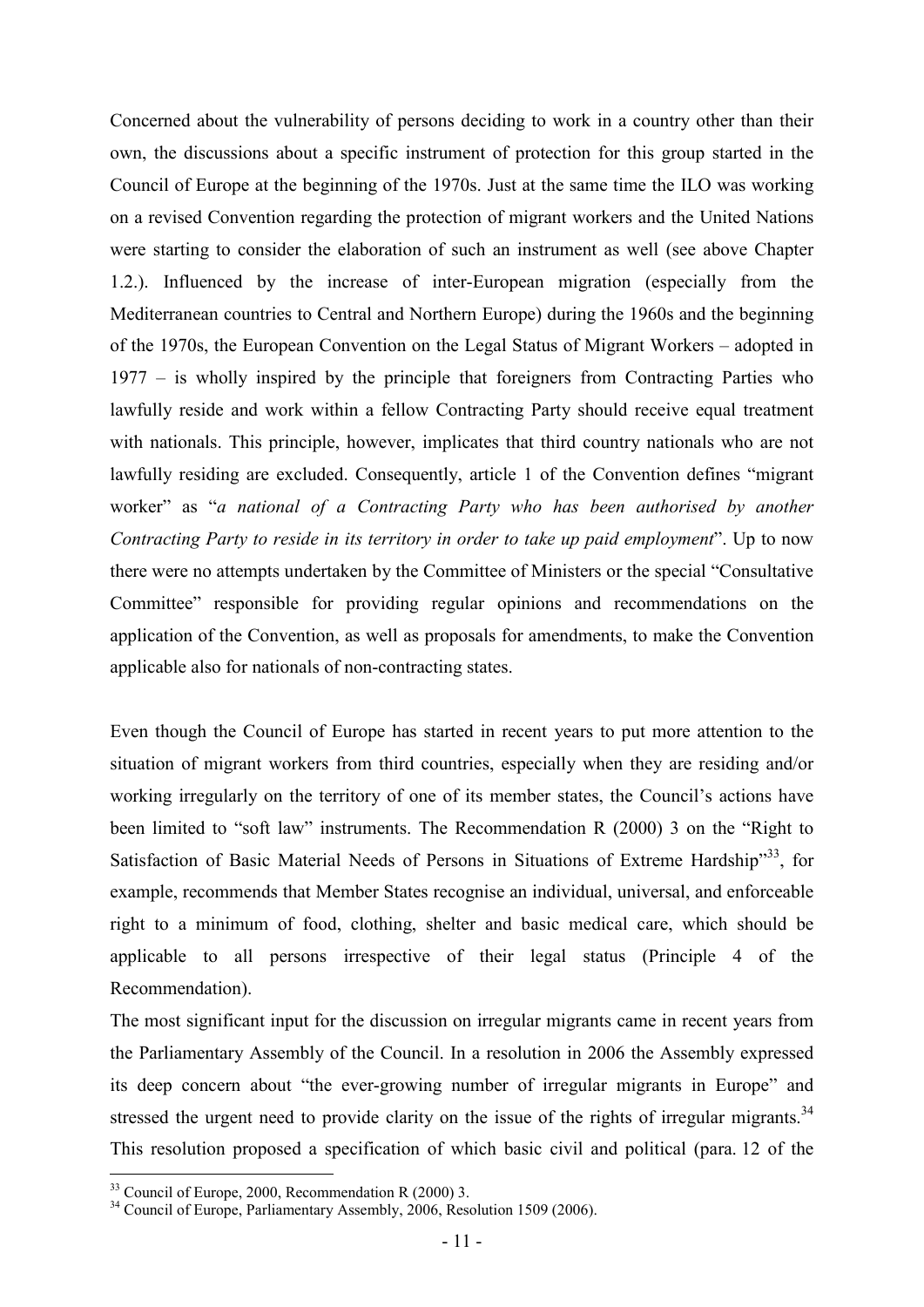Concerned about the vulnerability of persons deciding to work in a country other than their own, the discussions about a specific instrument of protection for this group started in the Council of Europe at the beginning of the 1970s. Just at the same time the ILO was working on a revised Convention regarding the protection of migrant workers and the United Nations were starting to consider the elaboration of such an instrument as well (see above Chapter 1.2.). Influenced by the increase of inter-European migration (especially from the Mediterranean countries to Central and Northern Europe) during the 1960s and the beginning of the 1970s, the European Convention on the Legal Status of Migrant Workers – adopted in 1977 – is wholly inspired by the principle that foreigners from Contracting Parties who lawfully reside and work within a fellow Contracting Party should receive equal treatment with nationals. This principle, however, implicates that third country nationals who are not lawfully residing are excluded. Consequently, article 1 of the Convention defines "migrant worker" as "*a national of a Contracting Party who has been authorised by another Contracting Party to reside in its territory in order to take up paid employment*". Up to now there were no attempts undertaken by the Committee of Ministers or the special "Consultative Committee" responsible for providing regular opinions and recommendations on the application of the Convention, as well as proposals for amendments, to make the Convention applicable also for nationals of non-contracting states.

Even though the Council of Europe has started in recent years to put more attention to the situation of migrant workers from third countries, especially when they are residing and/or working irregularly on the territory of one of its member states, the Council's actions have been limited to "soft law" instruments. The Recommendation R (2000) 3 on the "Right to Satisfaction of Basic Material Needs of Persons in Situations of Extreme Hardship"[33], for example, recommends that Member States recognise an individual, universal, and enforceable right to a minimum of food, clothing, shelter and basic medical care, which should be applicable to all persons irrespective of their legal status (Principle 4 of the Recommendation).

The most significant input for the discussion on irregular migrants came in recent years from the Parliamentary Assembly of the Council. In a resolution in 2006 the Assembly expressed its deep concern about "the ever-growing number of irregular migrants in Europe" and stressed the urgent need to provide clarity on the issue of the rights of irregular migrants.[34] This resolution proposed a specification of which basic civil and political (para. 12 of the

[33] Council of Europe, 2000, Recommendation R (2000) 3.

[34] Council of Europe, Parliamentary Assembly, 2006, Resolution 1509 (2006).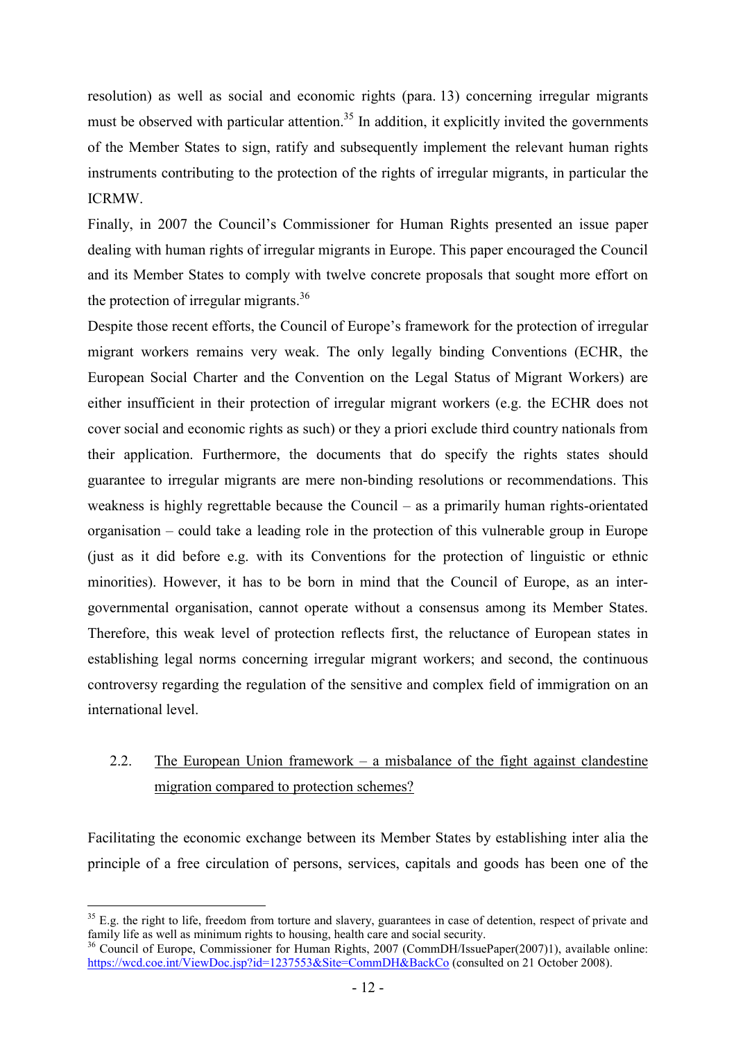resolution) as well as social and economic rights (para. 13) concerning irregular migrants must be observed with particular attention.[35] In addition, it explicitly invited the governments of the Member States to sign, ratify and subsequently implement the relevant human rights instruments contributing to the protection of the rights of irregular migrants, in particular the ICRMW.

Finally, in 2007 the Council's Commissioner for Human Rights presented an issue paper dealing with human rights of irregular migrants in Europe. This paper encouraged the Council and its Member States to comply with twelve concrete proposals that sought more effort on the protection of irregular migrants.[36]

Despite those recent efforts, the Council of Europe's framework for the protection of irregular migrant workers remains very weak. The only legally binding Conventions (ECHR, the European Social Charter and the Convention on the Legal Status of Migrant Workers) are either insufficient in their protection of irregular migrant workers (e.g. the ECHR does not cover social and economic rights as such) or they a priori exclude third country nationals from their application. Furthermore, the documents that do specify the rights states should guarantee to irregular migrants are mere non-binding resolutions or recommendations. This weakness is highly regrettable because the Council – as a primarily human rights-orientated organisation – could take a leading role in the protection of this vulnerable group in Europe (just as it did before e.g. with its Conventions for the protection of linguistic or ethnic minorities). However, it has to be born in mind that the Council of Europe, as an inter-governmental organisation, cannot operate without a consensus among its Member States. Therefore, this weak level of protection reflects first, the reluctance of European states in establishing legal norms concerning irregular migrant workers; and second, the continuous controversy regarding the regulation of the sensitive and complex field of immigration on an international level.

### 2.2. The European Union framework – a misbalance of the fight against clandestine migration compared to protection schemes?

Facilitating the economic exchange between its Member States by establishing inter alia the principle of a free circulation of persons, services, capitals and goods has been one of the

---

[35] E.g. the right to life, freedom from torture and slavery, guarantees in case of detention, respect of private and family life as well as minimum rights to housing, health care and social security.

[36] Council of Europe, Commissioner for Human Rights, 2007 (CommDH/IssuePaper(2007)1), available online: https://wcd.coe.int/ViewDoc.jsp?id=1237553&Site=CommDH&BackCo (consulted on 21 October 2008).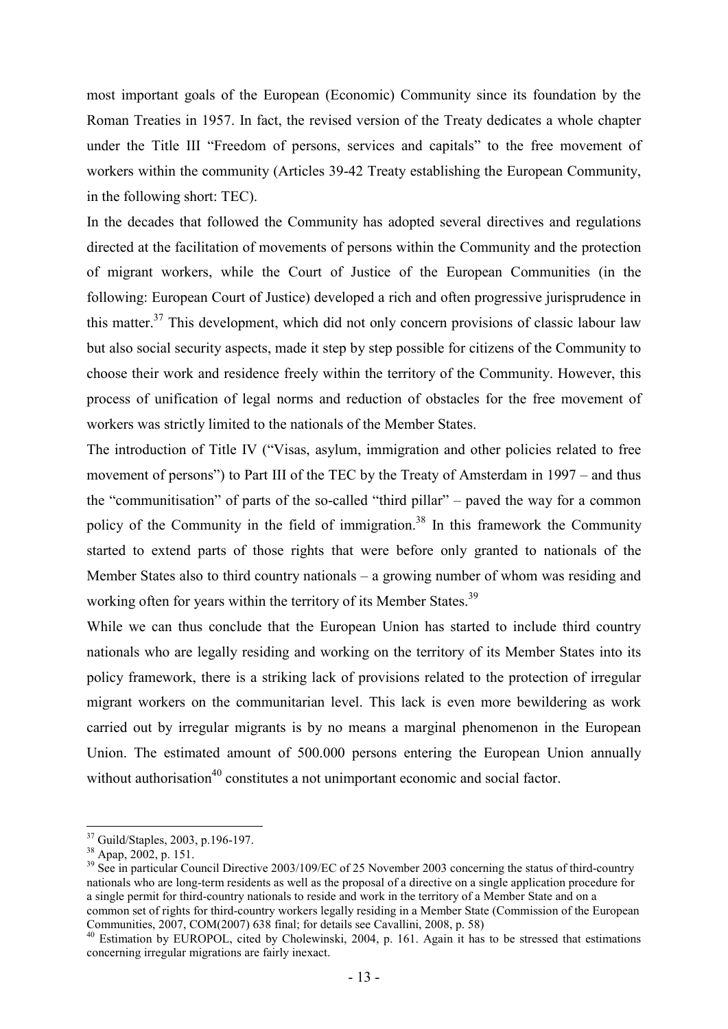most important goals of the European (Economic) Community since its foundation by the Roman Treaties in 1957. In fact, the revised version of the Treaty dedicates a whole chapter under the Title III "Freedom of persons, services and capitals" to the free movement of workers within the community (Articles 39-42 Treaty establishing the European Community, in the following short: TEC).

In the decades that followed the Community has adopted several directives and regulations directed at the facilitation of movements of persons within the Community and the protection of migrant workers, while the Court of Justice of the European Communities (in the following: European Court of Justice) developed a rich and often progressive jurisprudence in this matter.[37] This development, which did not only concern provisions of classic labour law but also social security aspects, made it step by step possible for citizens of the Community to choose their work and residence freely within the territory of the Community. However, this process of unification of legal norms and reduction of obstacles for the free movement of workers was strictly limited to the nationals of the Member States.

The introduction of Title IV ("Visas, asylum, immigration and other policies related to free movement of persons") to Part III of the TEC by the Treaty of Amsterdam in 1997 – and thus the "communitisation" of parts of the so-called "third pillar" – paved the way for a common policy of the Community in the field of immigration.[38] In this framework the Community started to extend parts of those rights that were before only granted to nationals of the Member States also to third country nationals – a growing number of whom was residing and working often for years within the territory of its Member States.[39]

While we can thus conclude that the European Union has started to include third country nationals who are legally residing and working on the territory of its Member States into its policy framework, there is a striking lack of provisions related to the protection of irregular migrant workers on the communitarian level. This lack is even more bewildering as work carried out by irregular migrants is by no means a marginal phenomenon in the European Union. The estimated amount of 500.000 persons entering the European Union annually without authorisation[40] constitutes a not unimportant economic and social factor.

---

[37] Guild/Staples, 2003, p.196-197.

[38] Apap, 2002, p. 151.

[39] See in particular Council Directive 2003/109/EC of 25 November 2003 concerning the status of third-country nationals who are long-term residents as well as the proposal of a directive on a single application procedure for a single permit for third-country nationals to reside and work in the territory of a Member State and on a common set of rights for third-country workers legally residing in a Member State (Commission of the European Communities, 2007, COM(2007) 638 final; for details see Cavallini, 2008, p. 58)

[40] Estimation by EUROPOL, cited by Cholewinski, 2004, p. 161. Again it has to be stressed that estimations concerning irregular migrations are fairly inexact.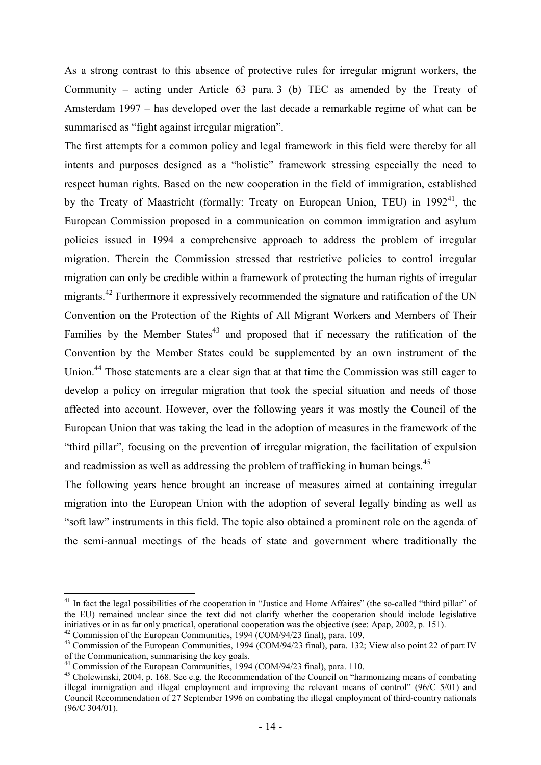As a strong contrast to this absence of protective rules for irregular migrant workers, the Community – acting under Article 63 para. 3 (b) TEC as amended by the Treaty of Amsterdam 1997 – has developed over the last decade a remarkable regime of what can be summarised as "fight against irregular migration".

The first attempts for a common policy and legal framework in this field were thereby for all intents and purposes designed as a "holistic" framework stressing especially the need to respect human rights. Based on the new cooperation in the field of immigration, established by the Treaty of Maastricht (formally: Treaty on European Union, TEU) in 1992[41], the European Commission proposed in a communication on common immigration and asylum policies issued in 1994 a comprehensive approach to address the problem of irregular migration. Therein the Commission stressed that restrictive policies to control irregular migration can only be credible within a framework of protecting the human rights of irregular migrants.[42] Furthermore it expressively recommended the signature and ratification of the UN Convention on the Protection of the Rights of All Migrant Workers and Members of Their Families by the Member States[43] and proposed that if necessary the ratification of the Convention by the Member States could be supplemented by an own instrument of the Union.[44] Those statements are a clear sign that at that time the Commission was still eager to develop a policy on irregular migration that took the special situation and needs of those affected into account. However, over the following years it was mostly the Council of the European Union that was taking the lead in the adoption of measures in the framework of the "third pillar", focusing on the prevention of irregular migration, the facilitation of expulsion and readmission as well as addressing the problem of trafficking in human beings.[45]

The following years hence brought an increase of measures aimed at containing irregular migration into the European Union with the adoption of several legally binding as well as "soft law" instruments in this field. The topic also obtained a prominent role on the agenda of the semi-annual meetings of the heads of state and government where traditionally the

---

[41] In fact the legal possibilities of the cooperation in "Justice and Home Affaires" (the so-called "third pillar" of the EU) remained unclear since the text did not clarify whether the cooperation should include legislative initiatives or in as far only practical, operational cooperation was the objective (see: Apap, 2002, p. 151).

[42] Commission of the European Communities, 1994 (COM/94/23 final), para. 109.

[43] Commission of the European Communities, 1994 (COM/94/23 final), para. 132; View also point 22 of part IV of the Communication, summarising the key goals.

[44] Commission of the European Communities, 1994 (COM/94/23 final), para. 110.

[45] Cholewinski, 2004, p. 168. See e.g. the Recommendation of the Council on "harmonizing means of combating illegal immigration and illegal employment and improving the relevant means of control" (96/C 5/01) and Council Recommendation of 27 September 1996 on combating the illegal employment of third-country nationals (96/C 304/01).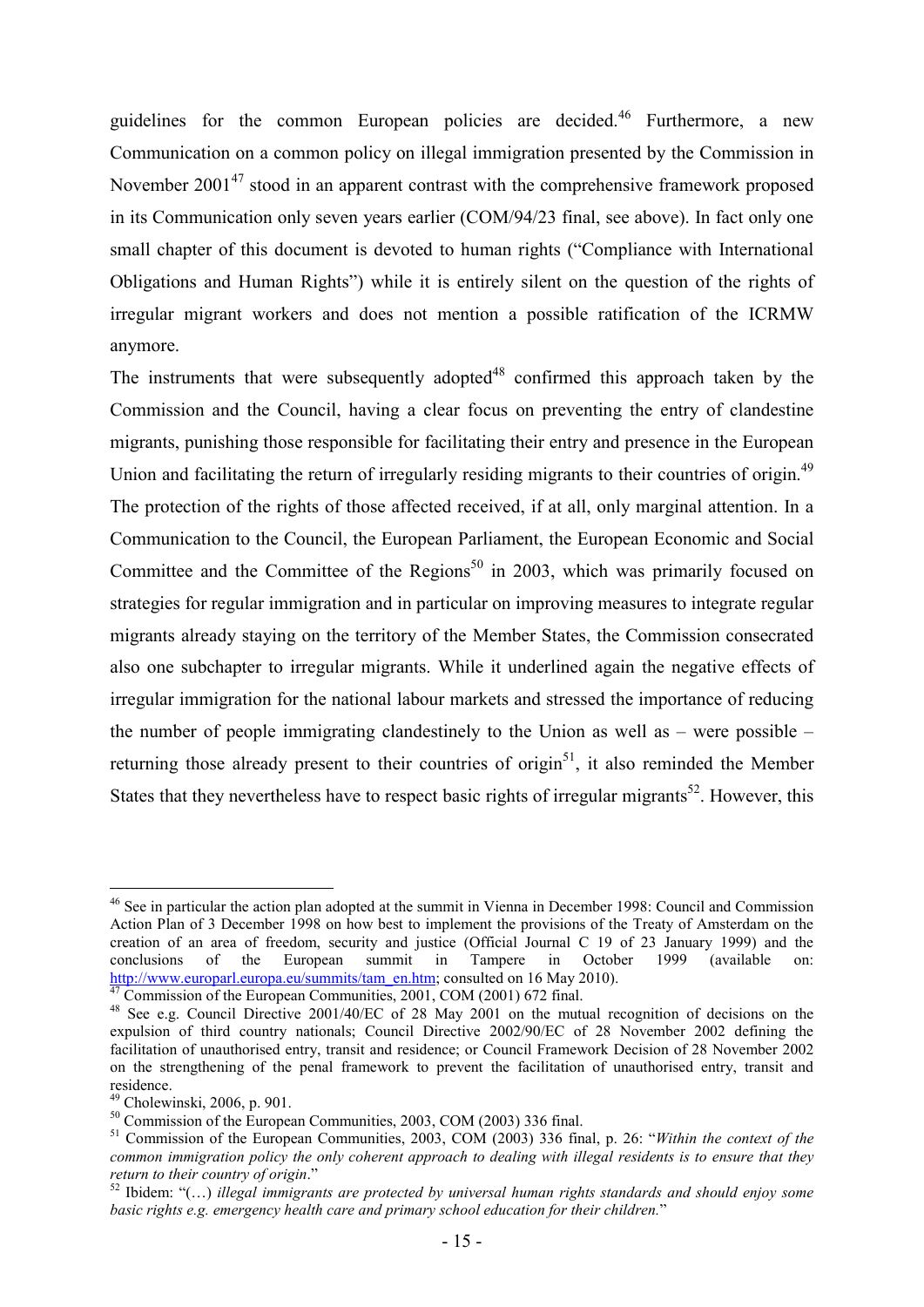guidelines for the common European policies are decided.[46] Furthermore, a new Communication on a common policy on illegal immigration presented by the Commission in November 2001[47] stood in an apparent contrast with the comprehensive framework proposed in its Communication only seven years earlier (COM/94/23 final, see above). In fact only one small chapter of this document is devoted to human rights ("Compliance with International Obligations and Human Rights") while it is entirely silent on the question of the rights of irregular migrant workers and does not mention a possible ratification of the ICRMW anymore.

The instruments that were subsequently adopted[48] confirmed this approach taken by the Commission and the Council, having a clear focus on preventing the entry of clandestine migrants, punishing those responsible for facilitating their entry and presence in the European Union and facilitating the return of irregularly residing migrants to their countries of origin.[49] The protection of the rights of those affected received, if at all, only marginal attention. In a Communication to the Council, the European Parliament, the European Economic and Social Committee and the Committee of the Regions[50] in 2003, which was primarily focused on strategies for regular immigration and in particular on improving measures to integrate regular migrants already staying on the territory of the Member States, the Commission consecrated also one subchapter to irregular migrants. While it underlined again the negative effects of irregular immigration for the national labour markets and stressed the importance of reducing the number of people immigrating clandestinely to the Union as well as – were possible – returning those already present to their countries of origin[51], it also reminded the Member States that they nevertheless have to respect basic rights of irregular migrants[52]. However, this

[46] See in particular the action plan adopted at the summit in Vienna in December 1998: Council and Commission Action Plan of 3 December 1998 on how best to implement the provisions of the Treaty of Amsterdam on the creation of an area of freedom, security and justice (Official Journal C 19 of 23 January 1999) and the conclusions of the European summit in Tampere in October 1999 (available on: http://www.europarl.europa.eu/summits/tam_en.htm; consulted on 16 May 2010).

[47] Commission of the European Communities, 2001, COM (2001) 672 final.

[48] See e.g. Council Directive 2001/40/EC of 28 May 2001 on the mutual recognition of decisions on the expulsion of third country nationals; Council Directive 2002/90/EC of 28 November 2002 defining the facilitation of unauthorised entry, transit and residence; or Council Framework Decision of 28 November 2002 on the strengthening of the penal framework to prevent the facilitation of unauthorised entry, transit and residence.

[49] Cholewinski, 2006, p. 901.

[50] Commission of the European Communities, 2003, COM (2003) 336 final.

[51] Commission of the European Communities, 2003, COM (2003) 336 final, p. 26: "*Within the context of the common immigration policy the only coherent approach to dealing with illegal residents is to ensure that they return to their country of origin*."

[52] Ibidem: "(…) *illegal immigrants are protected by universal human rights standards and should enjoy some basic rights e.g. emergency health care and primary school education for their children.*"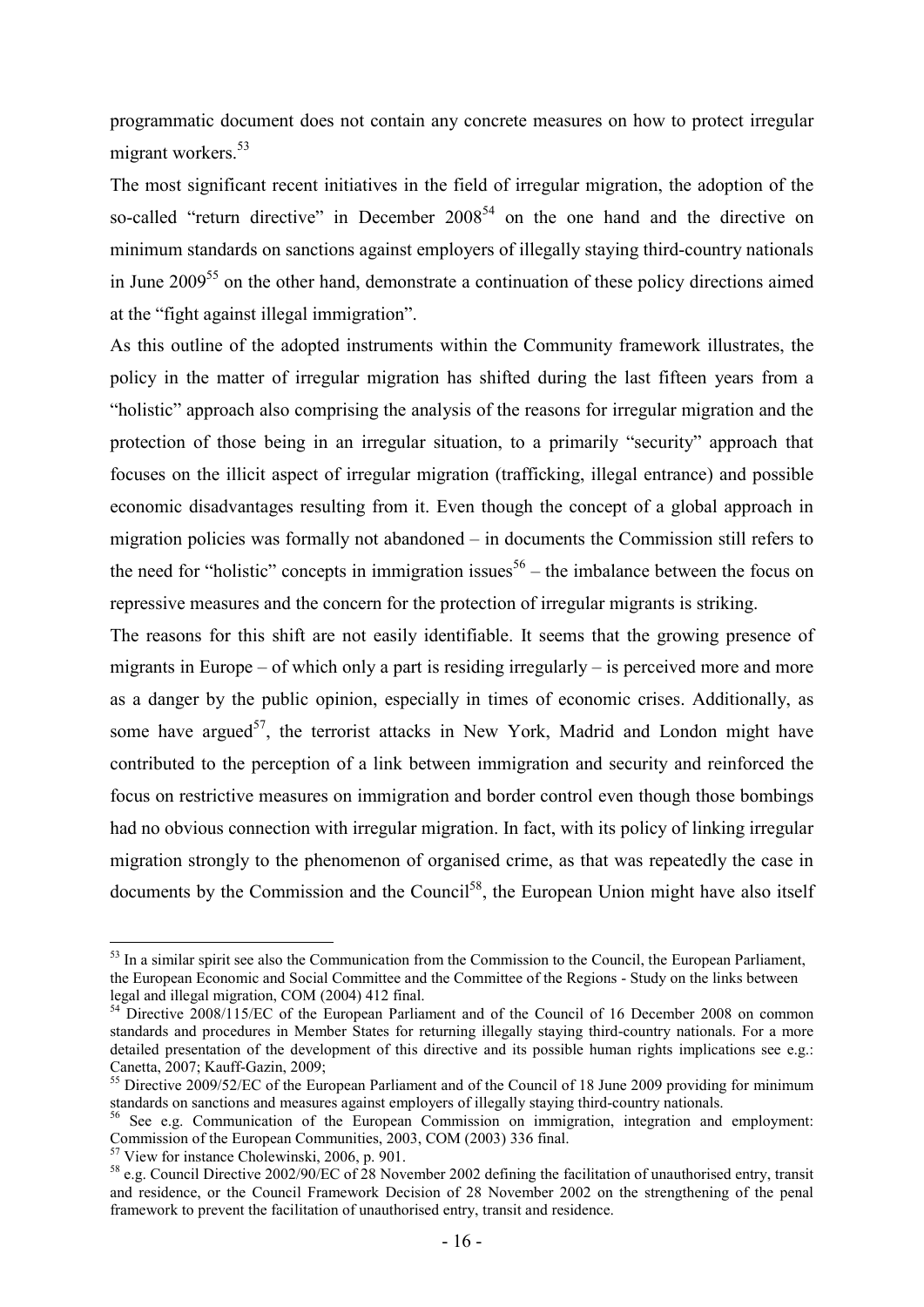programmatic document does not contain any concrete measures on how to protect irregular migrant workers.[53]

The most significant recent initiatives in the field of irregular migration, the adoption of the so-called "return directive" in December 2008[54] on the one hand and the directive on minimum standards on sanctions against employers of illegally staying third-country nationals in June 2009[55] on the other hand, demonstrate a continuation of these policy directions aimed at the "fight against illegal immigration".

As this outline of the adopted instruments within the Community framework illustrates, the policy in the matter of irregular migration has shifted during the last fifteen years from a "holistic" approach also comprising the analysis of the reasons for irregular migration and the protection of those being in an irregular situation, to a primarily "security" approach that focuses on the illicit aspect of irregular migration (trafficking, illegal entrance) and possible economic disadvantages resulting from it. Even though the concept of a global approach in migration policies was formally not abandoned – in documents the Commission still refers to the need for "holistic" concepts in immigration issues[56] – the imbalance between the focus on repressive measures and the concern for the protection of irregular migrants is striking.

The reasons for this shift are not easily identifiable. It seems that the growing presence of migrants in Europe – of which only a part is residing irregularly – is perceived more and more as a danger by the public opinion, especially in times of economic crises. Additionally, as some have argued[57], the terrorist attacks in New York, Madrid and London might have contributed to the perception of a link between immigration and security and reinforced the focus on restrictive measures on immigration and border control even though those bombings had no obvious connection with irregular migration. In fact, with its policy of linking irregular migration strongly to the phenomenon of organised crime, as that was repeatedly the case in documents by the Commission and the Council[58], the European Union might have also itself

---

[53] In a similar spirit see also the Communication from the Commission to the Council, the European Parliament, the European Economic and Social Committee and the Committee of the Regions - Study on the links between legal and illegal migration, COM (2004) 412 final.

[54] Directive 2008/115/EC of the European Parliament and of the Council of 16 December 2008 on common standards and procedures in Member States for returning illegally staying third-country nationals. For a more detailed presentation of the development of this directive and its possible human rights implications see e.g.: Canetta, 2007; Kauff-Gazin, 2009;

[55] Directive 2009/52/EC of the European Parliament and of the Council of 18 June 2009 providing for minimum standards on sanctions and measures against employers of illegally staying third-country nationals.

[56] See e.g. Communication of the European Commission on immigration, integration and employment: Commission of the European Communities, 2003, COM (2003) 336 final.

[57] View for instance Cholewinski, 2006, p. 901.

[58] e.g. Council Directive 2002/90/EC of 28 November 2002 defining the facilitation of unauthorised entry, transit and residence, or the Council Framework Decision of 28 November 2002 on the strengthening of the penal framework to prevent the facilitation of unauthorised entry, transit and residence.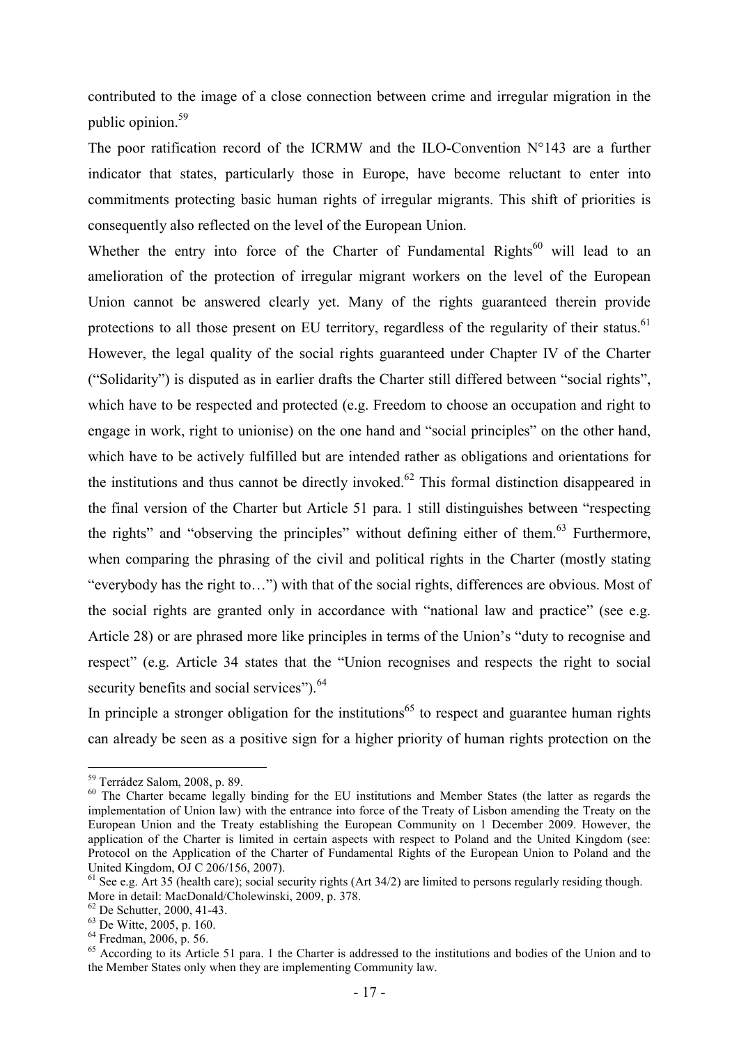contributed to the image of a close connection between crime and irregular migration in the public opinion.[59]

The poor ratification record of the ICRMW and the ILO-Convention N°143 are a further indicator that states, particularly those in Europe, have become reluctant to enter into commitments protecting basic human rights of irregular migrants. This shift of priorities is consequently also reflected on the level of the European Union.

Whether the entry into force of the Charter of Fundamental Rights[60] will lead to an amelioration of the protection of irregular migrant workers on the level of the European Union cannot be answered clearly yet. Many of the rights guaranteed therein provide protections to all those present on EU territory, regardless of the regularity of their status.[61] However, the legal quality of the social rights guaranteed under Chapter IV of the Charter ("Solidarity") is disputed as in earlier drafts the Charter still differed between "social rights", which have to be respected and protected (e.g. Freedom to choose an occupation and right to engage in work, right to unionise) on the one hand and "social principles" on the other hand, which have to be actively fulfilled but are intended rather as obligations and orientations for the institutions and thus cannot be directly invoked.[62] This formal distinction disappeared in the final version of the Charter but Article 51 para. 1 still distinguishes between "respecting the rights" and "observing the principles" without defining either of them.[63] Furthermore, when comparing the phrasing of the civil and political rights in the Charter (mostly stating "everybody has the right to…") with that of the social rights, differences are obvious. Most of the social rights are granted only in accordance with "national law and practice" (see e.g. Article 28) or are phrased more like principles in terms of the Union's "duty to recognise and respect" (e.g. Article 34 states that the "Union recognises and respects the right to social security benefits and social services").[64]

In principle a stronger obligation for the institutions[65] to respect and guarantee human rights can already be seen as a positive sign for a higher priority of human rights protection on the

---

[59] Terrádez Salom, 2008, p. 89.

[60] The Charter became legally binding for the EU institutions and Member States (the latter as regards the implementation of Union law) with the entrance into force of the Treaty of Lisbon amending the Treaty on the European Union and the Treaty establishing the European Community on 1 December 2009. However, the application of the Charter is limited in certain aspects with respect to Poland and the United Kingdom (see: Protocol on the Application of the Charter of Fundamental Rights of the European Union to Poland and the United Kingdom, OJ C 206/156, 2007).

[61] See e.g. Art 35 (health care); social security rights (Art 34/2) are limited to persons regularly residing though. More in detail: MacDonald/Cholewinski, 2009, p. 378.

[62] De Schutter, 2000, 41-43.

[63] De Witte, 2005, p. 160.

[64] Fredman, 2006, p. 56.

[65] According to its Article 51 para. 1 the Charter is addressed to the institutions and bodies of the Union and to the Member States only when they are implementing Community law.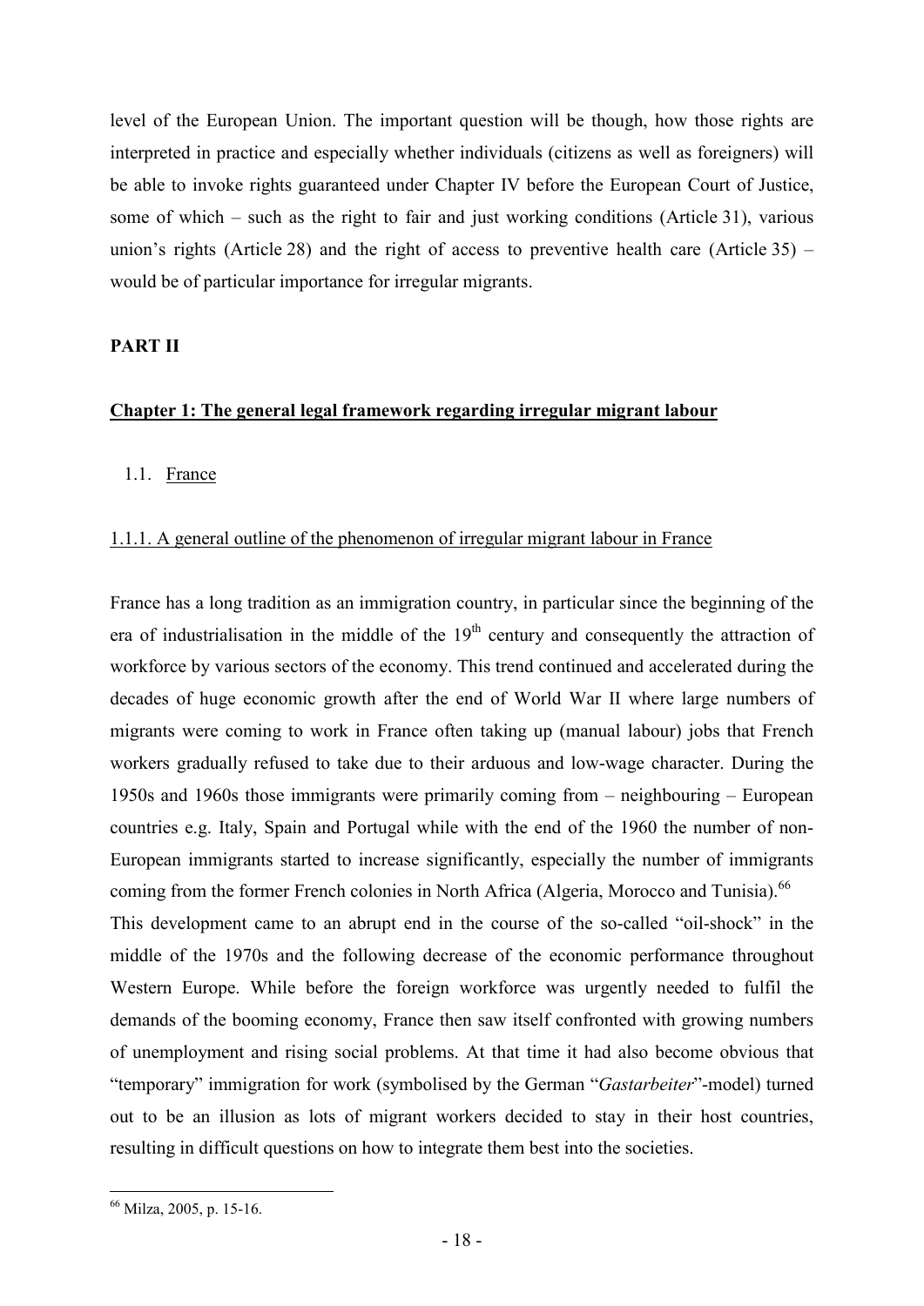level of the European Union. The important question will be though, how those rights are interpreted in practice and especially whether individuals (citizens as well as foreigners) will be able to invoke rights guaranteed under Chapter IV before the European Court of Justice, some of which – such as the right to fair and just working conditions (Article 31), various union's rights (Article 28) and the right of access to preventive health care (Article 35) – would be of particular importance for irregular migrants.

## PART II

### Chapter 1: The general legal framework regarding irregular migrant labour

#### 1.1. France

##### 1.1.1. A general outline of the phenomenon of irregular migrant labour in France

France has a long tradition as an immigration country, in particular since the beginning of the era of industrialisation in the middle of the 19th century and consequently the attraction of workforce by various sectors of the economy. This trend continued and accelerated during the decades of huge economic growth after the end of World War II where large numbers of migrants were coming to work in France often taking up (manual labour) jobs that French workers gradually refused to take due to their arduous and low-wage character. During the 1950s and 1960s those immigrants were primarily coming from – neighbouring – European countries e.g. Italy, Spain and Portugal while with the end of the 1960 the number of non-European immigrants started to increase significantly, especially the number of immigrants coming from the former French colonies in North Africa (Algeria, Morocco and Tunisia).[66]

This development came to an abrupt end in the course of the so-called "oil-shock" in the middle of the 1970s and the following decrease of the economic performance throughout Western Europe. While before the foreign workforce was urgently needed to fulfil the demands of the booming economy, France then saw itself confronted with growing numbers of unemployment and rising social problems. At that time it had also become obvious that "temporary" immigration for work (symbolised by the German "*Gastarbeiter*"-model) turned out to be an illusion as lots of migrant workers decided to stay in their host countries, resulting in difficult questions on how to integrate them best into the societies.

[66] Milza, 2005, p. 15-16.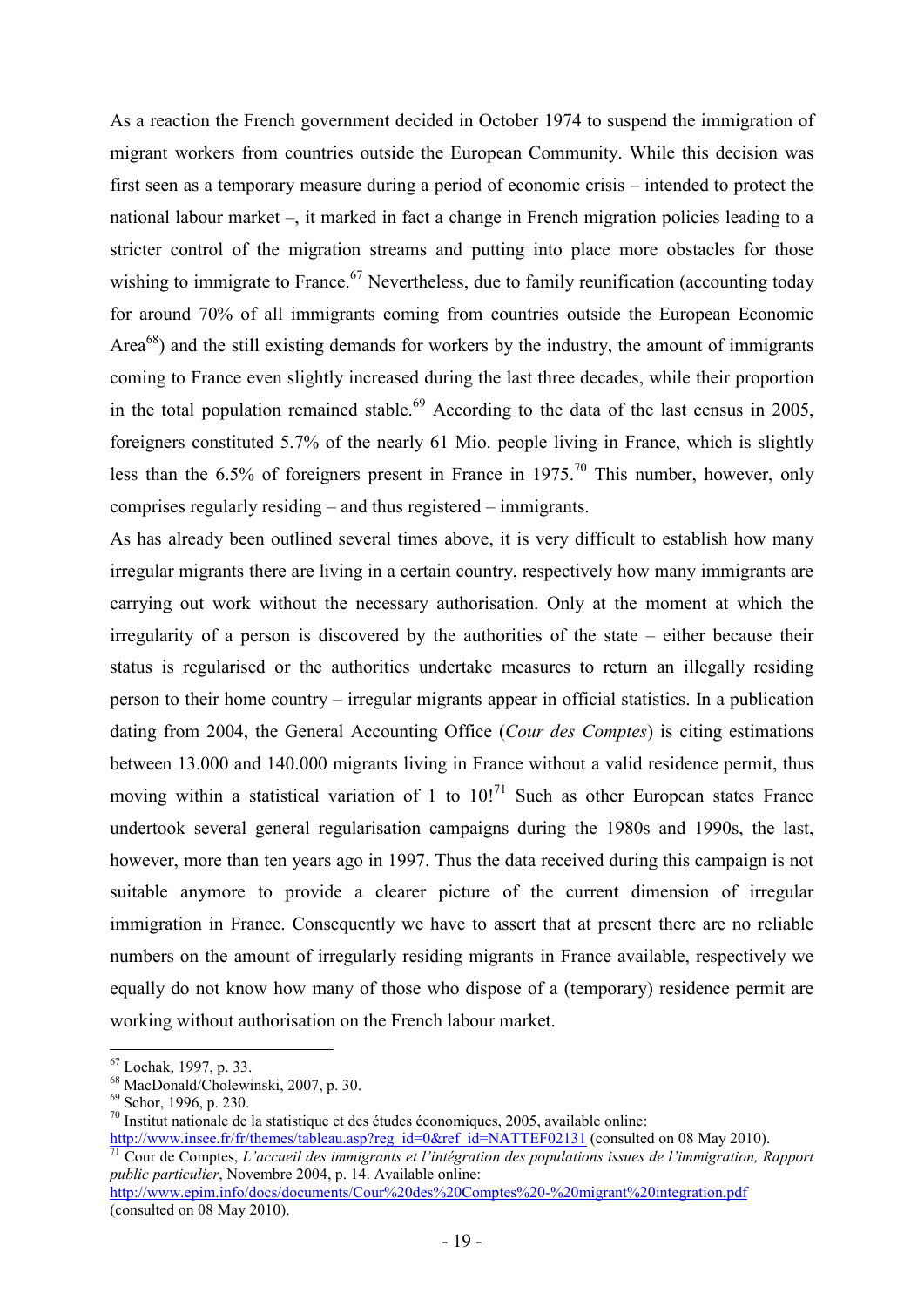As a reaction the French government decided in October 1974 to suspend the immigration of migrant workers from countries outside the European Community. While this decision was first seen as a temporary measure during a period of economic crisis – intended to protect the national labour market –, it marked in fact a change in French migration policies leading to a stricter control of the migration streams and putting into place more obstacles for those wishing to immigrate to France.[67] Nevertheless, due to family reunification (accounting today for around 70% of all immigrants coming from countries outside the European Economic Area[68]) and the still existing demands for workers by the industry, the amount of immigrants coming to France even slightly increased during the last three decades, while their proportion in the total population remained stable.[69] According to the data of the last census in 2005, foreigners constituted 5.7% of the nearly 61 Mio. people living in France, which is slightly less than the 6.5% of foreigners present in France in 1975.[70] This number, however, only comprises regularly residing – and thus registered – immigrants.

As has already been outlined several times above, it is very difficult to establish how many irregular migrants there are living in a certain country, respectively how many immigrants are carrying out work without the necessary authorisation. Only at the moment at which the irregularity of a person is discovered by the authorities of the state – either because their status is regularised or the authorities undertake measures to return an illegally residing person to their home country – irregular migrants appear in official statistics. In a publication dating from 2004, the General Accounting Office (*Cour des Comptes*) is citing estimations between 13.000 and 140.000 migrants living in France without a valid residence permit, thus moving within a statistical variation of 1 to 10![71] Such as other European states France undertook several general regularisation campaigns during the 1980s and 1990s, the last, however, more than ten years ago in 1997. Thus the data received during this campaign is not suitable anymore to provide a clearer picture of the current dimension of irregular immigration in France. Consequently we have to assert that at present there are no reliable numbers on the amount of irregularly residing migrants in France available, respectively we equally do not know how many of those who dispose of a (temporary) residence permit are working without authorisation on the French labour market.

---

[67] Lochak, 1997, p. 33.

[68] MacDonald/Cholewinski, 2007, p. 30.

[69] Schor, 1996, p. 230.

[70] Institut nationale de la statistique et des études économiques, 2005, available online: http://www.insee.fr/fr/themes/tableau.asp?reg_id=0&ref_id=NATTEF02131 (consulted on 08 May 2010).

[71] Cour de Comptes, *L'accueil des immigrants et l'intégration des populations issues de l'immigration, Rapport public particulier*, Novembre 2004, p. 14. Available online: http://www.epim.info/docs/documents/Cour%20des%20Comptes%20-%20migrant%20integration.pdf (consulted on 08 May 2010).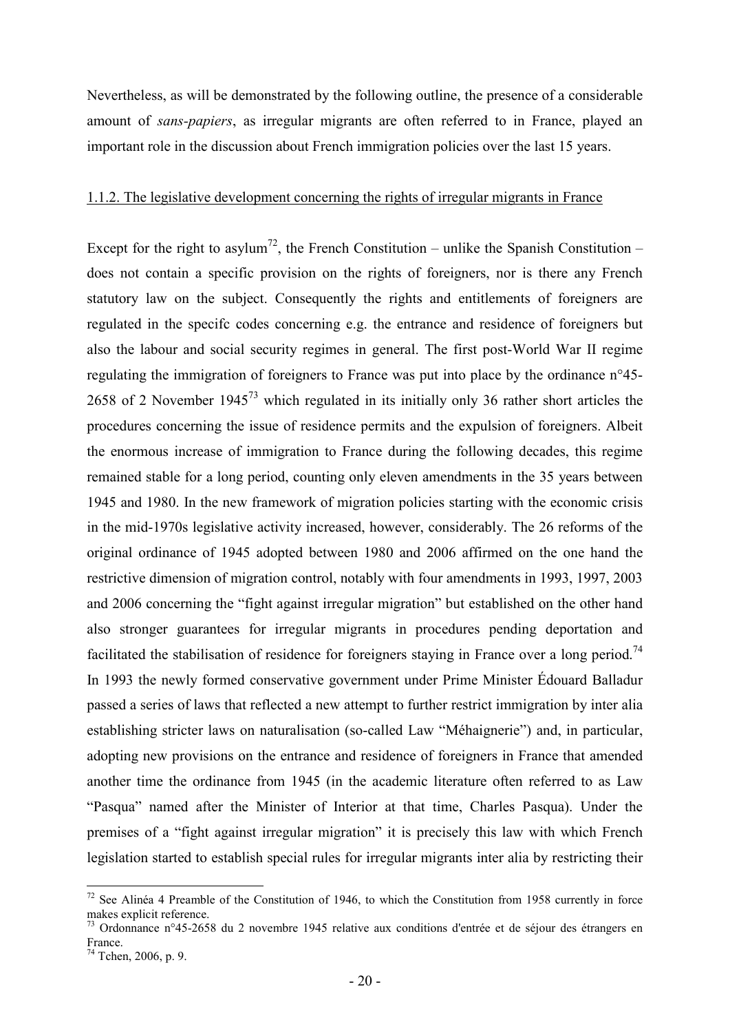Nevertheless, as will be demonstrated by the following outline, the presence of a considerable amount of *sans-papiers*, as irregular migrants are often referred to in France, played an important role in the discussion about French immigration policies over the last 15 years.

### 1.1.2. The legislative development concerning the rights of irregular migrants in France

Except for the right to asylum[72], the French Constitution – unlike the Spanish Constitution – does not contain a specific provision on the rights of foreigners, nor is there any French statutory law on the subject. Consequently the rights and entitlements of foreigners are regulated in the specifc codes concerning e.g. the entrance and residence of foreigners but also the labour and social security regimes in general. The first post-World War II regime regulating the immigration of foreigners to France was put into place by the ordinance n°45-2658 of 2 November 1945[73] which regulated in its initially only 36 rather short articles the procedures concerning the issue of residence permits and the expulsion of foreigners. Albeit the enormous increase of immigration to France during the following decades, this regime remained stable for a long period, counting only eleven amendments in the 35 years between 1945 and 1980. In the new framework of migration policies starting with the economic crisis in the mid-1970s legislative activity increased, however, considerably. The 26 reforms of the original ordinance of 1945 adopted between 1980 and 2006 affirmed on the one hand the restrictive dimension of migration control, notably with four amendments in 1993, 1997, 2003 and 2006 concerning the "fight against irregular migration" but established on the other hand also stronger guarantees for irregular migrants in procedures pending deportation and facilitated the stabilisation of residence for foreigners staying in France over a long period.[74] In 1993 the newly formed conservative government under Prime Minister Édouard Balladur passed a series of laws that reflected a new attempt to further restrict immigration by inter alia establishing stricter laws on naturalisation (so-called Law "Méhaignerie") and, in particular, adopting new provisions on the entrance and residence of foreigners in France that amended another time the ordinance from 1945 (in the academic literature often referred to as Law "Pasqua" named after the Minister of Interior at that time, Charles Pasqua). Under the premises of a "fight against irregular migration" it is precisely this law with which French legislation started to establish special rules for irregular migrants inter alia by restricting their

[72] See Alinéa 4 Preamble of the Constitution of 1946, to which the Constitution from 1958 currently in force makes explicit reference.

[73] Ordonnance n°45-2658 du 2 novembre 1945 relative aux conditions d'entrée et de séjour des étrangers en France.

[74] Tchen, 2006, p. 9.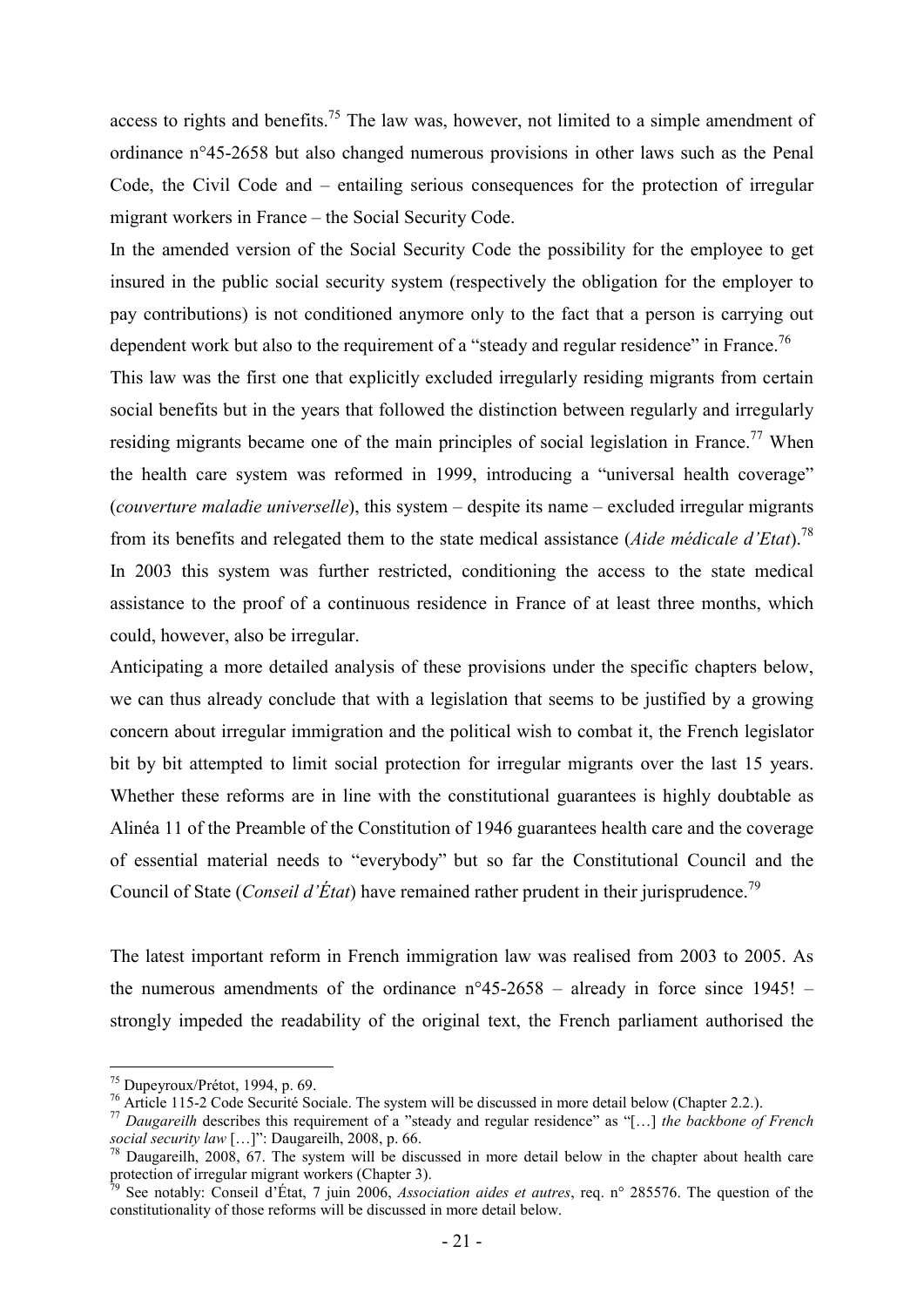access to rights and benefits.[75] The law was, however, not limited to a simple amendment of ordinance n°45-2658 but also changed numerous provisions in other laws such as the Penal Code, the Civil Code and – entailing serious consequences for the protection of irregular migrant workers in France – the Social Security Code.

In the amended version of the Social Security Code the possibility for the employee to get insured in the public social security system (respectively the obligation for the employer to pay contributions) is not conditioned anymore only to the fact that a person is carrying out dependent work but also to the requirement of a "steady and regular residence" in France.[76]

This law was the first one that explicitly excluded irregularly residing migrants from certain social benefits but in the years that followed the distinction between regularly and irregularly residing migrants became one of the main principles of social legislation in France.[77] When the health care system was reformed in 1999, introducing a "universal health coverage" (*couverture maladie universelle*), this system – despite its name – excluded irregular migrants from its benefits and relegated them to the state medical assistance (*Aide médicale d'Etat*).[78] In 2003 this system was further restricted, conditioning the access to the state medical assistance to the proof of a continuous residence in France of at least three months, which could, however, also be irregular.

Anticipating a more detailed analysis of these provisions under the specific chapters below, we can thus already conclude that with a legislation that seems to be justified by a growing concern about irregular immigration and the political wish to combat it, the French legislator bit by bit attempted to limit social protection for irregular migrants over the last 15 years. Whether these reforms are in line with the constitutional guarantees is highly doubtable as Alinéa 11 of the Preamble of the Constitution of 1946 guarantees health care and the coverage of essential material needs to "everybody" but so far the Constitutional Council and the Council of State (*Conseil d'État*) have remained rather prudent in their jurisprudence.[79]

The latest important reform in French immigration law was realised from 2003 to 2005. As the numerous amendments of the ordinance n°45-2658 – already in force since 1945! – strongly impeded the readability of the original text, the French parliament authorised the

---

[75] Dupeyroux/Prétot, 1994, p. 69.

[76] Article 115-2 Code Securité Sociale. The system will be discussed in more detail below (Chapter 2.2.).

[77] *Daugareilh* describes this requirement of a "steady and regular residence" as "[…] *the backbone of French social security law* […]": Daugareilh, 2008, p. 66.

[78] Daugareilh, 2008, 67. The system will be discussed in more detail below in the chapter about health care protection of irregular migrant workers (Chapter 3).

[79] See notably: Conseil d'État, 7 juin 2006, *Association aides et autres*, req. n° 285576. The question of the constitutionality of those reforms will be discussed in more detail below.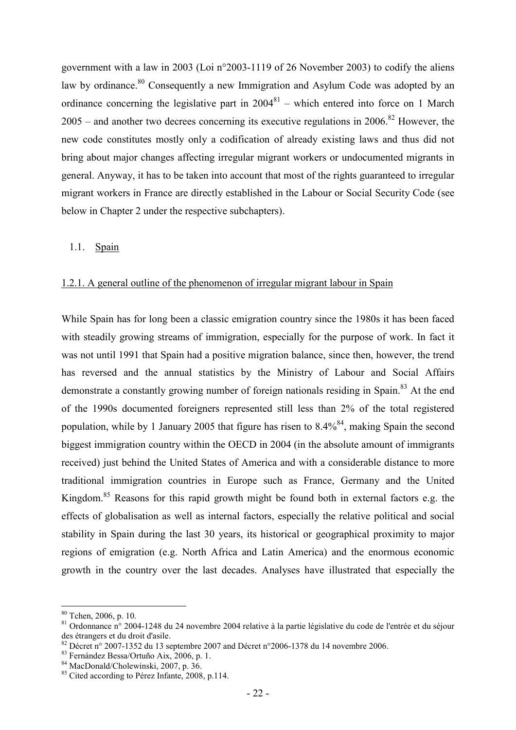government with a law in 2003 (Loi n°2003-1119 of 26 November 2003) to codify the aliens law by ordinance.[80] Consequently a new Immigration and Asylum Code was adopted by an ordinance concerning the legislative part in 2004[81] – which entered into force on 1 March 2005 – and another two decrees concerning its executive regulations in 2006.[82] However, the new code constitutes mostly only a codification of already existing laws and thus did not bring about major changes affecting irregular migrant workers or undocumented migrants in general. Anyway, it has to be taken into account that most of the rights guaranteed to irregular migrant workers in France are directly established in the Labour or Social Security Code (see below in Chapter 2 under the respective subchapters).

## 1.1. Spain

### 1.2.1. A general outline of the phenomenon of irregular migrant labour in Spain

While Spain has for long been a classic emigration country since the 1980s it has been faced with steadily growing streams of immigration, especially for the purpose of work. In fact it was not until 1991 that Spain had a positive migration balance, since then, however, the trend has reversed and the annual statistics by the Ministry of Labour and Social Affairs demonstrate a constantly growing number of foreign nationals residing in Spain.[83] At the end of the 1990s documented foreigners represented still less than 2% of the total registered population, while by 1 January 2005 that figure has risen to 8.4%[84], making Spain the second biggest immigration country within the OECD in 2004 (in the absolute amount of immigrants received) just behind the United States of America and with a considerable distance to more traditional immigration countries in Europe such as France, Germany and the United Kingdom.[85] Reasons for this rapid growth might be found both in external factors e.g. the effects of globalisation as well as internal factors, especially the relative political and social stability in Spain during the last 30 years, its historical or geographical proximity to major regions of emigration (e.g. North Africa and Latin America) and the enormous economic growth in the country over the last decades. Analyses have illustrated that especially the

---

[80] Tchen, 2006, p. 10.

[81] Ordonnance n° 2004-1248 du 24 novembre 2004 relative à la partie législative du code de l'entrée et du séjour des étrangers et du droit d'asile.

[82] Décret n° 2007-1352 du 13 septembre 2007 and Décret n°2006-1378 du 14 novembre 2006.

[83] Fernández Bessa/Ortuño Aix, 2006, p. 1.

[84] MacDonald/Cholewinski, 2007, p. 36.

[85] Cited according to Pérez Infante, 2008, p.114.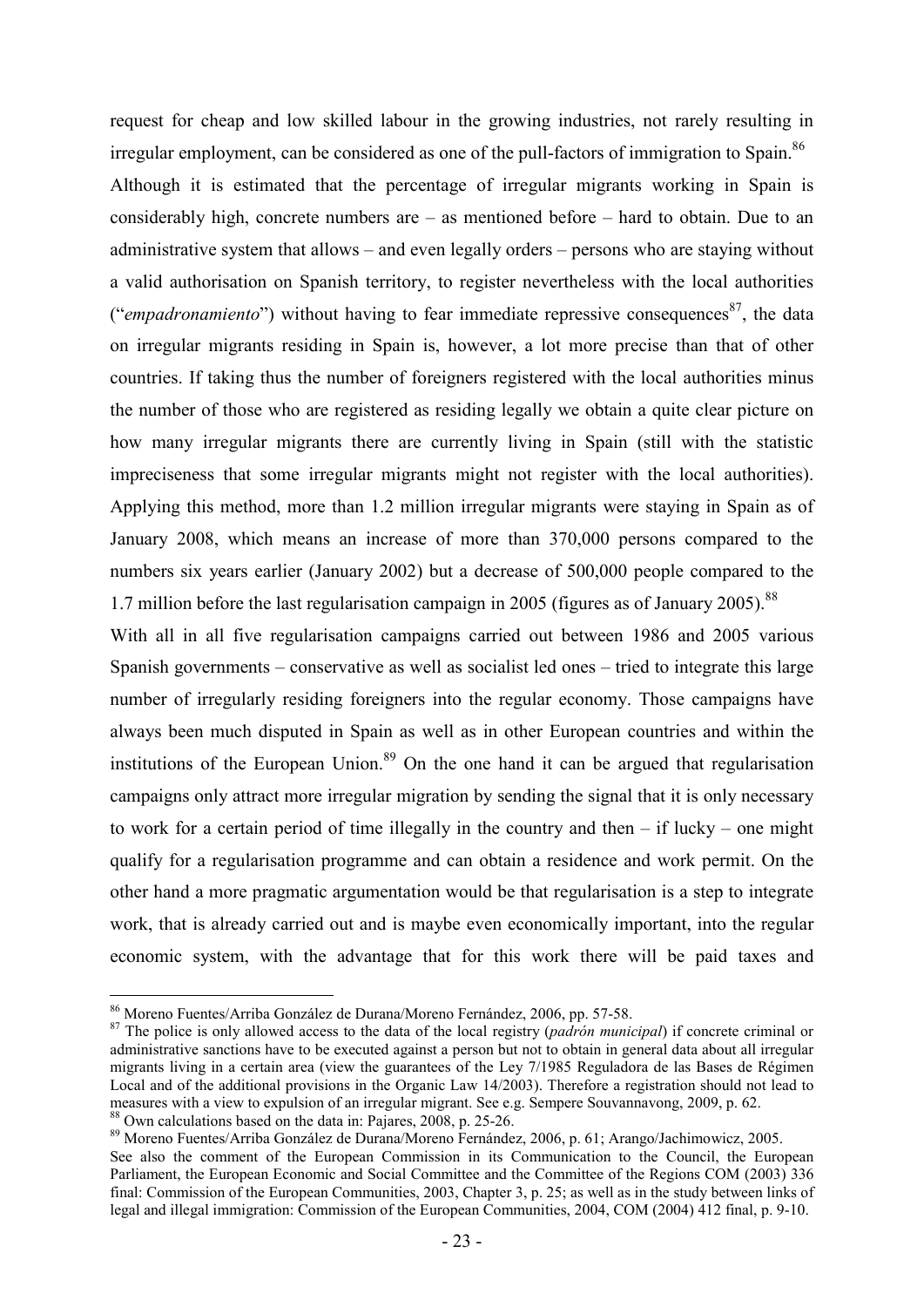request for cheap and low skilled labour in the growing industries, not rarely resulting in irregular employment, can be considered as one of the pull-factors of immigration to Spain.[86]

Although it is estimated that the percentage of irregular migrants working in Spain is considerably high, concrete numbers are – as mentioned before – hard to obtain. Due to an administrative system that allows – and even legally orders – persons who are staying without a valid authorisation on Spanish territory, to register nevertheless with the local authorities ("*empadronamiento*") without having to fear immediate repressive consequences[87], the data on irregular migrants residing in Spain is, however, a lot more precise than that of other countries. If taking thus the number of foreigners registered with the local authorities minus the number of those who are registered as residing legally we obtain a quite clear picture on how many irregular migrants there are currently living in Spain (still with the statistic impreciseness that some irregular migrants might not register with the local authorities). Applying this method, more than 1.2 million irregular migrants were staying in Spain as of January 2008, which means an increase of more than 370,000 persons compared to the numbers six years earlier (January 2002) but a decrease of 500,000 people compared to the 1.7 million before the last regularisation campaign in 2005 (figures as of January 2005).[88]

With all in all five regularisation campaigns carried out between 1986 and 2005 various Spanish governments – conservative as well as socialist led ones – tried to integrate this large number of irregularly residing foreigners into the regular economy. Those campaigns have always been much disputed in Spain as well as in other European countries and within the institutions of the European Union.[89] On the one hand it can be argued that regularisation campaigns only attract more irregular migration by sending the signal that it is only necessary to work for a certain period of time illegally in the country and then – if lucky – one might qualify for a regularisation programme and can obtain a residence and work permit. On the other hand a more pragmatic argumentation would be that regularisation is a step to integrate work, that is already carried out and is maybe even economically important, into the regular economic system, with the advantage that for this work there will be paid taxes and

---

[86] Moreno Fuentes/Arriba González de Durana/Moreno Fernández, 2006, pp. 57-58.

[87] The police is only allowed access to the data of the local registry (*padrón municipal*) if concrete criminal or administrative sanctions have to be executed against a person but not to obtain in general data about all irregular migrants living in a certain area (view the guarantees of the Ley 7/1985 Reguladora de las Bases de Régimen Local and of the additional provisions in the Organic Law 14/2003). Therefore a registration should not lead to measures with a view to expulsion of an irregular migrant. See e.g. Sempere Souvannavong, 2009, p. 62.

[88] Own calculations based on the data in: Pajares, 2008, p. 25-26.

[89] Moreno Fuentes/Arriba González de Durana/Moreno Fernández, 2006, p. 61; Arango/Jachimowicz, 2005. See also the comment of the European Commission in its Communication to the Council, the European Parliament, the European Economic and Social Committee and the Committee of the Regions COM (2003) 336 final: Commission of the European Communities, 2003, Chapter 3, p. 25; as well as in the study between links of legal and illegal immigration: Commission of the European Communities, 2004, COM (2004) 412 final, p. 9-10.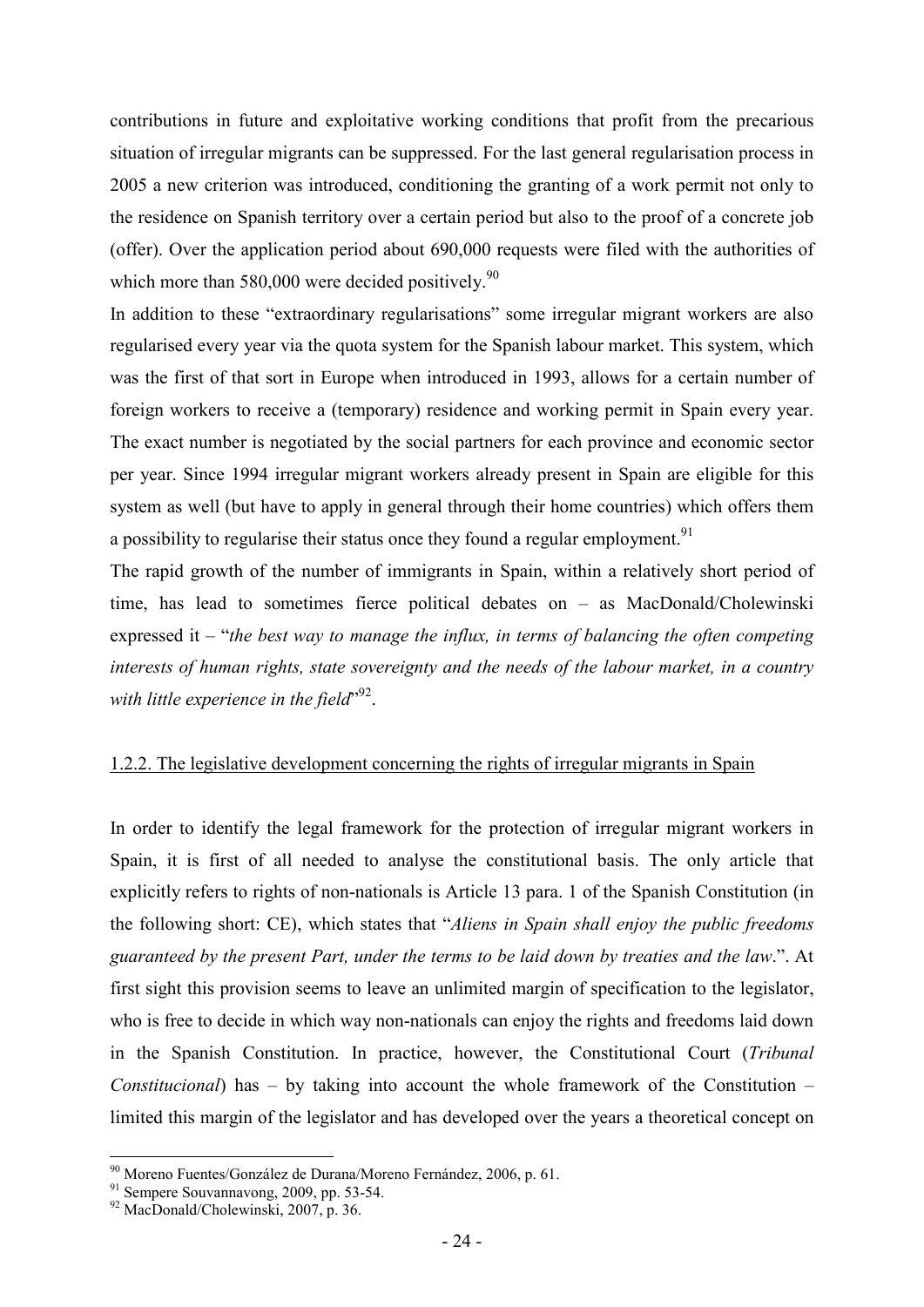contributions in future and exploitative working conditions that profit from the precarious situation of irregular migrants can be suppressed. For the last general regularisation process in 2005 a new criterion was introduced, conditioning the granting of a work permit not only to the residence on Spanish territory over a certain period but also to the proof of a concrete job (offer). Over the application period about 690,000 requests were filed with the authorities of which more than 580,000 were decided positively.[90]

In addition to these "extraordinary regularisations" some irregular migrant workers are also regularised every year via the quota system for the Spanish labour market. This system, which was the first of that sort in Europe when introduced in 1993, allows for a certain number of foreign workers to receive a (temporary) residence and working permit in Spain every year. The exact number is negotiated by the social partners for each province and economic sector per year. Since 1994 irregular migrant workers already present in Spain are eligible for this system as well (but have to apply in general through their home countries) which offers them a possibility to regularise their status once they found a regular employment.[91]

The rapid growth of the number of immigrants in Spain, within a relatively short period of time, has lead to sometimes fierce political debates on – as MacDonald/Cholewinski expressed it – "*the best way to manage the influx, in terms of balancing the often competing interests of human rights, state sovereignty and the needs of the labour market, in a country with little experience in the field*"[92].

### 1.2.2. The legislative development concerning the rights of irregular migrants in Spain

In order to identify the legal framework for the protection of irregular migrant workers in Spain, it is first of all needed to analyse the constitutional basis. The only article that explicitly refers to rights of non-nationals is Article 13 para. 1 of the Spanish Constitution (in the following short: CE), which states that "*Aliens in Spain shall enjoy the public freedoms guaranteed by the present Part, under the terms to be laid down by treaties and the law*.". At first sight this provision seems to leave an unlimited margin of specification to the legislator, who is free to decide in which way non-nationals can enjoy the rights and freedoms laid down in the Spanish Constitution. In practice, however, the Constitutional Court (*Tribunal Constitucional*) has – by taking into account the whole framework of the Constitution – limited this margin of the legislator and has developed over the years a theoretical concept on

---

[90] Moreno Fuentes/González de Durana/Moreno Fernández, 2006, p. 61.

[91] Sempere Souvannavong, 2009, pp. 53-54.

[92] MacDonald/Cholewinski, 2007, p. 36.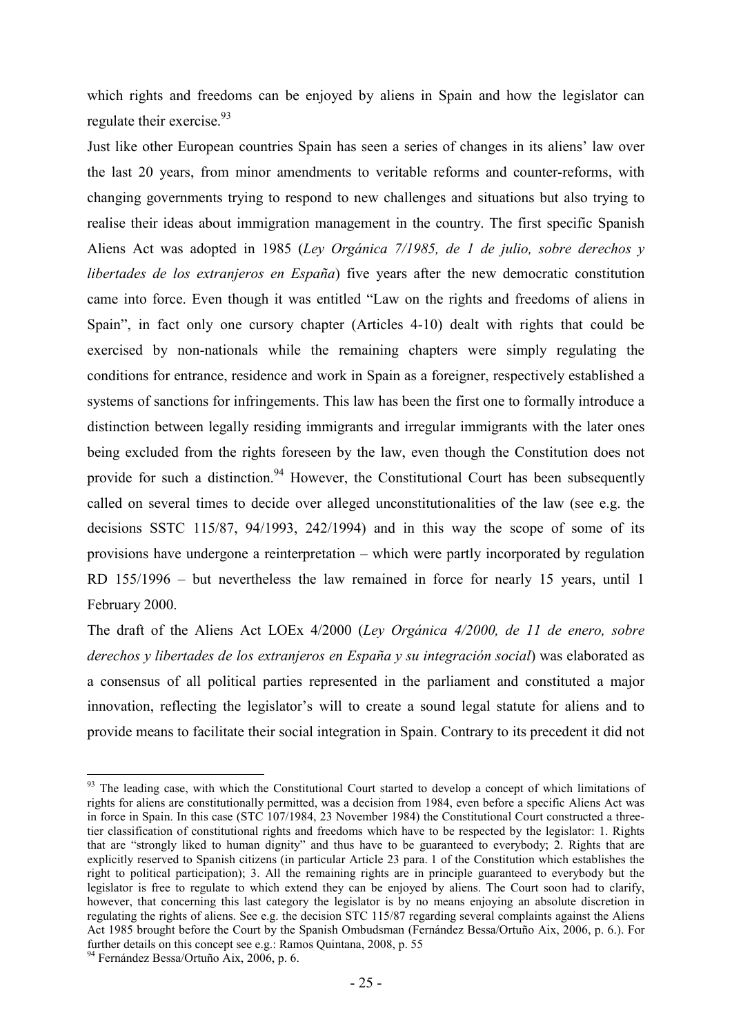which rights and freedoms can be enjoyed by aliens in Spain and how the legislator can regulate their exercise.[93]

Just like other European countries Spain has seen a series of changes in its aliens' law over the last 20 years, from minor amendments to veritable reforms and counter-reforms, with changing governments trying to respond to new challenges and situations but also trying to realise their ideas about immigration management in the country. The first specific Spanish Aliens Act was adopted in 1985 (*Ley Orgánica 7/1985, de 1 de julio, sobre derechos y libertades de los extranjeros en España*) five years after the new democratic constitution came into force. Even though it was entitled "Law on the rights and freedoms of aliens in Spain", in fact only one cursory chapter (Articles 4-10) dealt with rights that could be exercised by non-nationals while the remaining chapters were simply regulating the conditions for entrance, residence and work in Spain as a foreigner, respectively established a systems of sanctions for infringements. This law has been the first one to formally introduce a distinction between legally residing immigrants and irregular immigrants with the later ones being excluded from the rights foreseen by the law, even though the Constitution does not provide for such a distinction.[94] However, the Constitutional Court has been subsequently called on several times to decide over alleged unconstitutionalities of the law (see e.g. the decisions SSTC 115/87, 94/1993, 242/1994) and in this way the scope of some of its provisions have undergone a reinterpretation – which were partly incorporated by regulation RD 155/1996 – but nevertheless the law remained in force for nearly 15 years, until 1 February 2000.

The draft of the Aliens Act LOEx 4/2000 (*Ley Orgánica 4/2000, de 11 de enero, sobre derechos y libertades de los extranjeros en España y su integración social*) was elaborated as a consensus of all political parties represented in the parliament and constituted a major innovation, reflecting the legislator's will to create a sound legal statute for aliens and to provide means to facilitate their social integration in Spain. Contrary to its precedent it did not

---

[93] The leading case, with which the Constitutional Court started to develop a concept of which limitations of rights for aliens are constitutionally permitted, was a decision from 1984, even before a specific Aliens Act was in force in Spain. In this case (STC 107/1984, 23 November 1984) the Constitutional Court constructed a three-tier classification of constitutional rights and freedoms which have to be respected by the legislator: 1. Rights that are "strongly liked to human dignity" and thus have to be guaranteed to everybody; 2. Rights that are explicitly reserved to Spanish citizens (in particular Article 23 para. 1 of the Constitution which establishes the right to political participation); 3. All the remaining rights are in principle guaranteed to everybody but the legislator is free to regulate to which extend they can be enjoyed by aliens. The Court soon had to clarify, however, that concerning this last category the legislator is by no means enjoying an absolute discretion in regulating the rights of aliens. See e.g. the decision STC 115/87 regarding several complaints against the Aliens Act 1985 brought before the Court by the Spanish Ombudsman (Fernández Bessa/Ortuño Aix, 2006, p. 6.). For further details on this concept see e.g.: Ramos Quintana, 2008, p. 55

[94] Fernández Bessa/Ortuño Aix, 2006, p. 6.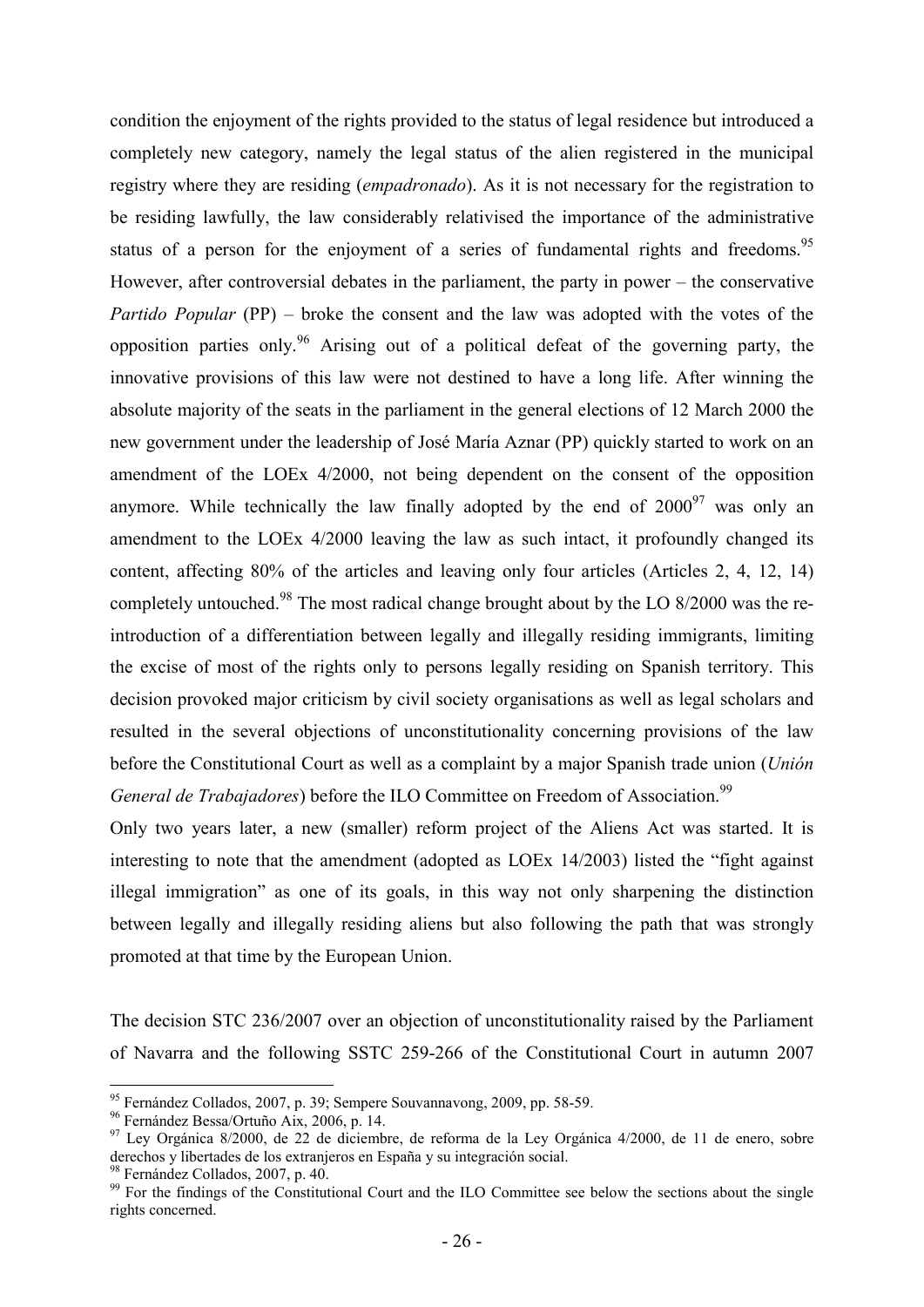condition the enjoyment of the rights provided to the status of legal residence but introduced a completely new category, namely the legal status of the alien registered in the municipal registry where they are residing (*empadronado*). As it is not necessary for the registration to be residing lawfully, the law considerably relativised the importance of the administrative status of a person for the enjoyment of a series of fundamental rights and freedoms.[95] However, after controversial debates in the parliament, the party in power – the conservative *Partido Popular* (PP) – broke the consent and the law was adopted with the votes of the opposition parties only.[96] Arising out of a political defeat of the governing party, the innovative provisions of this law were not destined to have a long life. After winning the absolute majority of the seats in the parliament in the general elections of 12 March 2000 the new government under the leadership of José María Aznar (PP) quickly started to work on an amendment of the LOEx 4/2000, not being dependent on the consent of the opposition anymore. While technically the law finally adopted by the end of 2000[97] was only an amendment to the LOEx 4/2000 leaving the law as such intact, it profoundly changed its content, affecting 80% of the articles and leaving only four articles (Articles 2, 4, 12, 14) completely untouched.[98] The most radical change brought about by the LO 8/2000 was the re-introduction of a differentiation between legally and illegally residing immigrants, limiting the excise of most of the rights only to persons legally residing on Spanish territory. This decision provoked major criticism by civil society organisations as well as legal scholars and resulted in the several objections of unconstitutionality concerning provisions of the law before the Constitutional Court as well as a complaint by a major Spanish trade union (*Unión General de Trabajadores*) before the ILO Committee on Freedom of Association.[99]

Only two years later, a new (smaller) reform project of the Aliens Act was started. It is interesting to note that the amendment (adopted as LOEx 14/2003) listed the "fight against illegal immigration" as one of its goals, in this way not only sharpening the distinction between legally and illegally residing aliens but also following the path that was strongly promoted at that time by the European Union.

The decision STC 236/2007 over an objection of unconstitutionality raised by the Parliament of Navarra and the following SSTC 259-266 of the Constitutional Court in autumn 2007

---

[95] Fernández Collados, 2007, p. 39; Sempere Souvannavong, 2009, pp. 58-59.

[96] Fernández Bessa/Ortuño Aix, 2006, p. 14.

[97] Ley Orgánica 8/2000, de 22 de diciembre, de reforma de la Ley Orgánica 4/2000, de 11 de enero, sobre derechos y libertades de los extranjeros en España y su integración social.

[98] Fernández Collados, 2007, p. 40.

[99] For the findings of the Constitutional Court and the ILO Committee see below the sections about the single rights concerned.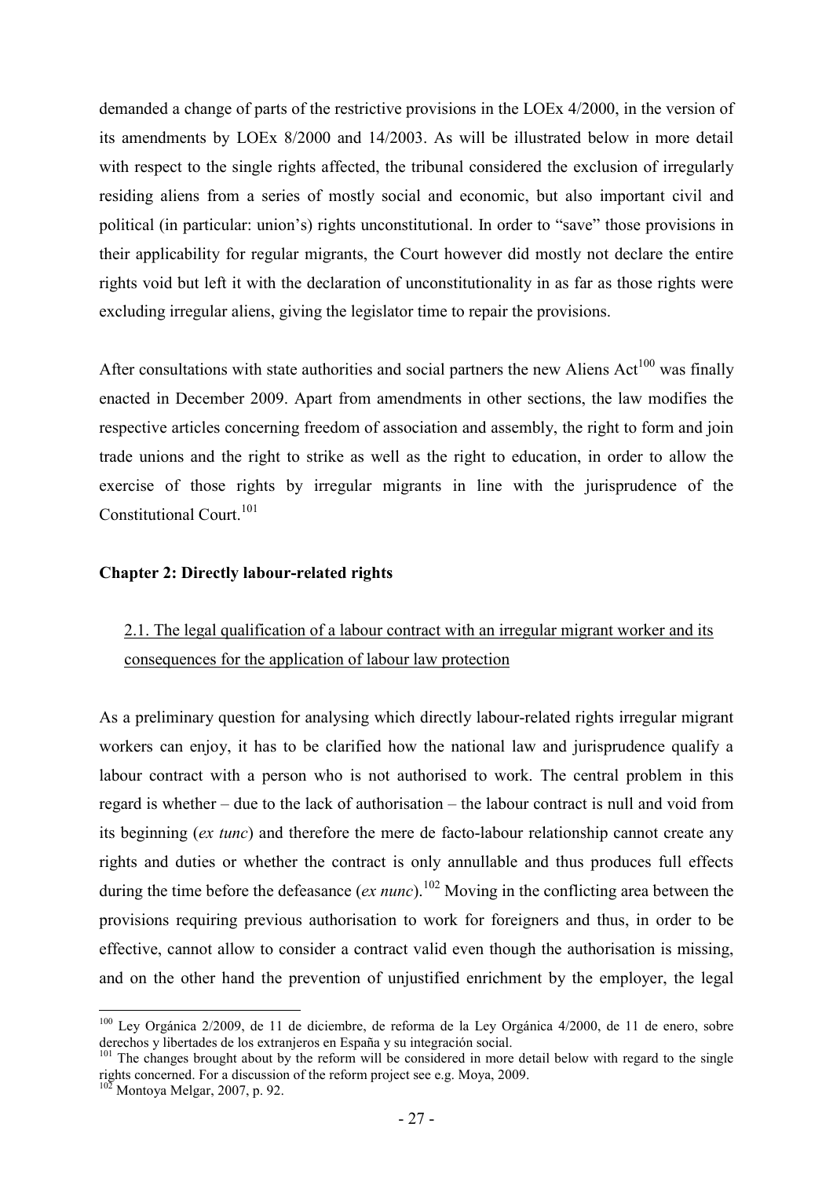demanded a change of parts of the restrictive provisions in the LOEx 4/2000, in the version of its amendments by LOEx 8/2000 and 14/2003. As will be illustrated below in more detail with respect to the single rights affected, the tribunal considered the exclusion of irregularly residing aliens from a series of mostly social and economic, but also important civil and political (in particular: union's) rights unconstitutional. In order to "save" those provisions in their applicability for regular migrants, the Court however did mostly not declare the entire rights void but left it with the declaration of unconstitutionality in as far as those rights were excluding irregular aliens, giving the legislator time to repair the provisions.

After consultations with state authorities and social partners the new Aliens Act[100] was finally enacted in December 2009. Apart from amendments in other sections, the law modifies the respective articles concerning freedom of association and assembly, the right to form and join trade unions and the right to strike as well as the right to education, in order to allow the exercise of those rights by irregular migrants in line with the jurisprudence of the Constitutional Court.[101]

## Chapter 2: Directly labour-related rights

### 2.1. The legal qualification of a labour contract with an irregular migrant worker and its consequences for the application of labour law protection

As a preliminary question for analysing which directly labour-related rights irregular migrant workers can enjoy, it has to be clarified how the national law and jurisprudence qualify a labour contract with a person who is not authorised to work. The central problem in this regard is whether – due to the lack of authorisation – the labour contract is null and void from its beginning (*ex tunc*) and therefore the mere de facto-labour relationship cannot create any rights and duties or whether the contract is only annullable and thus produces full effects during the time before the defeasance (*ex nunc*).[102] Moving in the conflicting area between the provisions requiring previous authorisation to work for foreigners and thus, in order to be effective, cannot allow to consider a contract valid even though the authorisation is missing, and on the other hand the prevention of unjustified enrichment by the employer, the legal

---

[100] Ley Orgánica 2/2009, de 11 de diciembre, de reforma de la Ley Orgánica 4/2000, de 11 de enero, sobre derechos y libertades de los extranjeros en España y su integración social.

[101] The changes brought about by the reform will be considered in more detail below with regard to the single rights concerned. For a discussion of the reform project see e.g. Moya, 2009.

[102] Montoya Melgar, 2007, p. 92.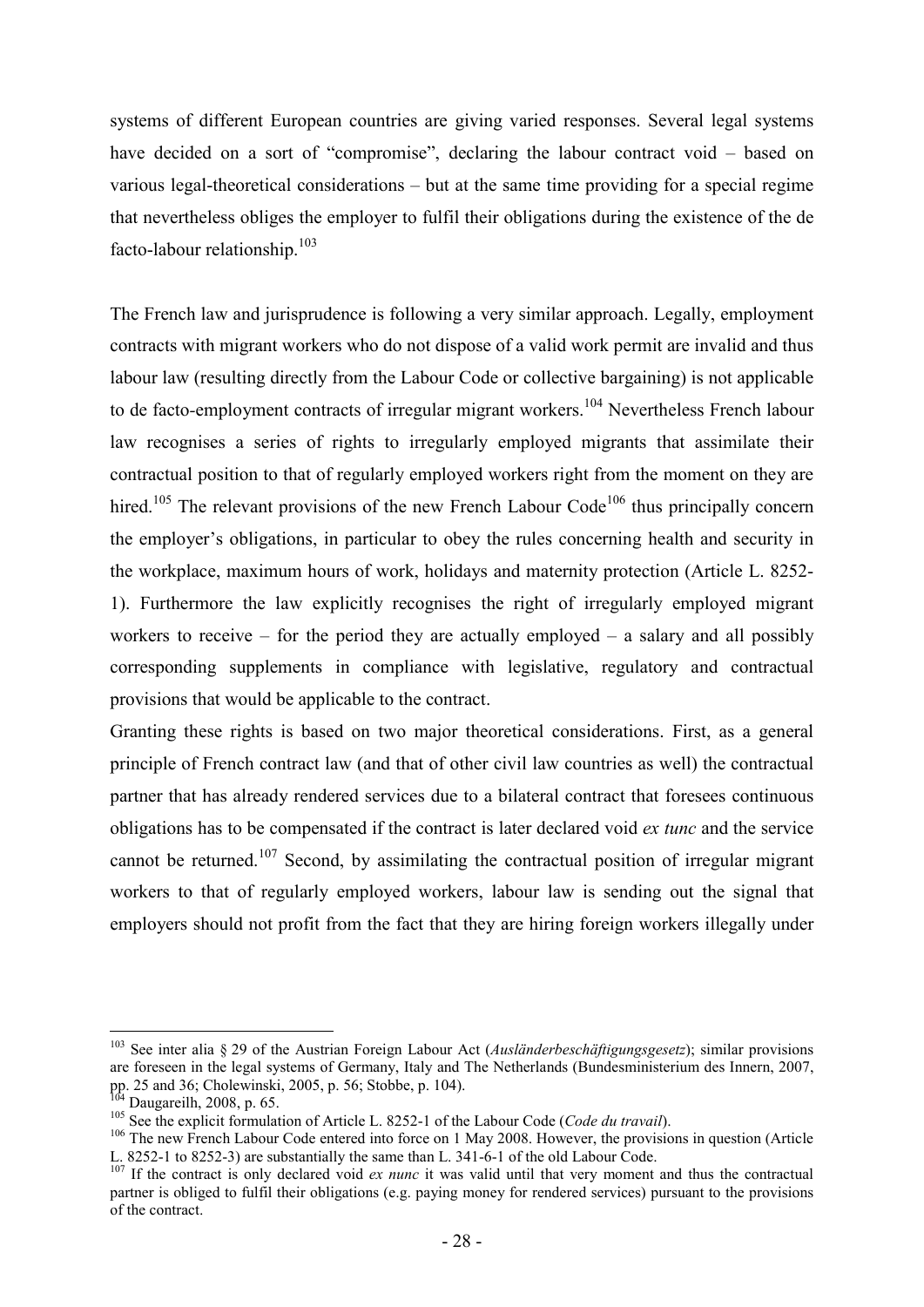systems of different European countries are giving varied responses. Several legal systems have decided on a sort of "compromise", declaring the labour contract void – based on various legal-theoretical considerations – but at the same time providing for a special regime that nevertheless obliges the employer to fulfil their obligations during the existence of the de facto-labour relationship.[103]

The French law and jurisprudence is following a very similar approach. Legally, employment contracts with migrant workers who do not dispose of a valid work permit are invalid and thus labour law (resulting directly from the Labour Code or collective bargaining) is not applicable to de facto-employment contracts of irregular migrant workers.[104] Nevertheless French labour law recognises a series of rights to irregularly employed migrants that assimilate their contractual position to that of regularly employed workers right from the moment on they are hired.[105] The relevant provisions of the new French Labour Code[106] thus principally concern the employer's obligations, in particular to obey the rules concerning health and security in the workplace, maximum hours of work, holidays and maternity protection (Article L. 8252-1). Furthermore the law explicitly recognises the right of irregularly employed migrant workers to receive – for the period they are actually employed – a salary and all possibly corresponding supplements in compliance with legislative, regulatory and contractual provisions that would be applicable to the contract.

Granting these rights is based on two major theoretical considerations. First, as a general principle of French contract law (and that of other civil law countries as well) the contractual partner that has already rendered services due to a bilateral contract that foresees continuous obligations has to be compensated if the contract is later declared void *ex tunc* and the service cannot be returned.[107] Second, by assimilating the contractual position of irregular migrant workers to that of regularly employed workers, labour law is sending out the signal that employers should not profit from the fact that they are hiring foreign workers illegally under

---

[103] See inter alia § 29 of the Austrian Foreign Labour Act (*Ausländerbeschäftigungsgesetz*); similar provisions are foreseen in the legal systems of Germany, Italy and The Netherlands (Bundesministerium des Innern, 2007, pp. 25 and 36; Cholewinski, 2005, p. 56; Stobbe, p. 104).

[104] Daugareilh, 2008, p. 65.

[105] See the explicit formulation of Article L. 8252-1 of the Labour Code (*Code du travail*).

[106] The new French Labour Code entered into force on 1 May 2008. However, the provisions in question (Article L. 8252-1 to 8252-3) are substantially the same than L. 341-6-1 of the old Labour Code.

[107] If the contract is only declared void *ex nunc* it was valid until that very moment and thus the contractual partner is obliged to fulfil their obligations (e.g. paying money for rendered services) pursuant to the provisions of the contract.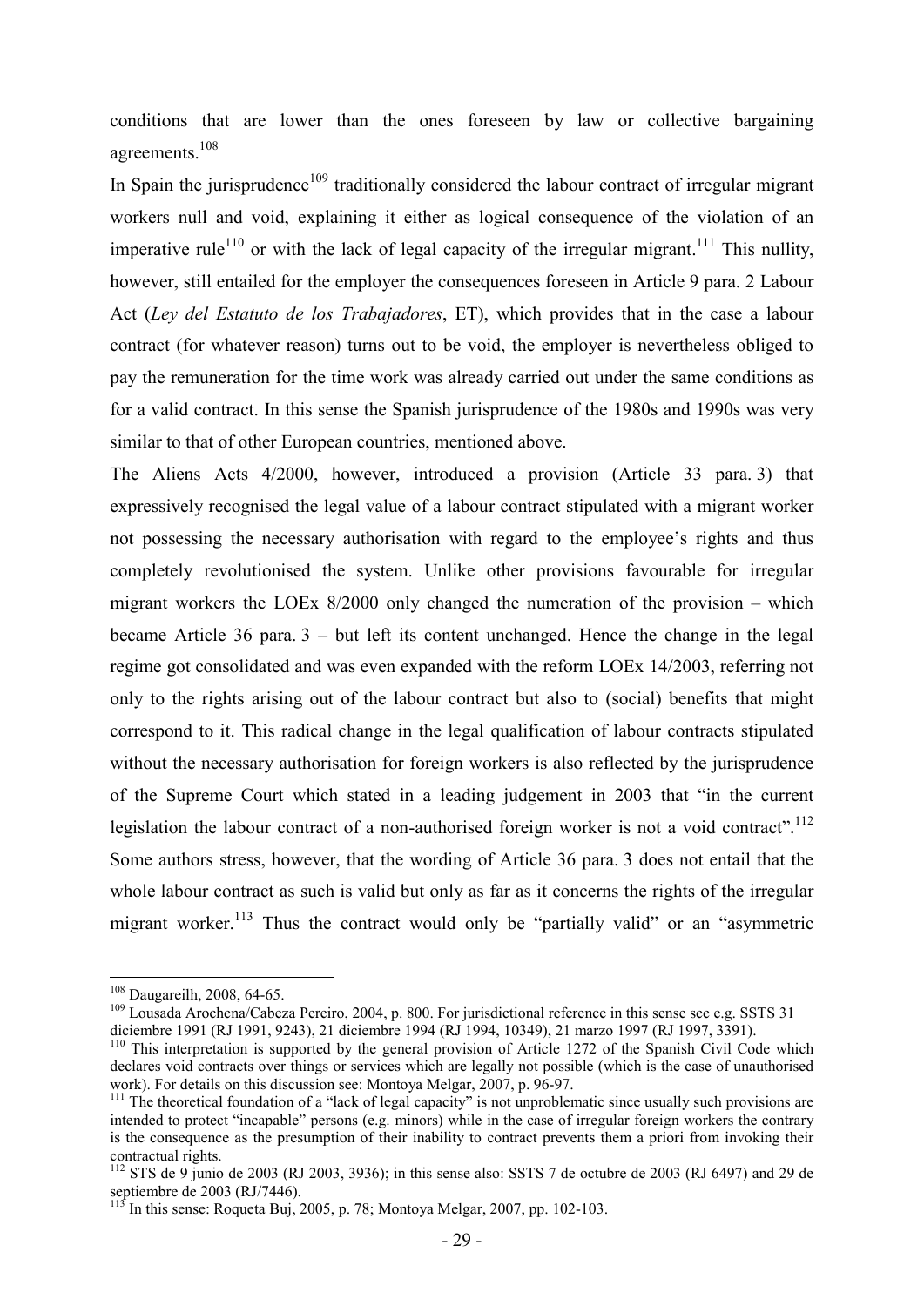conditions that are lower than the ones foreseen by law or collective bargaining agreements.[108]

In Spain the jurisprudence[109] traditionally considered the labour contract of irregular migrant workers null and void, explaining it either as logical consequence of the violation of an imperative rule[110] or with the lack of legal capacity of the irregular migrant.[111] This nullity, however, still entailed for the employer the consequences foreseen in Article 9 para. 2 Labour Act (*Ley del Estatuto de los Trabajadores*, ET), which provides that in the case a labour contract (for whatever reason) turns out to be void, the employer is nevertheless obliged to pay the remuneration for the time work was already carried out under the same conditions as for a valid contract. In this sense the Spanish jurisprudence of the 1980s and 1990s was very similar to that of other European countries, mentioned above.

The Aliens Acts 4/2000, however, introduced a provision (Article 33 para. 3) that expressively recognised the legal value of a labour contract stipulated with a migrant worker not possessing the necessary authorisation with regard to the employee's rights and thus completely revolutionised the system. Unlike other provisions favourable for irregular migrant workers the LOEx 8/2000 only changed the numeration of the provision – which became Article 36 para. 3 – but left its content unchanged. Hence the change in the legal regime got consolidated and was even expanded with the reform LOEx 14/2003, referring not only to the rights arising out of the labour contract but also to (social) benefits that might correspond to it. This radical change in the legal qualification of labour contracts stipulated without the necessary authorisation for foreign workers is also reflected by the jurisprudence of the Supreme Court which stated in a leading judgement in 2003 that "in the current legislation the labour contract of a non-authorised foreign worker is not a void contract".[112] Some authors stress, however, that the wording of Article 36 para. 3 does not entail that the whole labour contract as such is valid but only as far as it concerns the rights of the irregular migrant worker.[113] Thus the contract would only be "partially valid" or an "asymmetric

---

[108] Daugareilh, 2008, 64-65.

[109] Lousada Arochena/Cabeza Pereiro, 2004, p. 800. For jurisdictional reference in this sense see e.g. SSTS 31 diciembre 1991 (RJ 1991, 9243), 21 diciembre 1994 (RJ 1994, 10349), 21 marzo 1997 (RJ 1997, 3391).

[110] This interpretation is supported by the general provision of Article 1272 of the Spanish Civil Code which declares void contracts over things or services which are legally not possible (which is the case of unauthorised work). For details on this discussion see: Montoya Melgar, 2007, p. 96-97.

[111] The theoretical foundation of a "lack of legal capacity" is not unproblematic since usually such provisions are intended to protect "incapable" persons (e.g. minors) while in the case of irregular foreign workers the contrary is the consequence as the presumption of their inability to contract prevents them a priori from invoking their contractual rights.

[112] STS de 9 junio de 2003 (RJ 2003, 3936); in this sense also: SSTS 7 de octubre de 2003 (RJ 6497) and 29 de septiembre de 2003 (RJ/7446).

[113] In this sense: Roqueta Buj, 2005, p. 78; Montoya Melgar, 2007, pp. 102-103.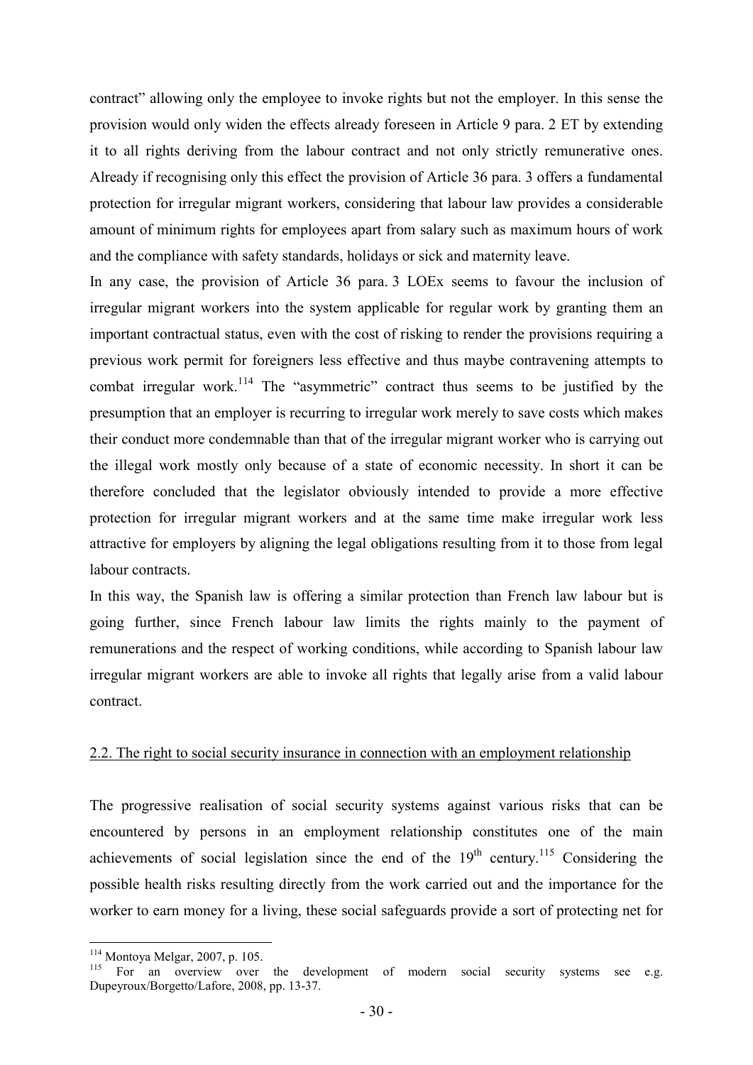contract" allowing only the employee to invoke rights but not the employer. In this sense the provision would only widen the effects already foreseen in Article 9 para. 2 ET by extending it to all rights deriving from the labour contract and not only strictly remunerative ones. Already if recognising only this effect the provision of Article 36 para. 3 offers a fundamental protection for irregular migrant workers, considering that labour law provides a considerable amount of minimum rights for employees apart from salary such as maximum hours of work and the compliance with safety standards, holidays or sick and maternity leave.

In any case, the provision of Article 36 para. 3 LOEx seems to favour the inclusion of irregular migrant workers into the system applicable for regular work by granting them an important contractual status, even with the cost of risking to render the provisions requiring a previous work permit for foreigners less effective and thus maybe contravening attempts to combat irregular work.[114] The "asymmetric" contract thus seems to be justified by the presumption that an employer is recurring to irregular work merely to save costs which makes their conduct more condemnable than that of the irregular migrant worker who is carrying out the illegal work mostly only because of a state of economic necessity. In short it can be therefore concluded that the legislator obviously intended to provide a more effective protection for irregular migrant workers and at the same time make irregular work less attractive for employers by aligning the legal obligations resulting from it to those from legal labour contracts.

In this way, the Spanish law is offering a similar protection than French law labour but is going further, since French labour law limits the rights mainly to the payment of remunerations and the respect of working conditions, while according to Spanish labour law irregular migrant workers are able to invoke all rights that legally arise from a valid labour contract.

## 2.2. The right to social security insurance in connection with an employment relationship

The progressive realisation of social security systems against various risks that can be encountered by persons in an employment relationship constitutes one of the main achievements of social legislation since the end of the 19th century.[115] Considering the possible health risks resulting directly from the work carried out and the importance for the worker to earn money for a living, these social safeguards provide a sort of protecting net for

---

[114] Montoya Melgar, 2007, p. 105.

[115] For an overview over the development of modern social security systems see e.g. Dupeyroux/Borgetto/Lafore, 2008, pp. 13-37.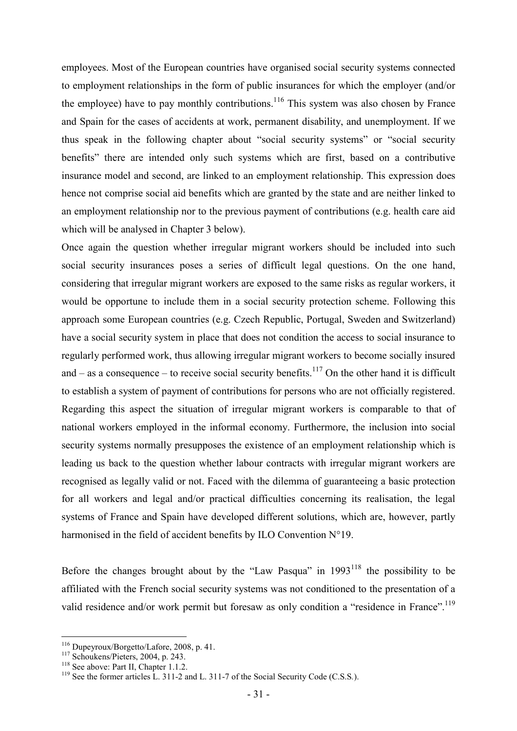employees. Most of the European countries have organised social security systems connected to employment relationships in the form of public insurances for which the employer (and/or the employee) have to pay monthly contributions.[116] This system was also chosen by France and Spain for the cases of accidents at work, permanent disability, and unemployment. If we thus speak in the following chapter about "social security systems" or "social security benefits" there are intended only such systems which are first, based on a contributive insurance model and second, are linked to an employment relationship. This expression does hence not comprise social aid benefits which are granted by the state and are neither linked to an employment relationship nor to the previous payment of contributions (e.g. health care aid which will be analysed in Chapter 3 below).

Once again the question whether irregular migrant workers should be included into such social security insurances poses a series of difficult legal questions. On the one hand, considering that irregular migrant workers are exposed to the same risks as regular workers, it would be opportune to include them in a social security protection scheme. Following this approach some European countries (e.g. Czech Republic, Portugal, Sweden and Switzerland) have a social security system in place that does not condition the access to social insurance to regularly performed work, thus allowing irregular migrant workers to become socially insured and – as a consequence – to receive social security benefits.[117] On the other hand it is difficult to establish a system of payment of contributions for persons who are not officially registered. Regarding this aspect the situation of irregular migrant workers is comparable to that of national workers employed in the informal economy. Furthermore, the inclusion into social security systems normally presupposes the existence of an employment relationship which is leading us back to the question whether labour contracts with irregular migrant workers are recognised as legally valid or not. Faced with the dilemma of guaranteeing a basic protection for all workers and legal and/or practical difficulties concerning its realisation, the legal systems of France and Spain have developed different solutions, which are, however, partly harmonised in the field of accident benefits by ILO Convention N°19.

Before the changes brought about by the "Law Pasqua" in 1993[118] the possibility to be affiliated with the French social security systems was not conditioned to the presentation of a valid residence and/or work permit but foresaw as only condition a "residence in France".[119]

---

[116] Dupeyroux/Borgetto/Lafore, 2008, p. 41.

[117] Schoukens/Pieters, 2004, p. 243.

[118] See above: Part II, Chapter 1.1.2.

[119] See the former articles L. 311-2 and L. 311-7 of the Social Security Code (C.S.S.).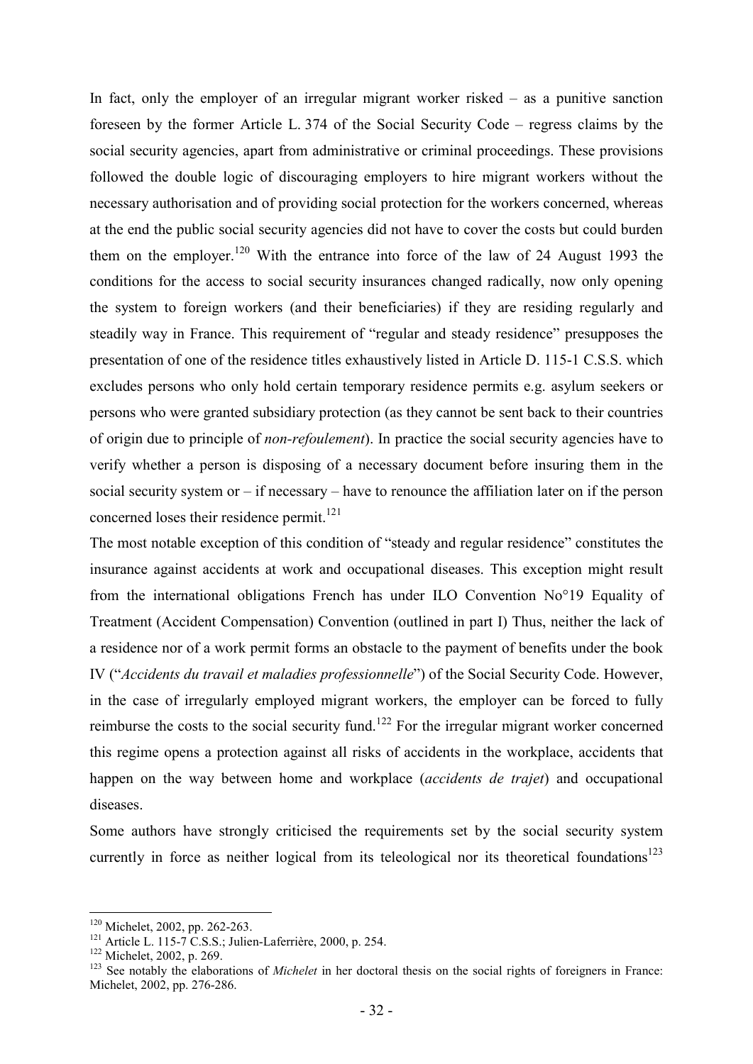In fact, only the employer of an irregular migrant worker risked – as a punitive sanction foreseen by the former Article L. 374 of the Social Security Code – regress claims by the social security agencies, apart from administrative or criminal proceedings. These provisions followed the double logic of discouraging employers to hire migrant workers without the necessary authorisation and of providing social protection for the workers concerned, whereas at the end the public social security agencies did not have to cover the costs but could burden them on the employer.[120] With the entrance into force of the law of 24 August 1993 the conditions for the access to social security insurances changed radically, now only opening the system to foreign workers (and their beneficiaries) if they are residing regularly and steadily way in France. This requirement of "regular and steady residence" presupposes the presentation of one of the residence titles exhaustively listed in Article D. 115-1 C.S.S. which excludes persons who only hold certain temporary residence permits e.g. asylum seekers or persons who were granted subsidiary protection (as they cannot be sent back to their countries of origin due to principle of *non-refoulement*). In practice the social security agencies have to verify whether a person is disposing of a necessary document before insuring them in the social security system or – if necessary – have to renounce the affiliation later on if the person concerned loses their residence permit.[121]

The most notable exception of this condition of "steady and regular residence" constitutes the insurance against accidents at work and occupational diseases. This exception might result from the international obligations French has under ILO Convention N°19 Equality of Treatment (Accident Compensation) Convention (outlined in part I) Thus, neither the lack of a residence nor of a work permit forms an obstacle to the payment of benefits under the book IV ("*Accidents du travail et maladies professionnelle*") of the Social Security Code. However, in the case of irregularly employed migrant workers, the employer can be forced to fully reimburse the costs to the social security fund.[122] For the irregular migrant worker concerned this regime opens a protection against all risks of accidents in the workplace, accidents that happen on the way between home and workplace (*accidents de trajet*) and occupational diseases.

Some authors have strongly criticised the requirements set by the social security system currently in force as neither logical from its teleological nor its theoretical foundations[123]

---

[120] Michelet, 2002, pp. 262-263.

[121] Article L. 115-7 C.S.S.; Julien-Laferrière, 2000, p. 254.

[122] Michelet, 2002, p. 269.

[123] See notably the elaborations of *Michelet* in her doctoral thesis on the social rights of foreigners in France: Michelet, 2002, pp. 276-286.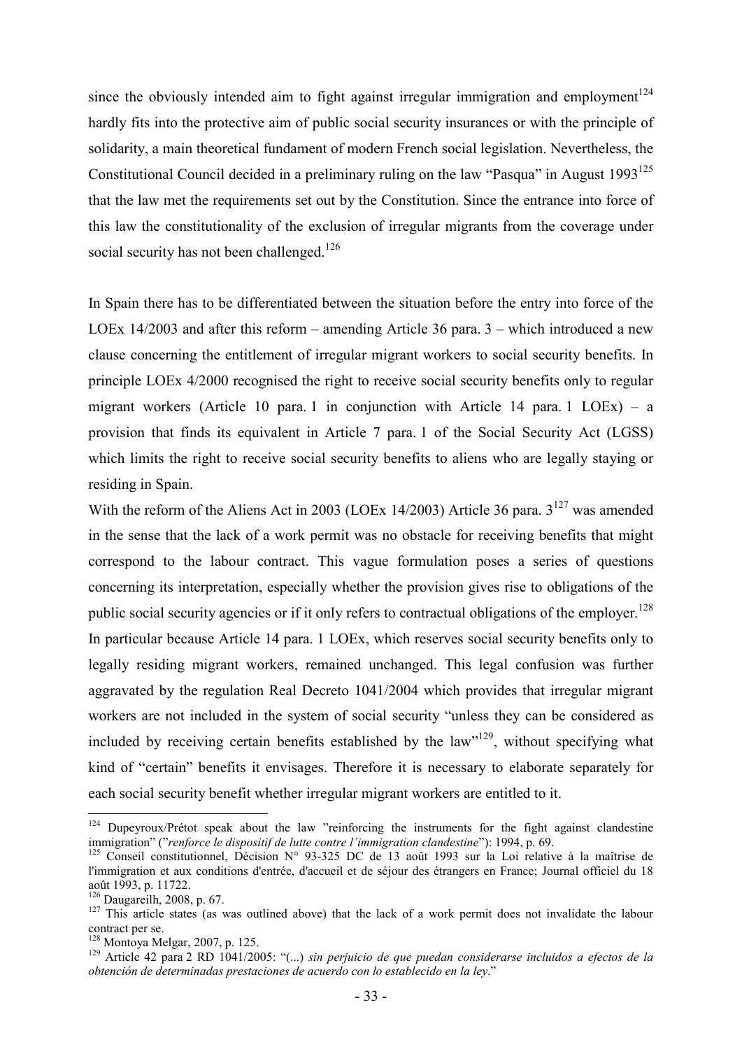since the obviously intended aim to fight against irregular immigration and employment[124] hardly fits into the protective aim of public social security insurances or with the principle of solidarity, a main theoretical fundament of modern French social legislation. Nevertheless, the Constitutional Council decided in a preliminary ruling on the law "Pasqua" in August 1993[125] that the law met the requirements set out by the Constitution. Since the entrance into force of this law the constitutionality of the exclusion of irregular migrants from the coverage under social security has not been challenged.[126]

In Spain there has to be differentiated between the situation before the entry into force of the LOEx 14/2003 and after this reform – amending Article 36 para. 3 – which introduced a new clause concerning the entitlement of irregular migrant workers to social security benefits. In principle LOEx 4/2000 recognised the right to receive social security benefits only to regular migrant workers (Article 10 para. 1 in conjunction with Article 14 para. 1 LOEx) – a provision that finds its equivalent in Article 7 para. 1 of the Social Security Act (LGSS) which limits the right to receive social security benefits to aliens who are legally staying or residing in Spain.

With the reform of the Aliens Act in 2003 (LOEx 14/2003) Article 36 para. 3[127] was amended in the sense that the lack of a work permit was no obstacle for receiving benefits that might correspond to the labour contract. This vague formulation poses a series of questions concerning its interpretation, especially whether the provision gives rise to obligations of the public social security agencies or if it only refers to contractual obligations of the employer.[128] In particular because Article 14 para. 1 LOEx, which reserves social security benefits only to legally residing migrant workers, remained unchanged. This legal confusion was further aggravated by the regulation Real Decreto 1041/2004 which provides that irregular migrant workers are not included in the system of social security "unless they can be considered as included by receiving certain benefits established by the law"[129], without specifying what kind of "certain" benefits it envisages. Therefore it is necessary to elaborate separately for each social security benefit whether irregular migrant workers are entitled to it.

---

[124] Dupeyroux/Prétot speak about the law "reinforcing the instruments for the fight against clandestine immigration" ("*renforce le dispositif de lutte contre l'immigration clandestine*"): 1994, p. 69.

[125] Conseil constitutionnel, Décision N° 93-325 DC de 13 août 1993 sur la Loi relative à la maîtrise de l'immigration et aux conditions d'entrée, d'accueil et de séjour des étrangers en France; Journal officiel du 18 août 1993, p. 11722.

[126] Daugareilh, 2008, p. 67.

[127] This article states (as was outlined above) that the lack of a work permit does not invalidate the labour contract per se.

[128] Montoya Melgar, 2007, p. 125.

[129] Article 42 para 2 RD 1041/2005: "(...) *sin perjuicio de que puedan considerarse incluidos a efectos de la obtención de determinadas prestaciones de acuerdo con lo establecido en la ley*."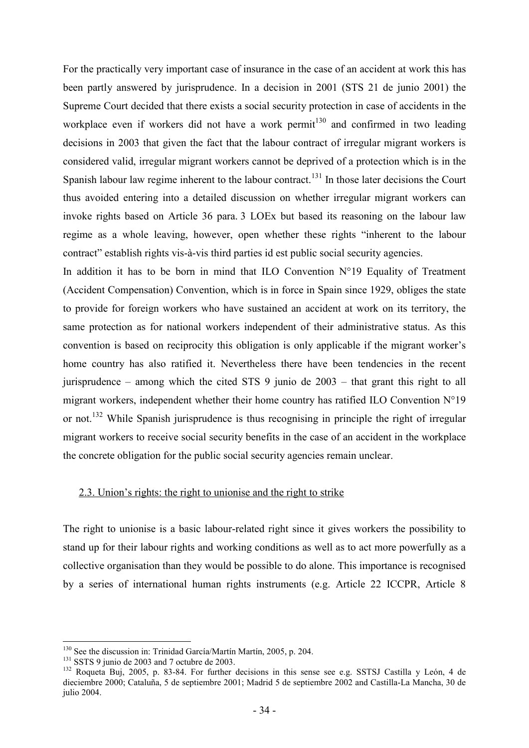For the practically very important case of insurance in the case of an accident at work this has been partly answered by jurisprudence. In a decision in 2001 (STS 21 de junio 2001) the Supreme Court decided that there exists a social security protection in case of accidents in the workplace even if workers did not have a work permit[130] and confirmed in two leading decisions in 2003 that given the fact that the labour contract of irregular migrant workers is considered valid, irregular migrant workers cannot be deprived of a protection which is in the Spanish labour law regime inherent to the labour contract.[131] In those later decisions the Court thus avoided entering into a detailed discussion on whether irregular migrant workers can invoke rights based on Article 36 para. 3 LOEx but based its reasoning on the labour law regime as a whole leaving, however, open whether these rights "inherent to the labour contract" establish rights vis-à-vis third parties id est public social security agencies.

In addition it has to be born in mind that ILO Convention N°19 Equality of Treatment (Accident Compensation) Convention, which is in force in Spain since 1929, obliges the state to provide for foreign workers who have sustained an accident at work on its territory, the same protection as for national workers independent of their administrative status. As this convention is based on reciprocity this obligation is only applicable if the migrant worker's home country has also ratified it. Nevertheless there have been tendencies in the recent jurisprudence – among which the cited STS 9 junio de 2003 – that grant this right to all migrant workers, independent whether their home country has ratified ILO Convention N°19 or not.[132] While Spanish jurisprudence is thus recognising in principle the right of irregular migrant workers to receive social security benefits in the case of an accident in the workplace the concrete obligation for the public social security agencies remain unclear.

### 2.3. Union's rights: the right to unionise and the right to strike

The right to unionise is a basic labour-related right since it gives workers the possibility to stand up for their labour rights and working conditions as well as to act more powerfully as a collective organisation than they would be possible to do alone. This importance is recognised by a series of international human rights instruments (e.g. Article 22 ICCPR, Article 8

---

[130] See the discussion in: Trinidad García/Martín Martín, 2005, p. 204.

[131] SSTS 9 junio de 2003 and 7 octubre de 2003.

[132] Roqueta Buj, 2005, p. 83-84. For further decisions in this sense see e.g. SSTSJ Castilla y León, 4 de dieciembre 2000; Cataluña, 5 de septiembre 2001; Madrid 5 de septiembre 2002 and Castilla-La Mancha, 30 de julio 2004.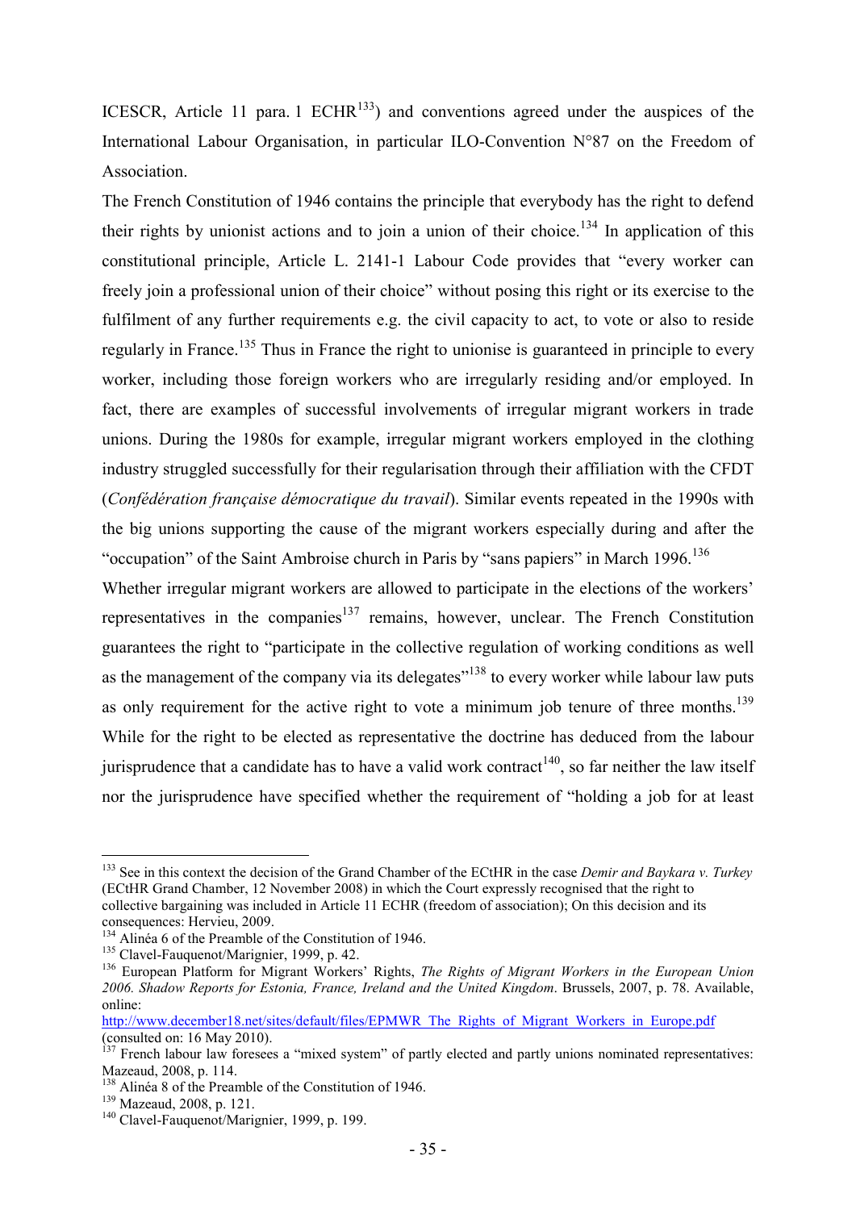ICESCR, Article 11 para. 1 ECHR[133]) and conventions agreed under the auspices of the International Labour Organisation, in particular ILO-Convention N°87 on the Freedom of Association.

The French Constitution of 1946 contains the principle that everybody has the right to defend their rights by unionist actions and to join a union of their choice.[134] In application of this constitutional principle, Article L. 2141-1 Labour Code provides that "every worker can freely join a professional union of their choice" without posing this right or its exercise to the fulfilment of any further requirements e.g. the civil capacity to act, to vote or also to reside regularly in France.[135] Thus in France the right to unionise is guaranteed in principle to every worker, including those foreign workers who are irregularly residing and/or employed. In fact, there are examples of successful involvements of irregular migrant workers in trade unions. During the 1980s for example, irregular migrant workers employed in the clothing industry struggled successfully for their regularisation through their affiliation with the CFDT (*Confédération française démocratique du travail*). Similar events repeated in the 1990s with the big unions supporting the cause of the migrant workers especially during and after the "occupation" of the Saint Ambroise church in Paris by "sans papiers" in March 1996.[136]

Whether irregular migrant workers are allowed to participate in the elections of the workers' representatives in the companies[137] remains, however, unclear. The French Constitution guarantees the right to "participate in the collective regulation of working conditions as well as the management of the company via its delegates"[138] to every worker while labour law puts as only requirement for the active right to vote a minimum job tenure of three months.[139] While for the right to be elected as representative the doctrine has deduced from the labour jurisprudence that a candidate has to have a valid work contract[140], so far neither the law itself nor the jurisprudence have specified whether the requirement of "holding a job for at least

---

[133] See in this context the decision of the Grand Chamber of the ECtHR in the case *Demir and Baykara v. Turkey* (ECtHR Grand Chamber, 12 November 2008) in which the Court expressly recognised that the right to collective bargaining was included in Article 11 ECHR (freedom of association); On this decision and its consequences: Hervieu, 2009.

[134] Alinéa 6 of the Preamble of the Constitution of 1946.

[135] Clavel-Fauquenot/Marignier, 1999, p. 42.

[136] European Platform for Migrant Workers' Rights, *The Rights of Migrant Workers in the European Union 2006. Shadow Reports for Estonia, France, Ireland and the United Kingdom*. Brussels, 2007, p. 78. Available, online: http://www.december18.net/sites/default/files/EPMWR_The_Rights_of_Migrant_Workers_in_Europe.pdf (consulted on: 16 May 2010).

[137] French labour law foresees a "mixed system" of partly elected and partly unions nominated representatives: Mazeaud, 2008, p. 114.

[138] Alinéa 8 of the Preamble of the Constitution of 1946.

[139] Mazeaud, 2008, p. 121.

[140] Clavel-Fauquenot/Marignier, 1999, p. 199.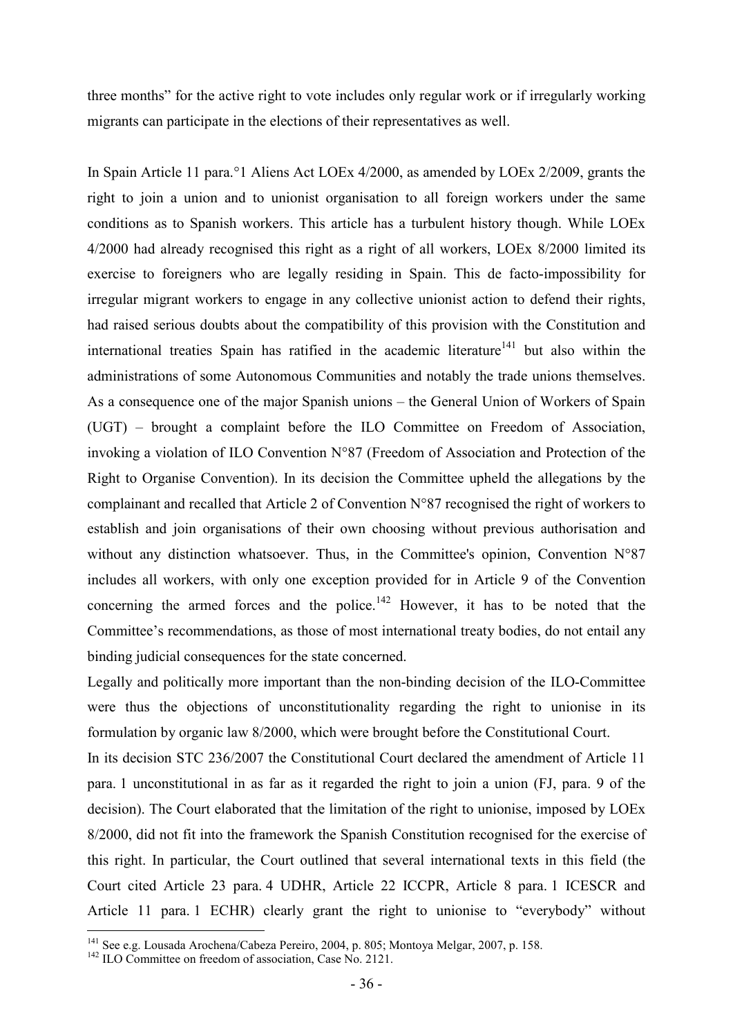three months" for the active right to vote includes only regular work or if irregularly working migrants can participate in the elections of their representatives as well.

In Spain Article 11 para.°1 Aliens Act LOEx 4/2000, as amended by LOEx 2/2009, grants the right to join a union and to unionist organisation to all foreign workers under the same conditions as to Spanish workers. This article has a turbulent history though. While LOEx 4/2000 had already recognised this right as a right of all workers, LOEx 8/2000 limited its exercise to foreigners who are legally residing in Spain. This de facto-impossibility for irregular migrant workers to engage in any collective unionist action to defend their rights, had raised serious doubts about the compatibility of this provision with the Constitution and international treaties Spain has ratified in the academic literature[141] but also within the administrations of some Autonomous Communities and notably the trade unions themselves. As a consequence one of the major Spanish unions – the General Union of Workers of Spain (UGT) – brought a complaint before the ILO Committee on Freedom of Association, invoking a violation of ILO Convention N°87 (Freedom of Association and Protection of the Right to Organise Convention). In its decision the Committee upheld the allegations by the complainant and recalled that Article 2 of Convention N°87 recognised the right of workers to establish and join organisations of their own choosing without previous authorisation and without any distinction whatsoever. Thus, in the Committee's opinion, Convention N°87 includes all workers, with only one exception provided for in Article 9 of the Convention concerning the armed forces and the police.[142] However, it has to be noted that the Committee's recommendations, as those of most international treaty bodies, do not entail any binding judicial consequences for the state concerned.

Legally and politically more important than the non-binding decision of the ILO-Committee were thus the objections of unconstitutionality regarding the right to unionise in its formulation by organic law 8/2000, which were brought before the Constitutional Court.

In its decision STC 236/2007 the Constitutional Court declared the amendment of Article 11 para. 1 unconstitutional in as far as it regarded the right to join a union (FJ, para. 9 of the decision). The Court elaborated that the limitation of the right to unionise, imposed by LOEx 8/2000, did not fit into the framework the Spanish Constitution recognised for the exercise of this right. In particular, the Court outlined that several international texts in this field (the Court cited Article 23 para. 4 UDHR, Article 22 ICCPR, Article 8 para. 1 ICESCR and Article 11 para. 1 ECHR) clearly grant the right to unionise to "everybody" without

[141] See e.g. Lousada Arochena/Cabeza Pereiro, 2004, p. 805; Montoya Melgar, 2007, p. 158.

[142] ILO Committee on freedom of association, Case No. 2121.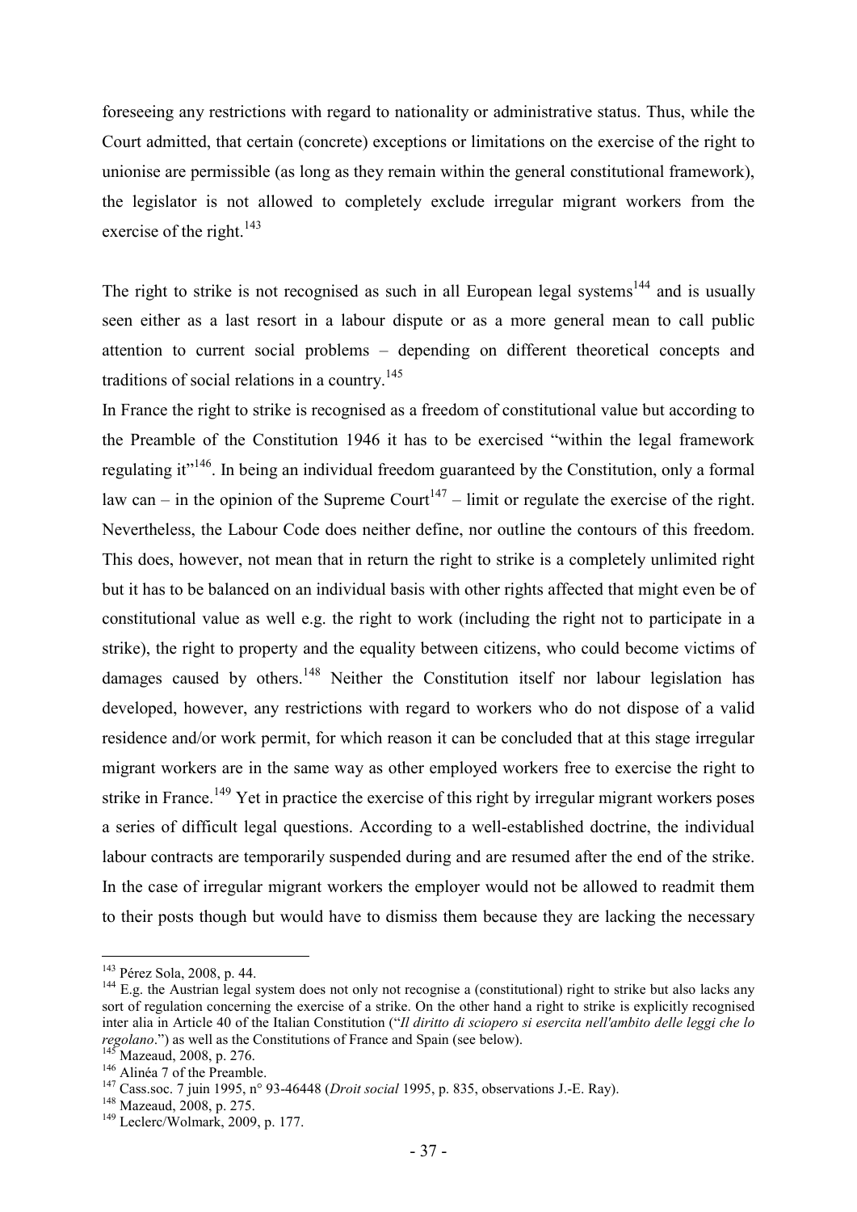foreseeing any restrictions with regard to nationality or administrative status. Thus, while the Court admitted, that certain (concrete) exceptions or limitations on the exercise of the right to unionise are permissible (as long as they remain within the general constitutional framework), the legislator is not allowed to completely exclude irregular migrant workers from the exercise of the right.[143]

The right to strike is not recognised as such in all European legal systems[144] and is usually seen either as a last resort in a labour dispute or as a more general mean to call public attention to current social problems – depending on different theoretical concepts and traditions of social relations in a country.[145]

In France the right to strike is recognised as a freedom of constitutional value but according to the Preamble of the Constitution 1946 it has to be exercised "within the legal framework regulating it"[146]. In being an individual freedom guaranteed by the Constitution, only a formal law can – in the opinion of the Supreme Court[147] – limit or regulate the exercise of the right. Nevertheless, the Labour Code does neither define, nor outline the contours of this freedom. This does, however, not mean that in return the right to strike is a completely unlimited right but it has to be balanced on an individual basis with other rights affected that might even be of constitutional value as well e.g. the right to work (including the right not to participate in a strike), the right to property and the equality between citizens, who could become victims of damages caused by others.[148] Neither the Constitution itself nor labour legislation has developed, however, any restrictions with regard to workers who do not dispose of a valid residence and/or work permit, for which reason it can be concluded that at this stage irregular migrant workers are in the same way as other employed workers free to exercise the right to strike in France.[149] Yet in practice the exercise of this right by irregular migrant workers poses a series of difficult legal questions. According to a well-established doctrine, the individual labour contracts are temporarily suspended during and are resumed after the end of the strike. In the case of irregular migrant workers the employer would not be allowed to readmit them to their posts though but would have to dismiss them because they are lacking the necessary

---

[143] Pérez Sola, 2008, p. 44.

[144] E.g. the Austrian legal system does not only not recognise a (constitutional) right to strike but also lacks any sort of regulation concerning the exercise of a strike. On the other hand a right to strike is explicitly recognised inter alia in Article 40 of the Italian Constitution ("*Il diritto di sciopero si esercita nell'ambito delle leggi che lo regolano*.") as well as the Constitutions of France and Spain (see below).

[145] Mazeaud, 2008, p. 276.

[146] Alinéa 7 of the Preamble.

[147] Cass.soc. 7 juin 1995, n° 93-46448 (*Droit social* 1995, p. 835, observations J.-E. Ray).

[148] Mazeaud, 2008, p. 275.

[149] Leclerc/Wolmark, 2009, p. 177.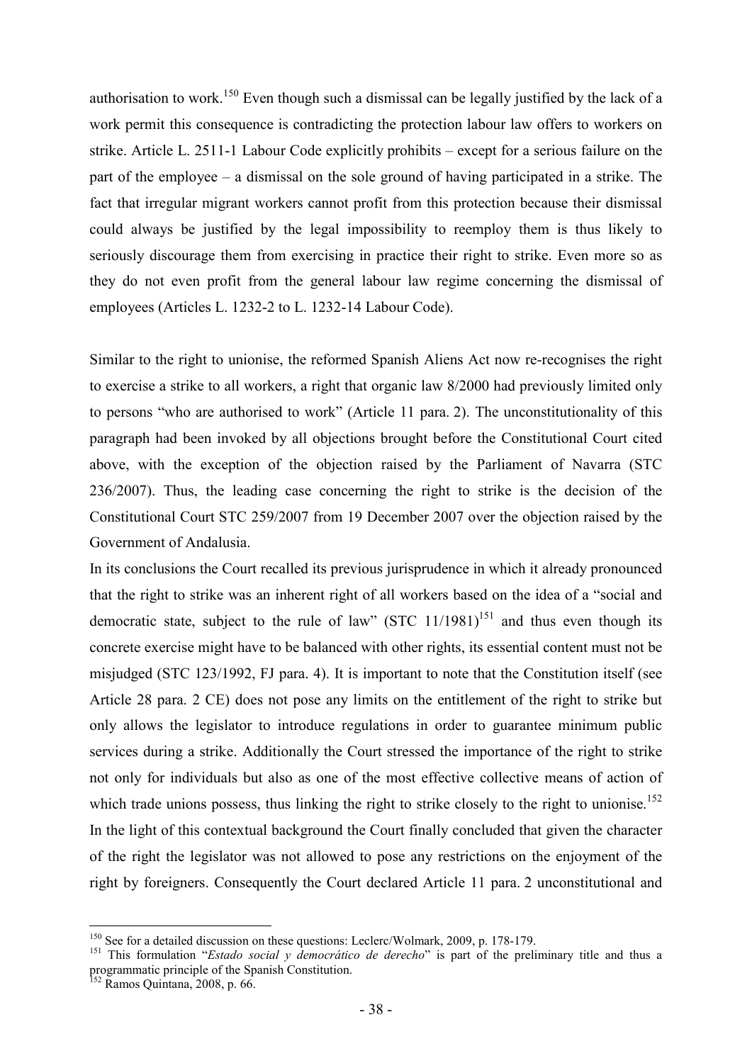authorisation to work.[150] Even though such a dismissal can be legally justified by the lack of a work permit this consequence is contradicting the protection labour law offers to workers on strike. Article L. 2511-1 Labour Code explicitly prohibits – except for a serious failure on the part of the employee – a dismissal on the sole ground of having participated in a strike. The fact that irregular migrant workers cannot profit from this protection because their dismissal could always be justified by the legal impossibility to reemploy them is thus likely to seriously discourage them from exercising in practice their right to strike. Even more so as they do not even profit from the general labour law regime concerning the dismissal of employees (Articles L. 1232-2 to L. 1232-14 Labour Code).

Similar to the right to unionise, the reformed Spanish Aliens Act now re-recognises the right to exercise a strike to all workers, a right that organic law 8/2000 had previously limited only to persons "who are authorised to work" (Article 11 para. 2). The unconstitutionality of this paragraph had been invoked by all objections brought before the Constitutional Court cited above, with the exception of the objection raised by the Parliament of Navarra (STC 236/2007). Thus, the leading case concerning the right to strike is the decision of the Constitutional Court STC 259/2007 from 19 December 2007 over the objection raised by the Government of Andalusia.

In its conclusions the Court recalled its previous jurisprudence in which it already pronounced that the right to strike was an inherent right of all workers based on the idea of a "social and democratic state, subject to the rule of law" (STC 11/1981)[151] and thus even though its concrete exercise might have to be balanced with other rights, its essential content must not be misjudged (STC 123/1992, FJ para. 4). It is important to note that the Constitution itself (see Article 28 para. 2 CE) does not pose any limits on the entitlement of the right to strike but only allows the legislator to introduce regulations in order to guarantee minimum public services during a strike. Additionally the Court stressed the importance of the right to strike not only for individuals but also as one of the most effective collective means of action of which trade unions possess, thus linking the right to strike closely to the right to unionise.[152] In the light of this contextual background the Court finally concluded that given the character of the right the legislator was not allowed to pose any restrictions on the enjoyment of the right by foreigners. Consequently the Court declared Article 11 para. 2 unconstitutional and

---

[150] See for a detailed discussion on these questions: Leclerc/Wolmark, 2009, p. 178-179.

[151] This formulation "*Estado social y democrático de derecho*" is part of the preliminary title and thus a programmatic principle of the Spanish Constitution.

[152] Ramos Quintana, 2008, p. 66.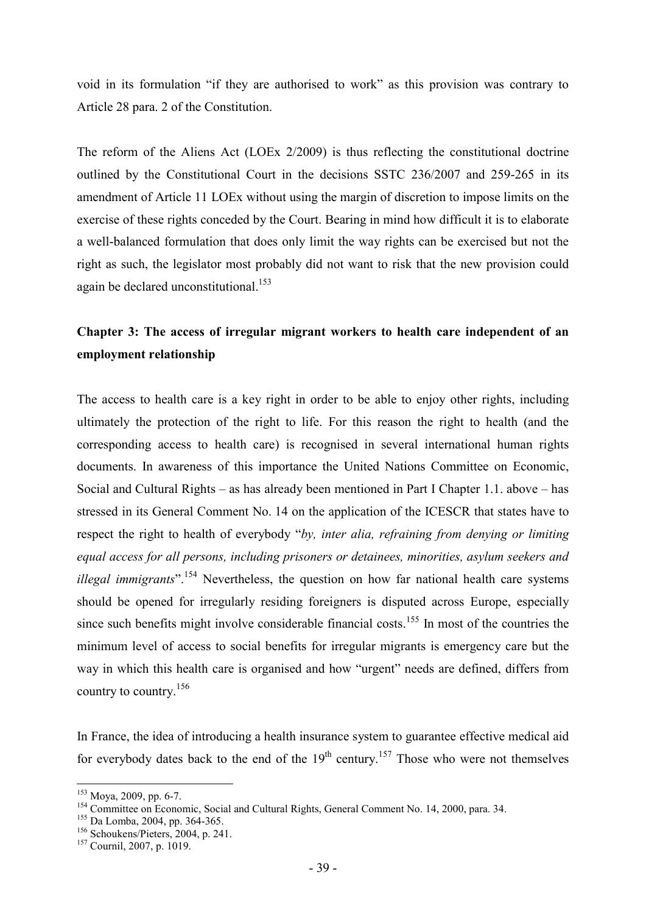void in its formulation "if they are authorised to work" as this provision was contrary to Article 28 para. 2 of the Constitution.

The reform of the Aliens Act (LOEx 2/2009) is thus reflecting the constitutional doctrine outlined by the Constitutional Court in the decisions SSTC 236/2007 and 259-265 in its amendment of Article 11 LOEx without using the margin of discretion to impose limits on the exercise of these rights conceded by the Court. Bearing in mind how difficult it is to elaborate a well-balanced formulation that does only limit the way rights can be exercised but not the right as such, the legislator most probably did not want to risk that the new provision could again be declared unconstitutional.[153]

## Chapter 3: The access of irregular migrant workers to health care independent of an employment relationship

The access to health care is a key right in order to be able to enjoy other rights, including ultimately the protection of the right to life. For this reason the right to health (and the corresponding access to health care) is recognised in several international human rights documents. In awareness of this importance the United Nations Committee on Economic, Social and Cultural Rights – as has already been mentioned in Part I Chapter 1.1. above – has stressed in its General Comment No. 14 on the application of the ICESCR that states have to respect the right to health of everybody "*by, inter alia, refraining from denying or limiting equal access for all persons, including prisoners or detainees, minorities, asylum seekers and illegal immigrants*".[154] Nevertheless, the question on how far national health care systems should be opened for irregularly residing foreigners is disputed across Europe, especially since such benefits might involve considerable financial costs.[155] In most of the countries the minimum level of access to social benefits for irregular migrants is emergency care but the way in which this health care is organised and how "urgent" needs are defined, differs from country to country.[156]

In France, the idea of introducing a health insurance system to guarantee effective medical aid for everybody dates back to the end of the 19th century.[157] Those who were not themselves

---

[153] Moya, 2009, pp. 6-7.

[154] Committee on Economic, Social and Cultural Rights, General Comment No. 14, 2000, para. 34.

[155] Da Lomba, 2004, pp. 364-365.

[156] Schoukens/Pieters, 2004, p. 241.

[157] Cournil, 2007, p. 1019.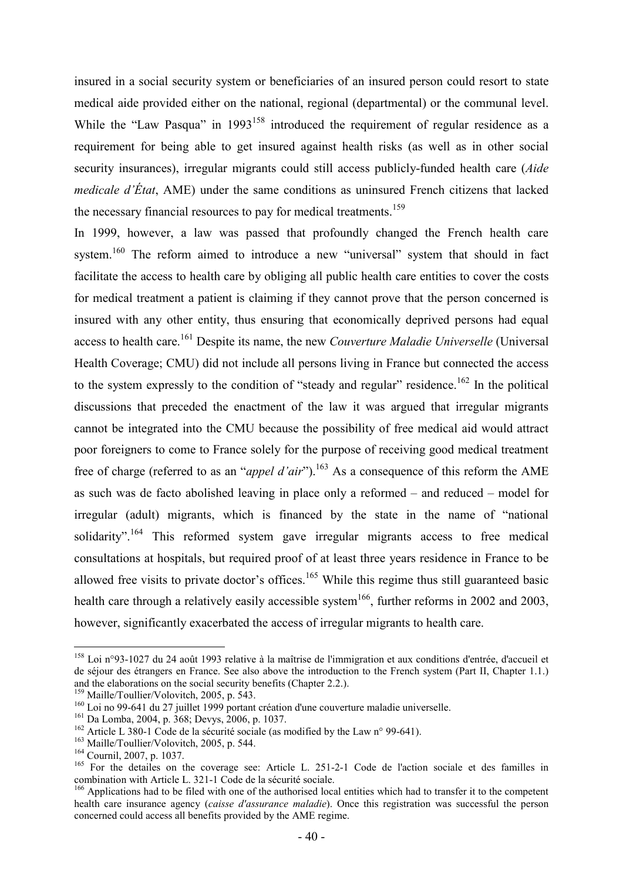insured in a social security system or beneficiaries of an insured person could resort to state medical aide provided either on the national, regional (departmental) or the communal level. While the "Law Pasqua" in 1993[158] introduced the requirement of regular residence as a requirement for being able to get insured against health risks (as well as in other social security insurances), irregular migrants could still access publicly-funded health care (*Aide medicale d'État*, AME) under the same conditions as uninsured French citizens that lacked the necessary financial resources to pay for medical treatments.[159]

In 1999, however, a law was passed that profoundly changed the French health care system.[160] The reform aimed to introduce a new "universal" system that should in fact facilitate the access to health care by obliging all public health care entities to cover the costs for medical treatment a patient is claiming if they cannot prove that the person concerned is insured with any other entity, thus ensuring that economically deprived persons had equal access to health care.[161] Despite its name, the new *Couverture Maladie Universelle* (Universal Health Coverage; CMU) did not include all persons living in France but connected the access to the system expressly to the condition of "steady and regular" residence.[162] In the political discussions that preceded the enactment of the law it was argued that irregular migrants cannot be integrated into the CMU because the possibility of free medical aid would attract poor foreigners to come to France solely for the purpose of receiving good medical treatment free of charge (referred to as an "*appel d'air*").[163] As a consequence of this reform the AME as such was de facto abolished leaving in place only a reformed – and reduced – model for irregular (adult) migrants, which is financed by the state in the name of "national solidarity".[164] This reformed system gave irregular migrants access to free medical consultations at hospitals, but required proof of at least three years residence in France to be allowed free visits to private doctor's offices.[165] While this regime thus still guaranteed basic health care through a relatively easily accessible system[166], further reforms in 2002 and 2003, however, significantly exacerbated the access of irregular migrants to health care.

---

[158] Loi n°93-1027 du 24 août 1993 relative à la maîtrise de l'immigration et aux conditions d'entrée, d'accueil et de séjour des étrangers en France. See also above the introduction to the French system (Part II, Chapter 1.1.) and the elaborations on the social security benefits (Chapter 2.2.).

[159] Maille/Toullier/Volovitch, 2005, p. 543.

[160] Loi no 99-641 du 27 juillet 1999 portant création d'une couverture maladie universelle.

[161] Da Lomba, 2004, p. 368; Devys, 2006, p. 1037.

[162] Article L 380-1 Code de la sécurité sociale (as modified by the Law n° 99-641).

[163] Maille/Toullier/Volovitch, 2005, p. 544.

[164] Cournil, 2007, p. 1037.

[165] For the detailes on the coverage see: Article L. 251-2-1 Code de l'action sociale et des familles in combination with Article L. 321-1 Code de la sécurité sociale.

[166] Applications had to be filed with one of the authorised local entities which had to transfer it to the competent health care insurance agency (*caisse d'assurance maladie*). Once this registration was successful the person concerned could access all benefits provided by the AME regime.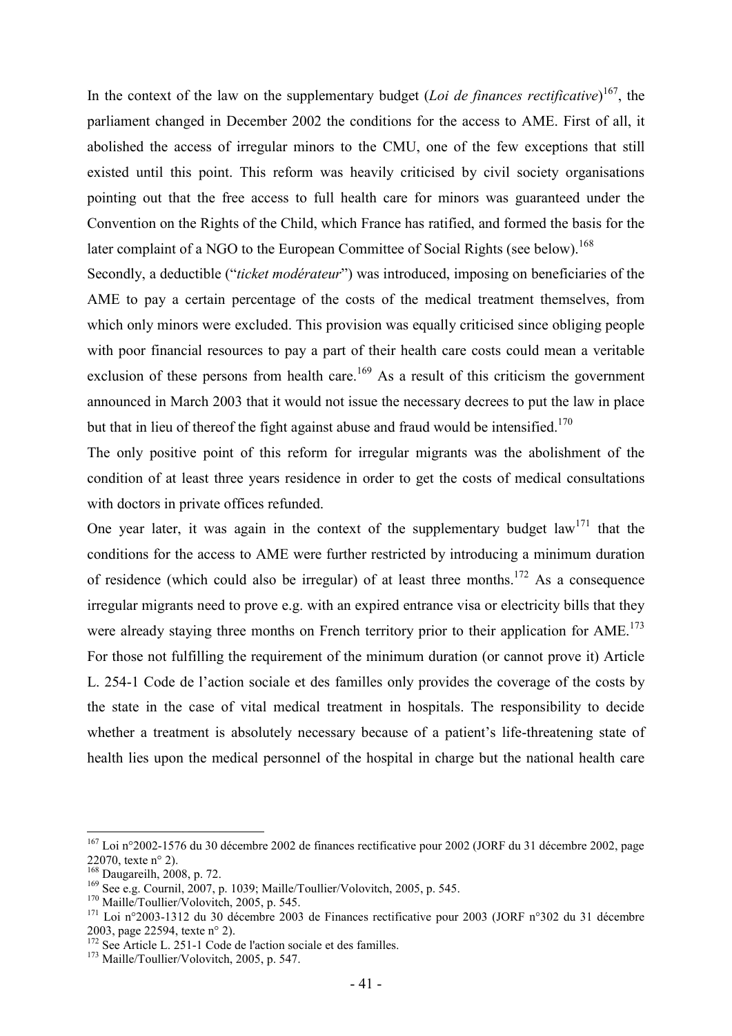In the context of the law on the supplementary budget (*Loi de finances rectificative*)[167], the parliament changed in December 2002 the conditions for the access to AME. First of all, it abolished the access of irregular minors to the CMU, one of the few exceptions that still existed until this point. This reform was heavily criticised by civil society organisations pointing out that the free access to full health care for minors was guaranteed under the Convention on the Rights of the Child, which France has ratified, and formed the basis for the later complaint of a NGO to the European Committee of Social Rights (see below).[168]

Secondly, a deductible ("*ticket modérateur*") was introduced, imposing on beneficiaries of the AME to pay a certain percentage of the costs of the medical treatment themselves, from which only minors were excluded. This provision was equally criticised since obliging people with poor financial resources to pay a part of their health care costs could mean a veritable exclusion of these persons from health care.[169] As a result of this criticism the government announced in March 2003 that it would not issue the necessary decrees to put the law in place but that in lieu of thereof the fight against abuse and fraud would be intensified.[170]

The only positive point of this reform for irregular migrants was the abolishment of the condition of at least three years residence in order to get the costs of medical consultations with doctors in private offices refunded.

One year later, it was again in the context of the supplementary budget law[171] that the conditions for the access to AME were further restricted by introducing a minimum duration of residence (which could also be irregular) of at least three months.[172] As a consequence irregular migrants need to prove e.g. with an expired entrance visa or electricity bills that they were already staying three months on French territory prior to their application for AME.[173] For those not fulfilling the requirement of the minimum duration (or cannot prove it) Article L. 254-1 Code de l'action sociale et des familles only provides the coverage of the costs by the state in the case of vital medical treatment in hospitals. The responsibility to decide whether a treatment is absolutely necessary because of a patient's life-threatening state of health lies upon the medical personnel of the hospital in charge but the national health care

---

[167] Loi n°2002-1576 du 30 décembre 2002 de finances rectificative pour 2002 (JORF du 31 décembre 2002, page 22070, texte n° 2).

[168] Daugareilh, 2008, p. 72.

[169] See e.g. Cournil, 2007, p. 1039; Maille/Toullier/Volovitch, 2005, p. 545.

[170] Maille/Toullier/Volovitch, 2005, p. 545.

[171] Loi n°2003-1312 du 30 décembre 2003 de Finances rectificative pour 2003 (JORF n°302 du 31 décembre 2003, page 22594, texte n° 2).

[172] See Article L. 251-1 Code de l'action sociale et des familles.

[173] Maille/Toullier/Volovitch, 2005, p. 547.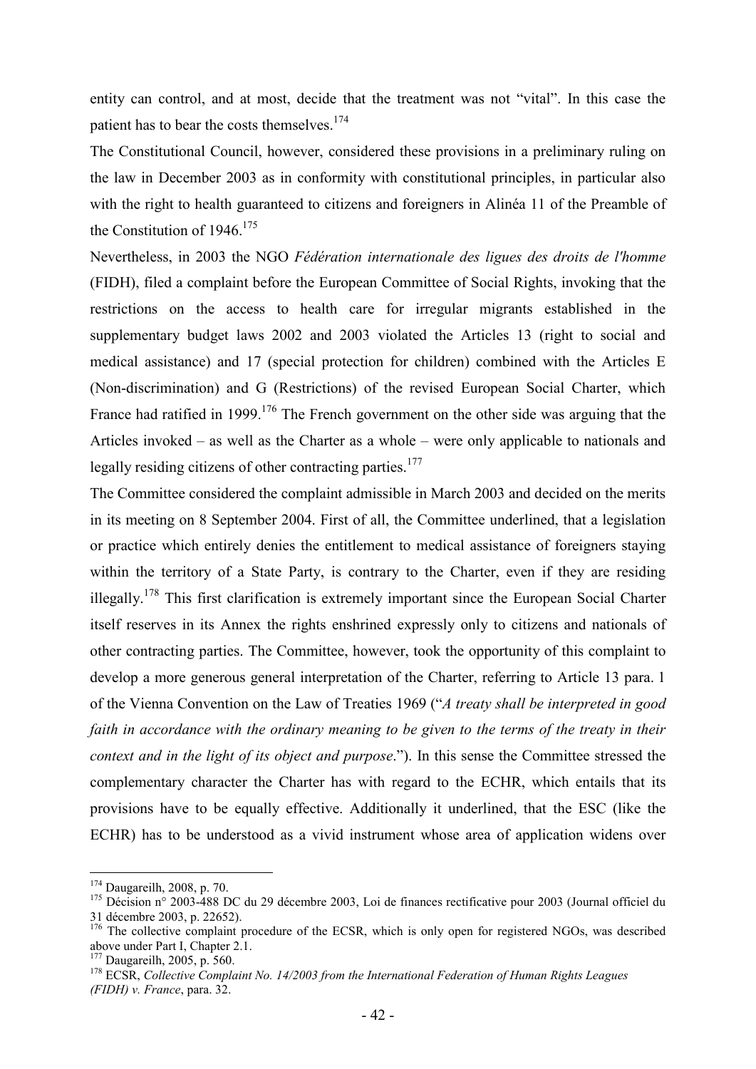entity can control, and at most, decide that the treatment was not "vital". In this case the patient has to bear the costs themselves.[174]

The Constitutional Council, however, considered these provisions in a preliminary ruling on the law in December 2003 as in conformity with constitutional principles, in particular also with the right to health guaranteed to citizens and foreigners in Alinéa 11 of the Preamble of the Constitution of 1946.[175]

Nevertheless, in 2003 the NGO *Fédération internationale des ligues des droits de l'homme* (FIDH), filed a complaint before the European Committee of Social Rights, invoking that the restrictions on the access to health care for irregular migrants established in the supplementary budget laws 2002 and 2003 violated the Articles 13 (right to social and medical assistance) and 17 (special protection for children) combined with the Articles E (Non-discrimination) and G (Restrictions) of the revised European Social Charter, which France had ratified in 1999.[176] The French government on the other side was arguing that the Articles invoked – as well as the Charter as a whole – were only applicable to nationals and legally residing citizens of other contracting parties.[177]

The Committee considered the complaint admissible in March 2003 and decided on the merits in its meeting on 8 September 2004. First of all, the Committee underlined, that a legislation or practice which entirely denies the entitlement to medical assistance of foreigners staying within the territory of a State Party, is contrary to the Charter, even if they are residing illegally.[178] This first clarification is extremely important since the European Social Charter itself reserves in its Annex the rights enshrined expressly only to citizens and nationals of other contracting parties. The Committee, however, took the opportunity of this complaint to develop a more generous general interpretation of the Charter, referring to Article 13 para. 1 of the Vienna Convention on the Law of Treaties 1969 ("*A treaty shall be interpreted in good faith in accordance with the ordinary meaning to be given to the terms of the treaty in their context and in the light of its object and purpose*."). In this sense the Committee stressed the complementary character the Charter has with regard to the ECHR, which entails that its provisions have to be equally effective. Additionally it underlined, that the ESC (like the ECHR) has to be understood as a vivid instrument whose area of application widens over

---

[174] Daugareilh, 2008, p. 70.

[175] Décision n° 2003-488 DC du 29 décembre 2003, Loi de finances rectificative pour 2003 (Journal officiel du 31 décembre 2003, p. 22652).

[176] The collective complaint procedure of the ECSR, which is only open for registered NGOs, was described above under Part I, Chapter 2.1.

[177] Daugareilh, 2005, p. 560.

[178] ECSR, *Collective Complaint No. 14/2003 from the International Federation of Human Rights Leagues (FIDH) v. France*, para. 32.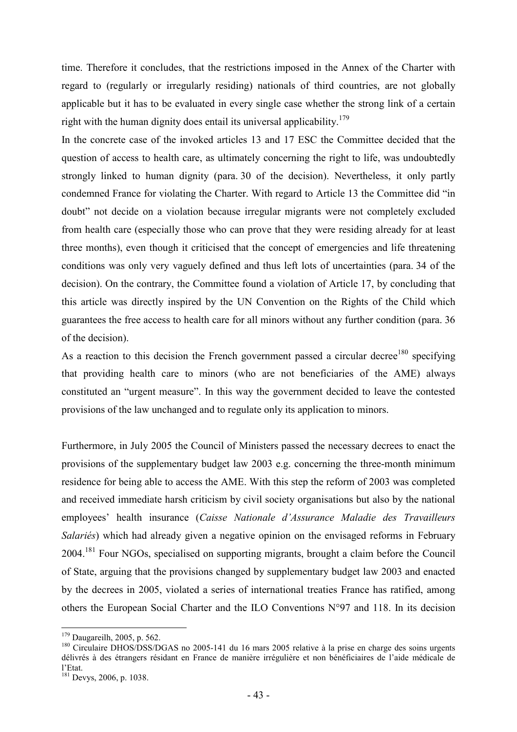time. Therefore it concludes, that the restrictions imposed in the Annex of the Charter with regard to (regularly or irregularly residing) nationals of third countries, are not globally applicable but it has to be evaluated in every single case whether the strong link of a certain right with the human dignity does entail its universal applicability.[179]

In the concrete case of the invoked articles 13 and 17 ESC the Committee decided that the question of access to health care, as ultimately concerning the right to life, was undoubtedly strongly linked to human dignity (para. 30 of the decision). Nevertheless, it only partly condemned France for violating the Charter. With regard to Article 13 the Committee did "in doubt" not decide on a violation because irregular migrants were not completely excluded from health care (especially those who can prove that they were residing already for at least three months), even though it criticised that the concept of emergencies and life threatening conditions was only very vaguely defined and thus left lots of uncertainties (para. 34 of the decision). On the contrary, the Committee found a violation of Article 17, by concluding that this article was directly inspired by the UN Convention on the Rights of the Child which guarantees the free access to health care for all minors without any further condition (para. 36 of the decision).

As a reaction to this decision the French government passed a circular decree[180] specifying that providing health care to minors (who are not beneficiaries of the AME) always constituted an "urgent measure". In this way the government decided to leave the contested provisions of the law unchanged and to regulate only its application to minors.

Furthermore, in July 2005 the Council of Ministers passed the necessary decrees to enact the provisions of the supplementary budget law 2003 e.g. concerning the three-month minimum residence for being able to access the AME. With this step the reform of 2003 was completed and received immediate harsh criticism by civil society organisations but also by the national employees' health insurance (*Caisse Nationale d'Assurance Maladie des Travailleurs Salariés*) which had already given a negative opinion on the envisaged reforms in February 2004.[181] Four NGOs, specialised on supporting migrants, brought a claim before the Council of State, arguing that the provisions changed by supplementary budget law 2003 and enacted by the decrees in 2005, violated a series of international treaties France has ratified, among others the European Social Charter and the ILO Conventions N°97 and 118. In its decision

---

[179] Daugareilh, 2005, p. 562.

[180] Circulaire DHOS/DSS/DGAS no 2005-141 du 16 mars 2005 relative à la prise en charge des soins urgents délivrés à des étrangers résidant en France de manière irrégulière et non bénéficiaires de l'aide médicale de l'Etat.

[181] Devys, 2006, p. 1038.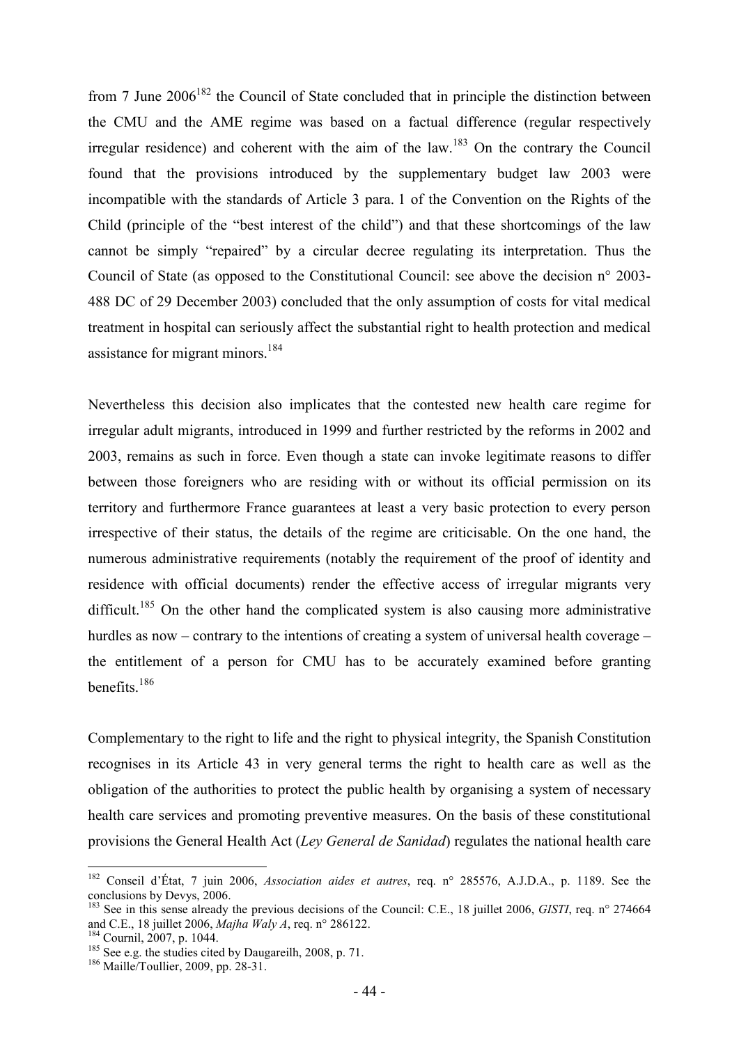from 7 June 2006[182] the Council of State concluded that in principle the distinction between the CMU and the AME regime was based on a factual difference (regular respectively irregular residence) and coherent with the aim of the law.[183] On the contrary the Council found that the provisions introduced by the supplementary budget law 2003 were incompatible with the standards of Article 3 para. 1 of the Convention on the Rights of the Child (principle of the "best interest of the child") and that these shortcomings of the law cannot be simply "repaired" by a circular decree regulating its interpretation. Thus the Council of State (as opposed to the Constitutional Council: see above the decision n° 2003-488 DC of 29 December 2003) concluded that the only assumption of costs for vital medical treatment in hospital can seriously affect the substantial right to health protection and medical assistance for migrant minors.[184]

Nevertheless this decision also implicates that the contested new health care regime for irregular adult migrants, introduced in 1999 and further restricted by the reforms in 2002 and 2003, remains as such in force. Even though a state can invoke legitimate reasons to differ between those foreigners who are residing with or without its official permission on its territory and furthermore France guarantees at least a very basic protection to every person irrespective of their status, the details of the regime are criticisable. On the one hand, the numerous administrative requirements (notably the requirement of the proof of identity and residence with official documents) render the effective access of irregular migrants very difficult.[185] On the other hand the complicated system is also causing more administrative hurdles as now – contrary to the intentions of creating a system of universal health coverage – the entitlement of a person for CMU has to be accurately examined before granting benefits.[186]

Complementary to the right to life and the right to physical integrity, the Spanish Constitution recognises in its Article 43 in very general terms the right to health care as well as the obligation of the authorities to protect the public health by organising a system of necessary health care services and promoting preventive measures. On the basis of these constitutional provisions the General Health Act (*Ley General de Sanidad*) regulates the national health care

---

[182] Conseil d'État, 7 juin 2006, *Association aides et autres*, req. n° 285576, A.J.D.A., p. 1189. See the conclusions by Devys, 2006.

[183] See in this sense already the previous decisions of the Council: C.E., 18 juillet 2006, *GISTI*, req. n° 274664 and C.E., 18 juillet 2006, *Majha Waly A*, req. n° 286122.

[184] Cournil, 2007, p. 1044.

[185] See e.g. the studies cited by Daugareilh, 2008, p. 71.

[186] Maille/Toullier, 2009, pp. 28-31.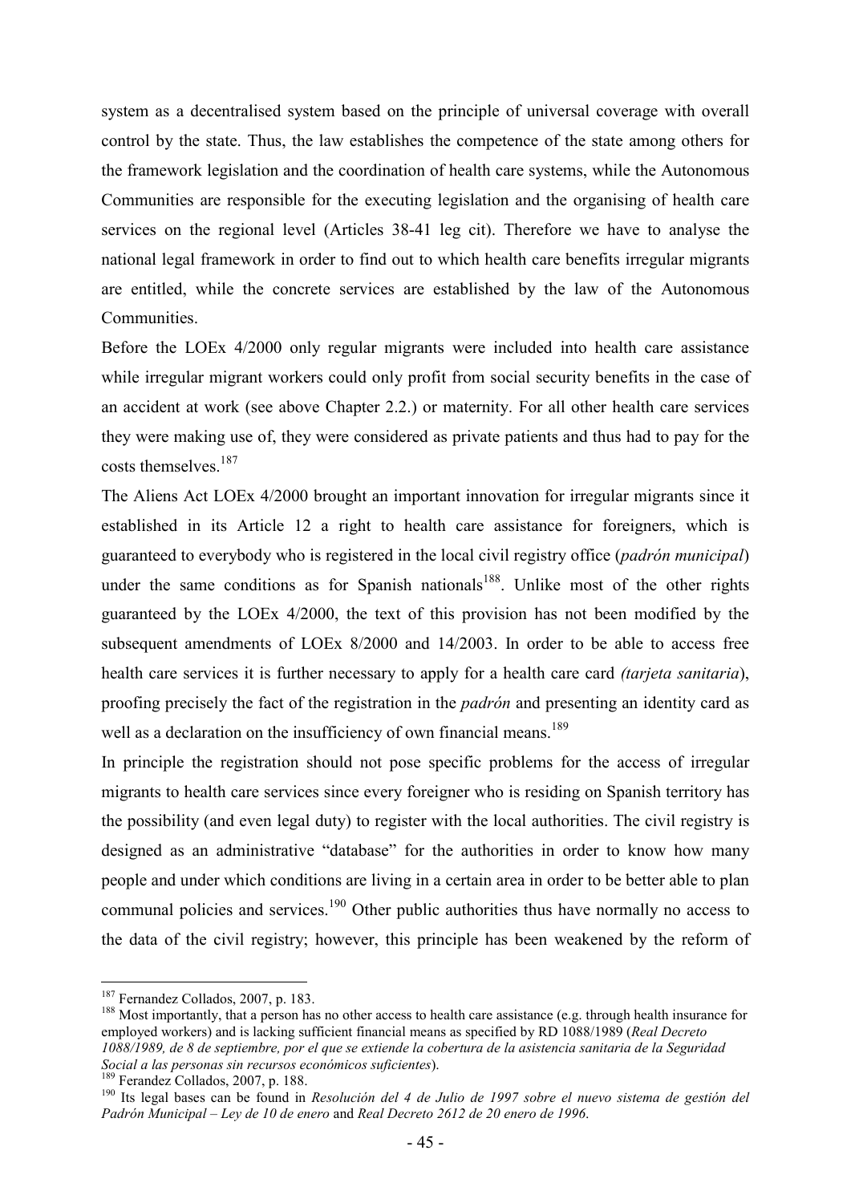system as a decentralised system based on the principle of universal coverage with overall control by the state. Thus, the law establishes the competence of the state among others for the framework legislation and the coordination of health care systems, while the Autonomous Communities are responsible for the executing legislation and the organising of health care services on the regional level (Articles 38-41 leg cit). Therefore we have to analyse the national legal framework in order to find out to which health care benefits irregular migrants are entitled, while the concrete services are established by the law of the Autonomous Communities.

Before the LOEx 4/2000 only regular migrants were included into health care assistance while irregular migrant workers could only profit from social security benefits in the case of an accident at work (see above Chapter 2.2.) or maternity. For all other health care services they were making use of, they were considered as private patients and thus had to pay for the costs themselves.[187]

The Aliens Act LOEx 4/2000 brought an important innovation for irregular migrants since it established in its Article 12 a right to health care assistance for foreigners, which is guaranteed to everybody who is registered in the local civil registry office (*padrón municipal*) under the same conditions as for Spanish nationals[188]. Unlike most of the other rights guaranteed by the LOEx 4/2000, the text of this provision has not been modified by the subsequent amendments of LOEx 8/2000 and 14/2003. In order to be able to access free health care services it is further necessary to apply for a health care card *(tarjeta sanitaria*), proofing precisely the fact of the registration in the *padrón* and presenting an identity card as well as a declaration on the insufficiency of own financial means.[189]

In principle the registration should not pose specific problems for the access of irregular migrants to health care services since every foreigner who is residing on Spanish territory has the possibility (and even legal duty) to register with the local authorities. The civil registry is designed as an administrative "database" for the authorities in order to know how many people and under which conditions are living in a certain area in order to be better able to plan communal policies and services.[190] Other public authorities thus have normally no access to the data of the civil registry; however, this principle has been weakened by the reform of

---

[187] Fernandez Collados, 2007, p. 183.

[188] Most importantly, that a person has no other access to health care assistance (e.g. through health insurance for employed workers) and is lacking sufficient financial means as specified by RD 1088/1989 (*Real Decreto 1088/1989, de 8 de septiembre, por el que se extiende la cobertura de la asistencia sanitaria de la Seguridad Social a las personas sin recursos económicos suficientes*).

[189] Ferandez Collados, 2007, p. 188.

[190] Its legal bases can be found in *Resolución del 4 de Julio de 1997 sobre el nuevo sistema de gestión del Padrón Municipal – Ley de 10 de enero* and *Real Decreto 2612 de 20 enero de 1996*.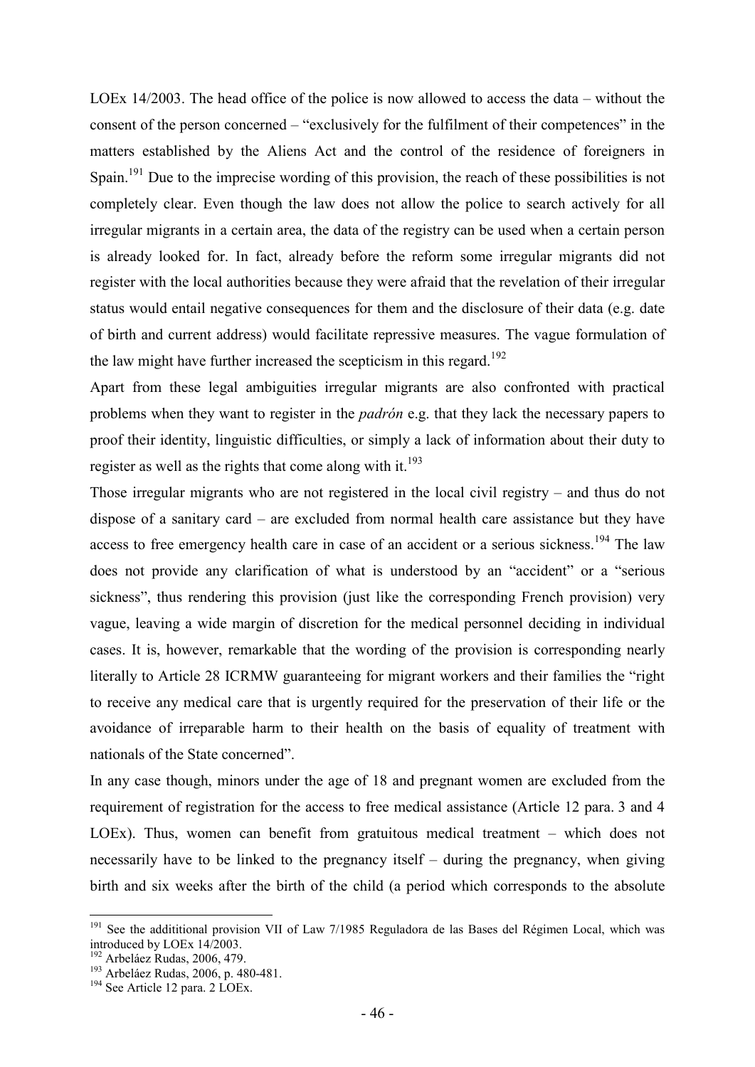LOEx 14/2003. The head office of the police is now allowed to access the data – without the consent of the person concerned – "exclusively for the fulfilment of their competences" in the matters established by the Aliens Act and the control of the residence of foreigners in Spain.[191] Due to the imprecise wording of this provision, the reach of these possibilities is not completely clear. Even though the law does not allow the police to search actively for all irregular migrants in a certain area, the data of the registry can be used when a certain person is already looked for. In fact, already before the reform some irregular migrants did not register with the local authorities because they were afraid that the revelation of their irregular status would entail negative consequences for them and the disclosure of their data (e.g. date of birth and current address) would facilitate repressive measures. The vague formulation of the law might have further increased the scepticism in this regard.[192]

Apart from these legal ambiguities irregular migrants are also confronted with practical problems when they want to register in the *padrón* e.g. that they lack the necessary papers to proof their identity, linguistic difficulties, or simply a lack of information about their duty to register as well as the rights that come along with it.[193]

Those irregular migrants who are not registered in the local civil registry – and thus do not dispose of a sanitary card – are excluded from normal health care assistance but they have access to free emergency health care in case of an accident or a serious sickness.[194] The law does not provide any clarification of what is understood by an "accident" or a "serious sickness", thus rendering this provision (just like the corresponding French provision) very vague, leaving a wide margin of discretion for the medical personnel deciding in individual cases. It is, however, remarkable that the wording of the provision is corresponding nearly literally to Article 28 ICRMW guaranteeing for migrant workers and their families the "right to receive any medical care that is urgently required for the preservation of their life or the avoidance of irreparable harm to their health on the basis of equality of treatment with nationals of the State concerned".

In any case though, minors under the age of 18 and pregnant women are excluded from the requirement of registration for the access to free medical assistance (Article 12 para. 3 and 4 LOEx). Thus, women can benefit from gratuitous medical treatment – which does not necessarily have to be linked to the pregnancy itself – during the pregnancy, when giving birth and six weeks after the birth of the child (a period which corresponds to the absolute

---

[191] See the addititional provision VII of Law 7/1985 Reguladora de las Bases del Régimen Local, which was introduced by LOEx 14/2003.

[192] Arbeláez Rudas, 2006, 479.

[193] Arbeláez Rudas, 2006, p. 480-481.

[194] See Article 12 para. 2 LOEx.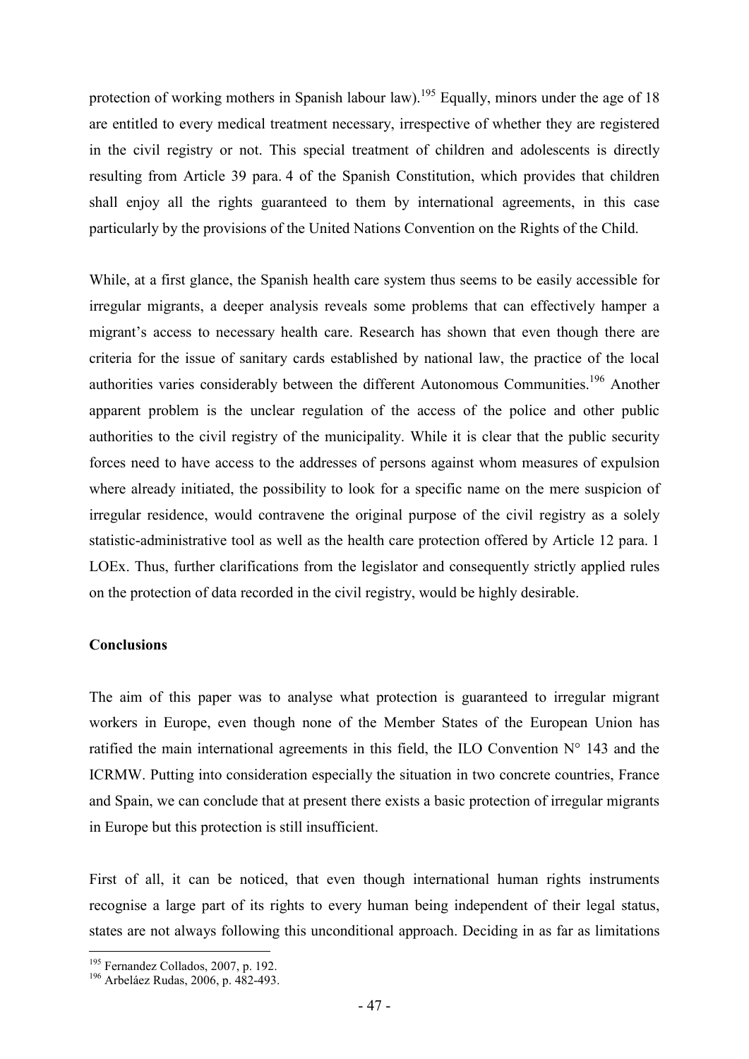protection of working mothers in Spanish labour law).[195] Equally, minors under the age of 18 are entitled to every medical treatment necessary, irrespective of whether they are registered in the civil registry or not. This special treatment of children and adolescents is directly resulting from Article 39 para. 4 of the Spanish Constitution, which provides that children shall enjoy all the rights guaranteed to them by international agreements, in this case particularly by the provisions of the United Nations Convention on the Rights of the Child.

While, at a first glance, the Spanish health care system thus seems to be easily accessible for irregular migrants, a deeper analysis reveals some problems that can effectively hamper a migrant's access to necessary health care. Research has shown that even though there are criteria for the issue of sanitary cards established by national law, the practice of the local authorities varies considerably between the different Autonomous Communities.[196] Another apparent problem is the unclear regulation of the access of the police and other public authorities to the civil registry of the municipality. While it is clear that the public security forces need to have access to the addresses of persons against whom measures of expulsion where already initiated, the possibility to look for a specific name on the mere suspicion of irregular residence, would contravene the original purpose of the civil registry as a solely statistic-administrative tool as well as the health care protection offered by Article 12 para. 1 LOEx. Thus, further clarifications from the legislator and consequently strictly applied rules on the protection of data recorded in the civil registry, would be highly desirable.

## Conclusions

The aim of this paper was to analyse what protection is guaranteed to irregular migrant workers in Europe, even though none of the Member States of the European Union has ratified the main international agreements in this field, the ILO Convention N° 143 and the ICRMW. Putting into consideration especially the situation in two concrete countries, France and Spain, we can conclude that at present there exists a basic protection of irregular migrants in Europe but this protection is still insufficient.

First of all, it can be noticed, that even though international human rights instruments recognise a large part of its rights to every human being independent of their legal status, states are not always following this unconditional approach. Deciding in as far as limitations

---

[195] Fernandez Collados, 2007, p. 192.

[196] Arbeláez Rudas, 2006, p. 482-493.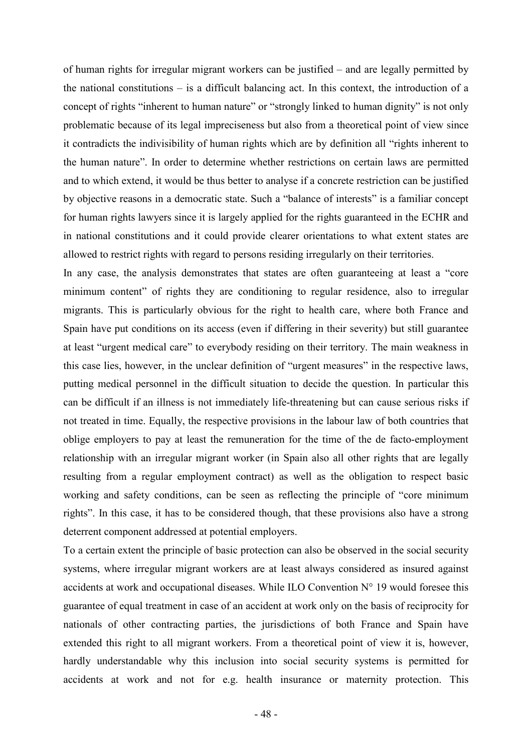of human rights for irregular migrant workers can be justified – and are legally permitted by the national constitutions – is a difficult balancing act. In this context, the introduction of a concept of rights "inherent to human nature" or "strongly linked to human dignity" is not only problematic because of its legal impreciseness but also from a theoretical point of view since it contradicts the indivisibility of human rights which are by definition all "rights inherent to the human nature". In order to determine whether restrictions on certain laws are permitted and to which extend, it would be thus better to analyse if a concrete restriction can be justified by objective reasons in a democratic state. Such a "balance of interests" is a familiar concept for human rights lawyers since it is largely applied for the rights guaranteed in the ECHR and in national constitutions and it could provide clearer orientations to what extent states are allowed to restrict rights with regard to persons residing irregularly on their territories.

In any case, the analysis demonstrates that states are often guaranteeing at least a "core minimum content" of rights they are conditioning to regular residence, also to irregular migrants. This is particularly obvious for the right to health care, where both France and Spain have put conditions on its access (even if differing in their severity) but still guarantee at least "urgent medical care" to everybody residing on their territory. The main weakness in this case lies, however, in the unclear definition of "urgent measures" in the respective laws, putting medical personnel in the difficult situation to decide the question. In particular this can be difficult if an illness is not immediately life-threatening but can cause serious risks if not treated in time. Equally, the respective provisions in the labour law of both countries that oblige employers to pay at least the remuneration for the time of the de facto-employment relationship with an irregular migrant worker (in Spain also all other rights that are legally resulting from a regular employment contract) as well as the obligation to respect basic working and safety conditions, can be seen as reflecting the principle of "core minimum rights". In this case, it has to be considered though, that these provisions also have a strong deterrent component addressed at potential employers.

To a certain extent the principle of basic protection can also be observed in the social security systems, where irregular migrant workers are at least always considered as insured against accidents at work and occupational diseases. While ILO Convention N° 19 would foresee this guarantee of equal treatment in case of an accident at work only on the basis of reciprocity for nationals of other contracting parties, the jurisdictions of both France and Spain have extended this right to all migrant workers. From a theoretical point of view it is, however, hardly understandable why this inclusion into social security systems is permitted for accidents at work and not for e.g. health insurance or maternity protection. This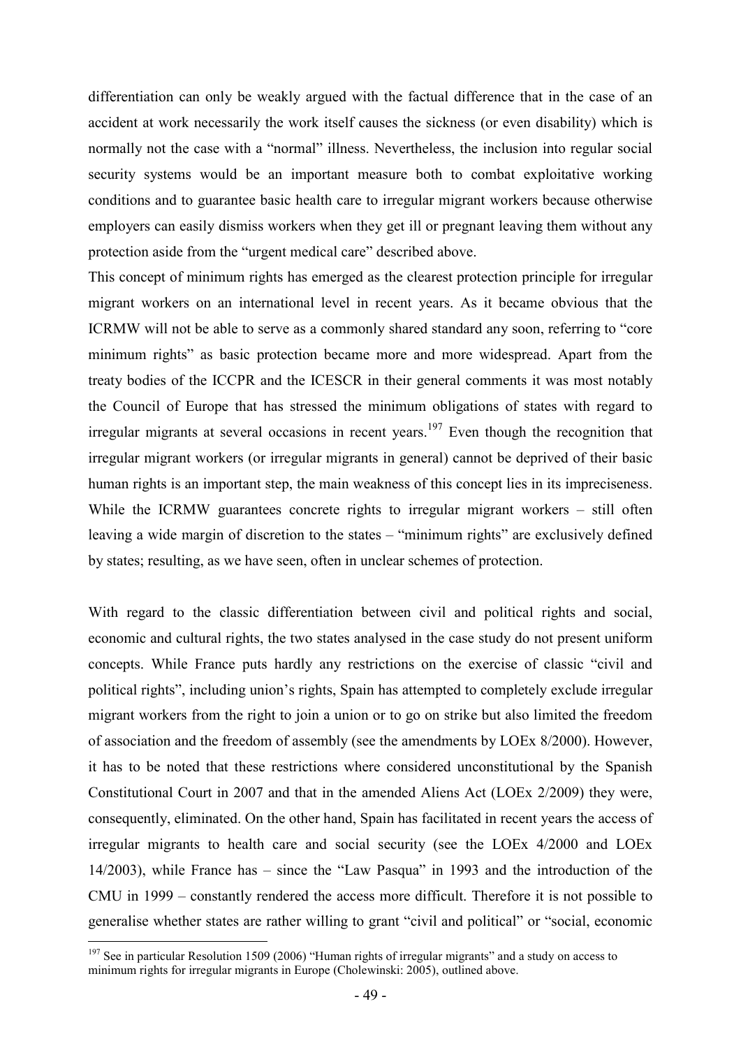differentiation can only be weakly argued with the factual difference that in the case of an accident at work necessarily the work itself causes the sickness (or even disability) which is normally not the case with a "normal" illness. Nevertheless, the inclusion into regular social security systems would be an important measure both to combat exploitative working conditions and to guarantee basic health care to irregular migrant workers because otherwise employers can easily dismiss workers when they get ill or pregnant leaving them without any protection aside from the "urgent medical care" described above.

This concept of minimum rights has emerged as the clearest protection principle for irregular migrant workers on an international level in recent years. As it became obvious that the ICRMW will not be able to serve as a commonly shared standard any soon, referring to "core minimum rights" as basic protection became more and more widespread. Apart from the treaty bodies of the ICCPR and the ICESCR in their general comments it was most notably the Council of Europe that has stressed the minimum obligations of states with regard to irregular migrants at several occasions in recent years.[197] Even though the recognition that irregular migrant workers (or irregular migrants in general) cannot be deprived of their basic human rights is an important step, the main weakness of this concept lies in its impreciseness. While the ICRMW guarantees concrete rights to irregular migrant workers – still often leaving a wide margin of discretion to the states – "minimum rights" are exclusively defined by states; resulting, as we have seen, often in unclear schemes of protection.

With regard to the classic differentiation between civil and political rights and social, economic and cultural rights, the two states analysed in the case study do not present uniform concepts. While France puts hardly any restrictions on the exercise of classic "civil and political rights", including union's rights, Spain has attempted to completely exclude irregular migrant workers from the right to join a union or to go on strike but also limited the freedom of association and the freedom of assembly (see the amendments by LOEx 8/2000). However, it has to be noted that these restrictions where considered unconstitutional by the Spanish Constitutional Court in 2007 and that in the amended Aliens Act (LOEx 2/2009) they were, consequently, eliminated. On the other hand, Spain has facilitated in recent years the access of irregular migrants to health care and social security (see the LOEx 4/2000 and LOEx 14/2003), while France has – since the "Law Pasqua" in 1993 and the introduction of the CMU in 1999 – constantly rendered the access more difficult. Therefore it is not possible to generalise whether states are rather willing to grant "civil and political" or "social, economic

[197] See in particular Resolution 1509 (2006) "Human rights of irregular migrants" and a study on access to minimum rights for irregular migrants in Europe (Cholewinski: 2005), outlined above.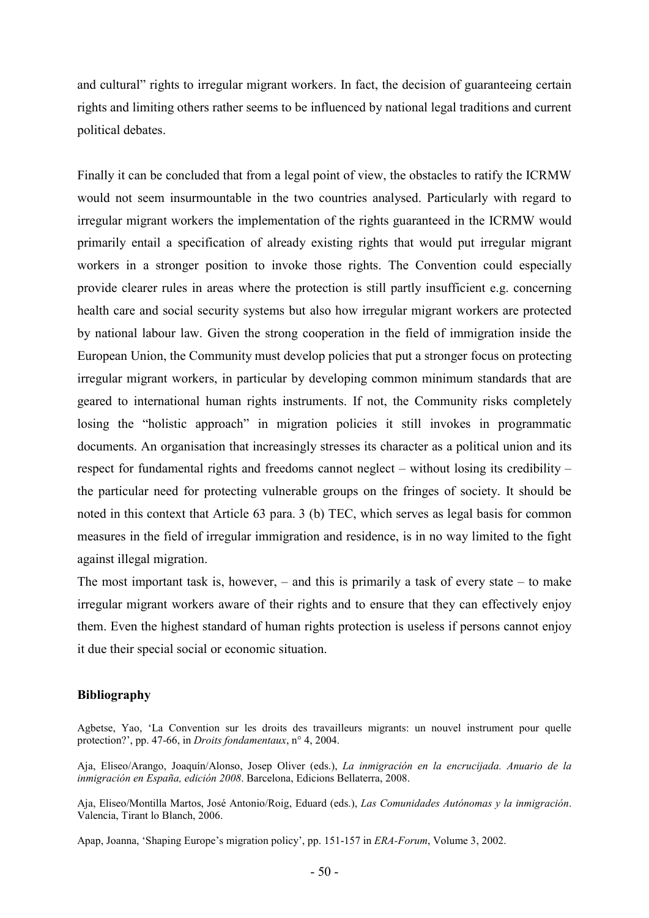and cultural" rights to irregular migrant workers. In fact, the decision of guaranteeing certain rights and limiting others rather seems to be influenced by national legal traditions and current political debates.

Finally it can be concluded that from a legal point of view, the obstacles to ratify the ICRMW would not seem insurmountable in the two countries analysed. Particularly with regard to irregular migrant workers the implementation of the rights guaranteed in the ICRMW would primarily entail a specification of already existing rights that would put irregular migrant workers in a stronger position to invoke those rights. The Convention could especially provide clearer rules in areas where the protection is still partly insufficient e.g. concerning health care and social security systems but also how irregular migrant workers are protected by national labour law. Given the strong cooperation in the field of immigration inside the European Union, the Community must develop policies that put a stronger focus on protecting irregular migrant workers, in particular by developing common minimum standards that are geared to international human rights instruments. If not, the Community risks completely losing the "holistic approach" in migration policies it still invokes in programmatic documents. An organisation that increasingly stresses its character as a political union and its respect for fundamental rights and freedoms cannot neglect – without losing its credibility – the particular need for protecting vulnerable groups on the fringes of society. It should be noted in this context that Article 63 para. 3 (b) TEC, which serves as legal basis for common measures in the field of irregular immigration and residence, is in no way limited to the fight against illegal migration.

The most important task is, however, – and this is primarily a task of every state – to make irregular migrant workers aware of their rights and to ensure that they can effectively enjoy them. Even the highest standard of human rights protection is useless if persons cannot enjoy it due their special social or economic situation.

## Bibliography

Agbetse, Yao, 'La Convention sur les droits des travailleurs migrants: un nouvel instrument pour quelle protection?', pp. 47-66, in *Droits fondamentaux*, n° 4, 2004.

Aja, Eliseo/Arango, Joaquín/Alonso, Josep Oliver (eds.), *La inmigración en la encrucijada. Anuario de la inmigración en España, edición 2008*. Barcelona, Edicions Bellaterra, 2008.

Aja, Eliseo/Montilla Martos, José Antonio/Roig, Eduard (eds.), *Las Comunidades Autónomas y la inmigración*. Valencia, Tirant lo Blanch, 2006.

Apap, Joanna, 'Shaping Europe's migration policy', pp. 151-157 in *ERA-Forum*, Volume 3, 2002.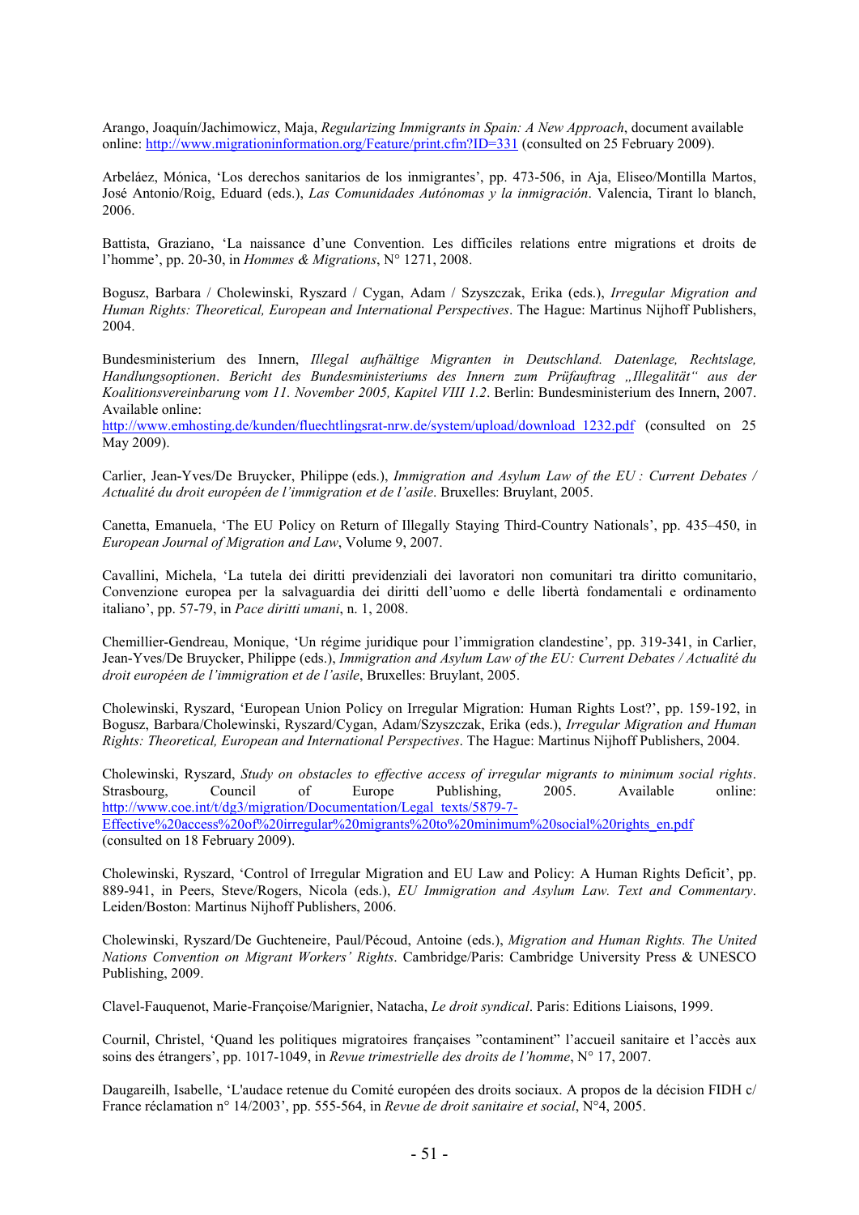Arango, Joaquín/Jachimowicz, Maja, *Regularizing Immigrants in Spain: A New Approach*, document available online: http://www.migrationinformation.org/Feature/print.cfm?ID=331 (consulted on 25 February 2009).

Arbeláez, Mónica, 'Los derechos sanitarios de los inmigrantes', pp. 473-506, in Aja, Eliseo/Montilla Martos, José Antonio/Roig, Eduard (eds.), *Las Comunidades Autónomas y la inmigración*. Valencia, Tirant lo blanch, 2006.

Battista, Graziano, 'La naissance d'une Convention. Les difficiles relations entre migrations et droits de l'homme', pp. 20-30, in *Hommes & Migrations*, N° 1271, 2008.

Bogusz, Barbara / Cholewinski, Ryszard / Cygan, Adam / Szyszczak, Erika (eds.), *Irregular Migration and Human Rights: Theoretical, European and International Perspectives*. The Hague: Martinus Nijhoff Publishers, 2004.

Bundesministerium des Innern, *Illegal aufhältige Migranten in Deutschland. Datenlage, Rechtslage, Handlungsoptionen*. *Bericht des Bundesministeriums des Innern zum Prüfauftrag „Illegalität" aus der Koalitionsvereinbarung vom 11. November 2005, Kapitel VIII 1.2*. Berlin: Bundesministerium des Innern, 2007. Available online:
http://www.emhosting.de/kunden/fluechtlingsrat-nrw.de/system/upload/download_1232.pdf (consulted on 25 May 2009).

Carlier, Jean-Yves/De Bruycker, Philippe (eds.), *Immigration and Asylum Law of the EU : Current Debates / Actualité du droit européen de l'immigration et de l'asile*. Bruxelles: Bruylant, 2005.

Canetta, Emanuela, 'The EU Policy on Return of Illegally Staying Third-Country Nationals', pp. 435–450, in *European Journal of Migration and Law*, Volume 9, 2007.

Cavallini, Michela, 'La tutela dei diritti previdenziali dei lavoratori non comunitari tra diritto comunitario, Convenzione europea per la salvaguardia dei diritti dell'uomo e delle libertà fondamentali e ordinamento italiano', pp. 57-79, in *Pace diritti umani*, n. 1, 2008.

Chemillier-Gendreau, Monique, 'Un régime juridique pour l'immigration clandestine', pp. 319-341, in Carlier, Jean-Yves/De Bruycker, Philippe (eds.), *Immigration and Asylum Law of the EU: Current Debates / Actualité du droit européen de l'immigration et de l'asile*, Bruxelles: Bruylant, 2005.

Cholewinski, Ryszard, 'European Union Policy on Irregular Migration: Human Rights Lost?', pp. 159-192, in Bogusz, Barbara/Cholewinski, Ryszard/Cygan, Adam/Szyszczak, Erika (eds.), *Irregular Migration and Human Rights: Theoretical, European and International Perspectives*. The Hague: Martinus Nijhoff Publishers, 2004.

Cholewinski, Ryszard, *Study on obstacles to effective access of irregular migrants to minimum social rights*. Strasbourg, Council of Europe Publishing, 2005. Available online: http://www.coe.int/t/dg3/migration/Documentation/Legal_texts/5879-7-Effective%20access%20of%20irregular%20migrants%20to%20minimum%20social%20rights_en.pdf (consulted on 18 February 2009).

Cholewinski, Ryszard, 'Control of Irregular Migration and EU Law and Policy: A Human Rights Deficit', pp. 889-941, in Peers, Steve/Rogers, Nicola (eds.), *EU Immigration and Asylum Law. Text and Commentary*. Leiden/Boston: Martinus Nijhoff Publishers, 2006.

Cholewinski, Ryszard/De Guchteneire, Paul/Pécoud, Antoine (eds.), *Migration and Human Rights. The United Nations Convention on Migrant Workers' Rights*. Cambridge/Paris: Cambridge University Press & UNESCO Publishing, 2009.

Clavel-Fauquenot, Marie-Françoise/Marignier, Natacha, *Le droit syndical*. Paris: Editions Liaisons, 1999.

Cournil, Christel, 'Quand les politiques migratoires françaises "contaminent" l'accueil sanitaire et l'accès aux soins des étrangers', pp. 1017-1049, in *Revue trimestrielle des droits de l'homme*, N° 17, 2007.

Daugareilh, Isabelle, 'L'audace retenue du Comité européen des droits sociaux. A propos de la décision FIDH c/ France réclamation n° 14/2003', pp. 555-564, in *Revue de droit sanitaire et social*, N°4, 2005.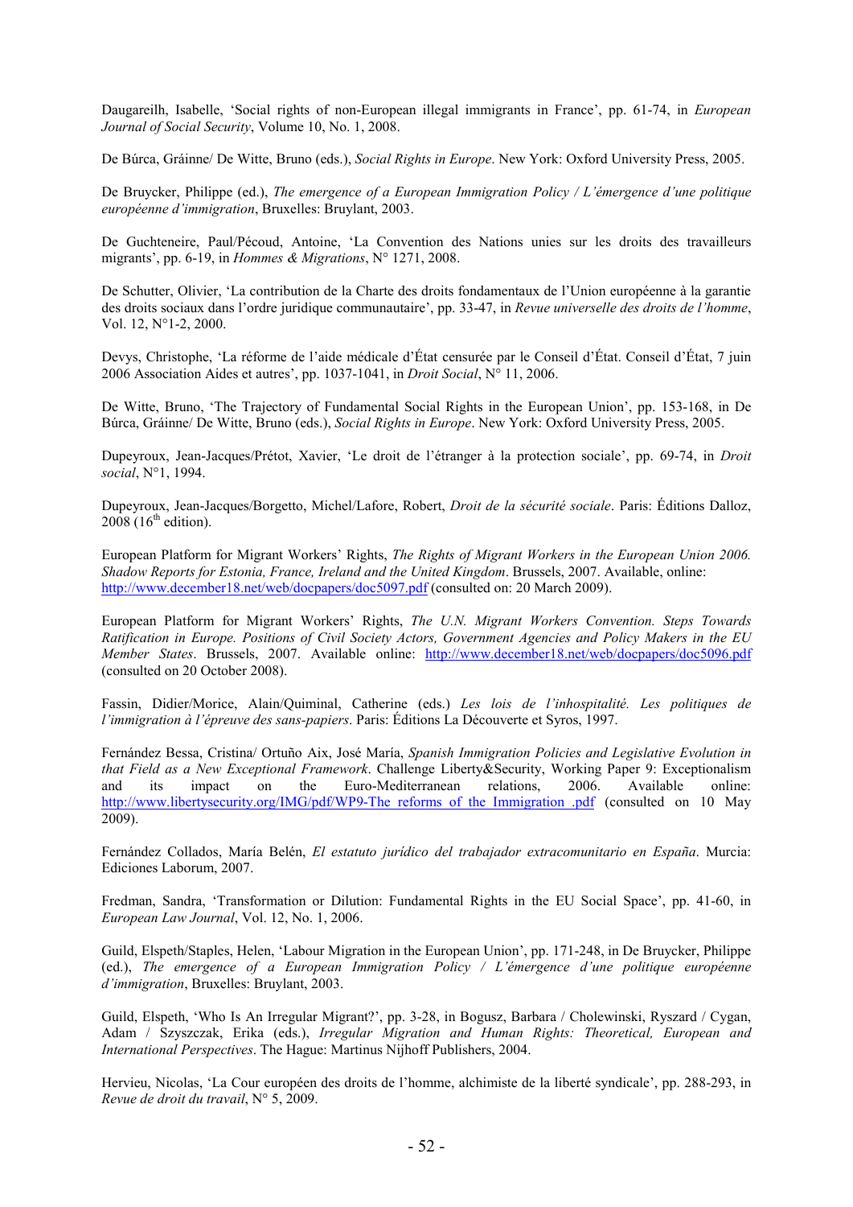Daugareilh, Isabelle, 'Social rights of non-European illegal immigrants in France', pp. 61-74, in *European Journal of Social Security*, Volume 10, No. 1, 2008.

De Búrca, Gráinne/ De Witte, Bruno (eds.), *Social Rights in Europe*. New York: Oxford University Press, 2005.

De Bruycker, Philippe (ed.), *The emergence of a European Immigration Policy / L'émergence d'une politique européenne d'immigration*, Bruxelles: Bruylant, 2003.

De Guchteneire, Paul/Pécoud, Antoine, 'La Convention des Nations unies sur les droits des travailleurs migrants', pp. 6-19, in *Hommes & Migrations*, N° 1271, 2008.

De Schutter, Olivier, 'La contribution de la Charte des droits fondamentaux de l'Union européenne à la garantie des droits sociaux dans l'ordre juridique communautaire', pp. 33-47, in *Revue universelle des droits de l'homme*, Vol. 12, N°1-2, 2000.

Devys, Christophe, 'La réforme de l'aide médicale d'État censurée par le Conseil d'État. Conseil d'État, 7 juin 2006 Association Aides et autres', pp. 1037-1041, in *Droit Social*, N° 11, 2006.

De Witte, Bruno, 'The Trajectory of Fundamental Social Rights in the European Union', pp. 153-168, in De Búrca, Gráinne/ De Witte, Bruno (eds.), *Social Rights in Europe*. New York: Oxford University Press, 2005.

Dupeyroux, Jean-Jacques/Prétot, Xavier, 'Le droit de l'étranger à la protection sociale', pp. 69-74, in *Droit social*, N°1, 1994.

Dupeyroux, Jean-Jacques/Borgetto, Michel/Lafore, Robert, *Droit de la sécurité sociale*. Paris: Éditions Dalloz, 2008 (16th edition).

European Platform for Migrant Workers' Rights, *The Rights of Migrant Workers in the European Union 2006. Shadow Reports for Estonia, France, Ireland and the United Kingdom*. Brussels, 2007. Available, online: http://www.december18.net/web/docpapers/doc5097.pdf (consulted on: 20 March 2009).

European Platform for Migrant Workers' Rights, *The U.N. Migrant Workers Convention. Steps Towards Ratification in Europe. Positions of Civil Society Actors, Government Agencies and Policy Makers in the EU Member States*. Brussels, 2007. Available online: http://www.december18.net/web/docpapers/doc5096.pdf (consulted on 20 October 2008).

Fassin, Didier/Morice, Alain/Quiminal, Catherine (eds.) *Les lois de l'inhospitalité. Les politiques de l'immigration à l'épreuve des sans-papiers*. Paris: Éditions La Découverte et Syros, 1997.

Fernández Bessa, Cristina/ Ortuño Aix, José María, *Spanish Immigration Policies and Legislative Evolution in that Field as a New Exceptional Framework*. Challenge Liberty&Security, Working Paper 9: Exceptionalism and its impact on the Euro-Mediterranean relations, 2006. Available online: http://www.libertysecurity.org/IMG/pdf/WP9-The_reforms_of_the_Immigration_.pdf (consulted on 10 May 2009).

Fernández Collados, María Belén, *El estatuto jurídico del trabajador extracomunitario en España*. Murcia: Ediciones Laborum, 2007.

Fredman, Sandra, 'Transformation or Dilution: Fundamental Rights in the EU Social Space', pp. 41-60, in *European Law Journal*, Vol. 12, No. 1, 2006.

Guild, Elspeth/Staples, Helen, 'Labour Migration in the European Union', pp. 171-248, in De Bruycker, Philippe (ed.), *The emergence of a European Immigration Policy / L'émergence d'une politique européenne d'immigration*, Bruxelles: Bruylant, 2003.

Guild, Elspeth, 'Who Is An Irregular Migrant?', pp. 3-28, in Bogusz, Barbara / Cholewinski, Ryszard / Cygan, Adam / Szyszczak, Erika (eds.), *Irregular Migration and Human Rights: Theoretical, European and International Perspectives*. The Hague: Martinus Nijhoff Publishers, 2004.

Hervieu, Nicolas, 'La Cour européen des droits de l'homme, alchimiste de la liberté syndicale', pp. 288-293, in *Revue de droit du travail*, N° 5, 2009.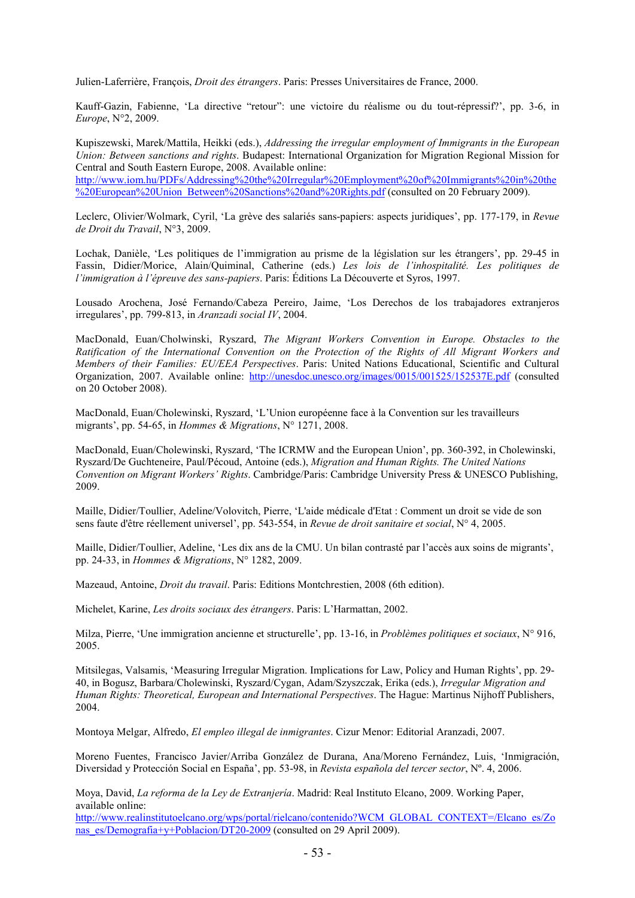Julien-Laferrière, François, *Droit des étrangers*. Paris: Presses Universitaires de France, 2000.

Kauff-Gazin, Fabienne, 'La directive "retour": une victoire du réalisme ou du tout-répressif?', pp. 3-6, in *Europe*, N°2, 2009.

Kupiszewski, Marek/Mattila, Heikki (eds.), *Addressing the irregular employment of Immigrants in the European Union: Between sanctions and rights*. Budapest: International Organization for Migration Regional Mission for Central and South Eastern Europe, 2008. Available online: http://www.iom.hu/PDFs/Addressing%20the%20Irregular%20Employment%20of%20Immigrants%20in%20the%20European%20Union_Between%20Sanctions%20and%20Rights.pdf (consulted on 20 February 2009).

Leclerc, Olivier/Wolmark, Cyril, 'La grève des salariés sans-papiers: aspects juridiques', pp. 177-179, in *Revue de Droit du Travail*, N°3, 2009.

Lochak, Danièle, 'Les politiques de l'immigration au prisme de la législation sur les étrangers', pp. 29-45 in Fassin, Didier/Morice, Alain/Quiminal, Catherine (eds.) *Les lois de l'inhospitalité. Les politiques de l'immigration à l'épreuve des sans-papiers*. Paris: Éditions La Découverte et Syros, 1997.

Lousado Arochena, José Fernando/Cabeza Pereiro, Jaime, 'Los Derechos de los trabajadores extranjeros irregulares', pp. 799-813, in *Aranzadi social IV*, 2004.

MacDonald, Euan/Cholwinski, Ryszard, *The Migrant Workers Convention in Europe. Obstacles to the Ratification of the International Convention on the Protection of the Rights of All Migrant Workers and Members of their Families: EU/EEA Perspectives*. Paris: United Nations Educational, Scientific and Cultural Organization, 2007. Available online: http://unesdoc.unesco.org/images/0015/001525/152537E.pdf (consulted on 20 October 2008).

MacDonald, Euan/Cholewinski, Ryszard, 'L'Union européenne face à la Convention sur les travailleurs migrants', pp. 54-65, in *Hommes & Migrations*, N° 1271, 2008.

MacDonald, Euan/Cholewinski, Ryszard, 'The ICRMW and the European Union', pp. 360-392, in Cholewinski, Ryszard/De Guchteneire, Paul/Pécoud, Antoine (eds.), *Migration and Human Rights. The United Nations Convention on Migrant Workers' Rights*. Cambridge/Paris: Cambridge University Press & UNESCO Publishing, 2009.

Maille, Didier/Toullier, Adeline/Volovitch, Pierre, 'L'aide médicale d'Etat : Comment un droit se vide de son sens faute d'être réellement universel', pp. 543-554, in *Revue de droit sanitaire et social*, N° 4, 2005.

Maille, Didier/Toullier, Adeline, 'Les dix ans de la CMU. Un bilan contrasté par l'accès aux soins de migrants', pp. 24-33, in *Hommes & Migrations*, N° 1282, 2009.

Mazeaud, Antoine, *Droit du travail*. Paris: Editions Montchrestien, 2008 (6th edition).

Michelet, Karine, *Les droits sociaux des étrangers*. Paris: L'Harmattan, 2002.

Milza, Pierre, 'Une immigration ancienne et structurelle', pp. 13-16, in *Problèmes politiques et sociaux*, N° 916, 2005.

Mitsilegas, Valsamis, 'Measuring Irregular Migration. Implications for Law, Policy and Human Rights', pp. 29-40, in Bogusz, Barbara/Cholewinski, Ryszard/Cygan, Adam/Szyszczak, Erika (eds.), *Irregular Migration and Human Rights: Theoretical, European and International Perspectives*. The Hague: Martinus Nijhoff Publishers, 2004.

Montoya Melgar, Alfredo, *El empleo illegal de inmigrantes*. Cizur Menor: Editorial Aranzadi, 2007.

Moreno Fuentes, Francisco Javier/Arriba González de Durana, Ana/Moreno Fernández, Luis, 'Inmigración, Diversidad y Protección Social en España', pp. 53-98, in *Revista española del tercer sector*, Nº. 4, 2006.

Moya, David, *La reforma de la Ley de Extranjería*. Madrid: Real Instituto Elcano, 2009. Working Paper, available online: http://www.realinstitutoelcano.org/wps/portal/rielcano/contenido?WCM_GLOBAL_CONTEXT=/Elcano_es/Zonas_es/Demografia+y+Poblacion/DT20-2009 (consulted on 29 April 2009).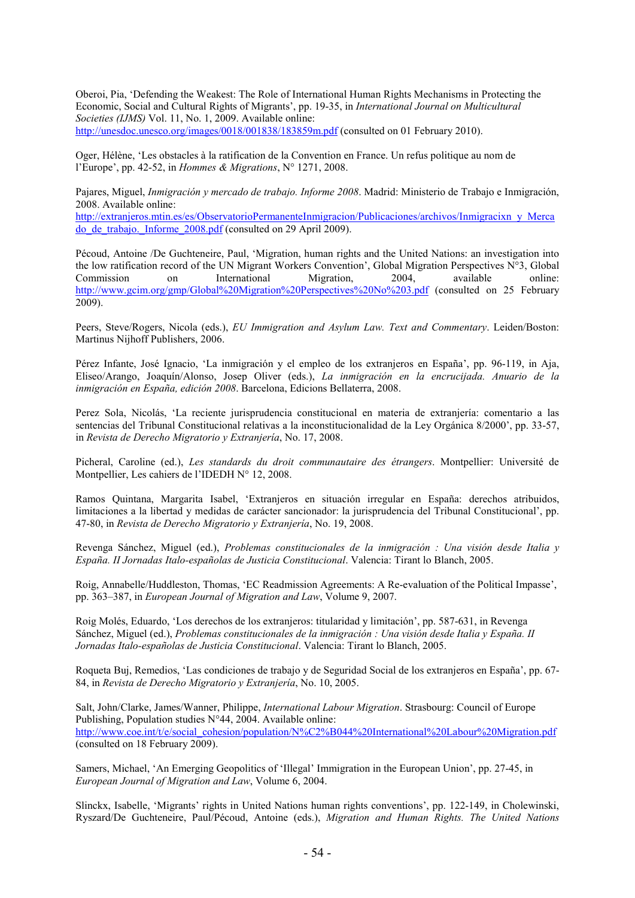Oberoi, Pia, 'Defending the Weakest: The Role of International Human Rights Mechanisms in Protecting the Economic, Social and Cultural Rights of Migrants', pp. 19-35, in *International Journal on Multicultural Societies (IJMS)* Vol. 11, No. 1, 2009. Available online: http://unesdoc.unesco.org/images/0018/001838/183859m.pdf (consulted on 01 February 2010).

Oger, Hélène, 'Les obstacles à la ratification de la Convention en France. Un refus politique au nom de l'Europe', pp. 42-52, in *Hommes & Migrations*, N° 1271, 2008.

Pajares, Miguel, *Inmigración y mercado de trabajo. Informe 2008*. Madrid: Ministerio de Trabajo e Inmigración, 2008. Available online: http://extranjeros.mtin.es/es/ObservatorioPermanenteInmigracion/Publicaciones/archivos/Inmigracixn_y_Mercado_de_trabajo._Informe_2008.pdf (consulted on 29 April 2009).

Pécoud, Antoine /De Guchteneire, Paul, 'Migration, human rights and the United Nations: an investigation into the low ratification record of the UN Migrant Workers Convention', Global Migration Perspectives N°3, Global Commission on International Migration, 2004, available online: http://www.gcim.org/gmp/Global%20Migration%20Perspectives%20No%203.pdf (consulted on 25 February 2009).

Peers, Steve/Rogers, Nicola (eds.), *EU Immigration and Asylum Law. Text and Commentary*. Leiden/Boston: Martinus Nijhoff Publishers, 2006.

Pérez Infante, José Ignacio, 'La inmigración y el empleo de los extranjeros en España', pp. 96-119, in Aja, Eliseo/Arango, Joaquín/Alonso, Josep Oliver (eds.), *La inmigración en la encrucijada. Anuario de la inmigración en España, edición 2008*. Barcelona, Edicions Bellaterra, 2008.

Perez Sola, Nicolás, 'La reciente jurisprudencia constitucional en materia de extranjería: comentario a las sentencias del Tribunal Constitucional relativas a la inconstitucionalidad de la Ley Orgánica 8/2000', pp. 33-57, in *Revista de Derecho Migratorio y Extranjería*, No. 17, 2008.

Picheral, Caroline (ed.), *Les standards du droit communautaire des étrangers*. Montpellier: Université de Montpellier, Les cahiers de l'IDEDH N° 12, 2008.

Ramos Quintana, Margarita Isabel, 'Extranjeros en situación irregular en España: derechos atribuidos, limitaciones a la libertad y medidas de carácter sancionador: la jurisprudencia del Tribunal Constitucional', pp. 47-80, in *Revista de Derecho Migratorio y Extranjería*, No. 19, 2008.

Revenga Sánchez, Miguel (ed.), *Problemas constitucionales de la inmigración : Una visión desde Italia y España. II Jornadas Italo-españolas de Justicia Constitucional*. Valencia: Tirant lo Blanch, 2005.

Roig, Annabelle/Huddleston, Thomas, 'EC Readmission Agreements: A Re-evaluation of the Political Impasse', pp. 363–387, in *European Journal of Migration and Law*, Volume 9, 2007.

Roig Molés, Eduardo, 'Los derechos de los extranjeros: titularidad y limitación', pp. 587-631, in Revenga Sánchez, Miguel (ed.), *Problemas constitucionales de la inmigración : Una visión desde Italia y España. II Jornadas Italo-españolas de Justicia Constitucional*. Valencia: Tirant lo Blanch, 2005.

Roqueta Buj, Remedios, 'Las condiciones de trabajo y de Seguridad Social de los extranjeros en España', pp. 67-84, in *Revista de Derecho Migratorio y Extranjería*, No. 10, 2005.

Salt, John/Clarke, James/Wanner, Philippe, *International Labour Migration*. Strasbourg: Council of Europe Publishing, Population studies N°44, 2004. Available online: http://www.coe.int/t/e/social_cohesion/population/N%C2%B044%20International%20Labour%20Migration.pdf (consulted on 18 February 2009).

Samers, Michael, 'An Emerging Geopolitics of 'Illegal' Immigration in the European Union', pp. 27-45, in *European Journal of Migration and Law*, Volume 6, 2004.

Slinckx, Isabelle, 'Migrants' rights in United Nations human rights conventions', pp. 122-149, in Cholewinski, Ryszard/De Guchteneire, Paul/Pécoud, Antoine (eds.), *Migration and Human Rights. The United Nations*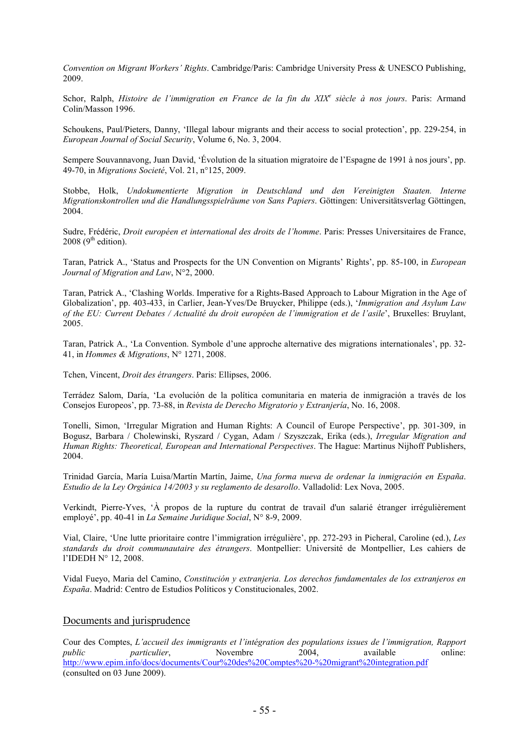*Convention on Migrant Workers' Rights*. Cambridge/Paris: Cambridge University Press & UNESCO Publishing, 2009.

Schor, Ralph, *Histoire de l'immigration en France de la fin du XIX$^{e}$ siècle à nos jours*. Paris: Armand Colin/Masson 1996.

Schoukens, Paul/Pieters, Danny, 'Illegal labour migrants and their access to social protection', pp. 229-254, in *European Journal of Social Security*, Volume 6, No. 3, 2004.

Sempere Souvannavong, Juan David, 'Évolution de la situation migratoire de l'Espagne de 1991 à nos jours', pp. 49-70, in *Migrations Societé*, Vol. 21, n°125, 2009.

Stobbe, Holk, *Undokumentierte Migration in Deutschland und den Vereinigten Staaten. Interne Migrationskontrollen und die Handlungsspielräume von Sans Papiers*. Göttingen: Universitätsverlag Göttingen, 2004.

Sudre, Frédéric, *Droit européen et international des droits de l'homme*. Paris: Presses Universitaires de France, 2008 (9$^{th}$ edition).

Taran, Patrick A., 'Status and Prospects for the UN Convention on Migrants' Rights', pp. 85-100, in *European Journal of Migration and Law*, N°2, 2000.

Taran, Patrick A., 'Clashing Worlds. Imperative for a Rights-Based Approach to Labour Migration in the Age of Globalization', pp. 403-433, in Carlier, Jean-Yves/De Bruycker, Philippe (eds.), '*Immigration and Asylum Law of the EU: Current Debates / Actualité du droit européen de l'immigration et de l'asile*', Bruxelles: Bruylant, 2005.

Taran, Patrick A., 'La Convention. Symbole d'une approche alternative des migrations internationales', pp. 32-41, in *Hommes & Migrations*, N° 1271, 2008.

Tchen, Vincent, *Droit des étrangers*. Paris: Ellipses, 2006.

Terrádez Salom, Daría, 'La evolución de la política comunitaria en materia de inmigración a través de los Consejos Europeos', pp. 73-88, in *Revista de Derecho Migratorio y Extranjería*, No. 16, 2008.

Tonelli, Simon, 'Irregular Migration and Human Rights: A Council of Europe Perspective', pp. 301-309, in Bogusz, Barbara / Cholewinski, Ryszard / Cygan, Adam / Szyszczak, Erika (eds.), *Irregular Migration and Human Rights: Theoretical, European and International Perspectives*. The Hague: Martinus Nijhoff Publishers, 2004.

Trinidad García, María Luisa/Martín Martín, Jaime, *Una forma nueva de ordenar la inmigración en España. Estudio de la Ley Orgánica 14/2003 y su reglamento de desarollo*. Valladolid: Lex Nova, 2005.

Verkindt, Pierre-Yves, 'À propos de la rupture du contrat de travail d'un salarié étranger irrégulièrement employé', pp. 40-41 in *La Semaine Juridique Social*, N° 8-9, 2009.

Vial, Claire, 'Une lutte prioritaire contre l'immigration irrégulière', pp. 272-293 in Picheral, Caroline (ed.), *Les standards du droit communautaire des étrangers*. Montpellier: Université de Montpellier, Les cahiers de l'IDEDH N° 12, 2008.

Vidal Fueyo, Maria del Camino, *Constitución y extranjeria. Los derechos fundamentales de los extranjeros en España*. Madrid: Centro de Estudios Políticos y Constitucionales, 2002.

## Documents and jurisprudence

Cour des Comptes, *L'accueil des immigrants et l'intégration des populations issues de l'immigration, Rapport public particulier*, Novembre 2004, available online: http://www.epim.info/docs/documents/Cour%20des%20Comptes%20-%20migrant%20integration.pdf (consulted on 03 June 2009).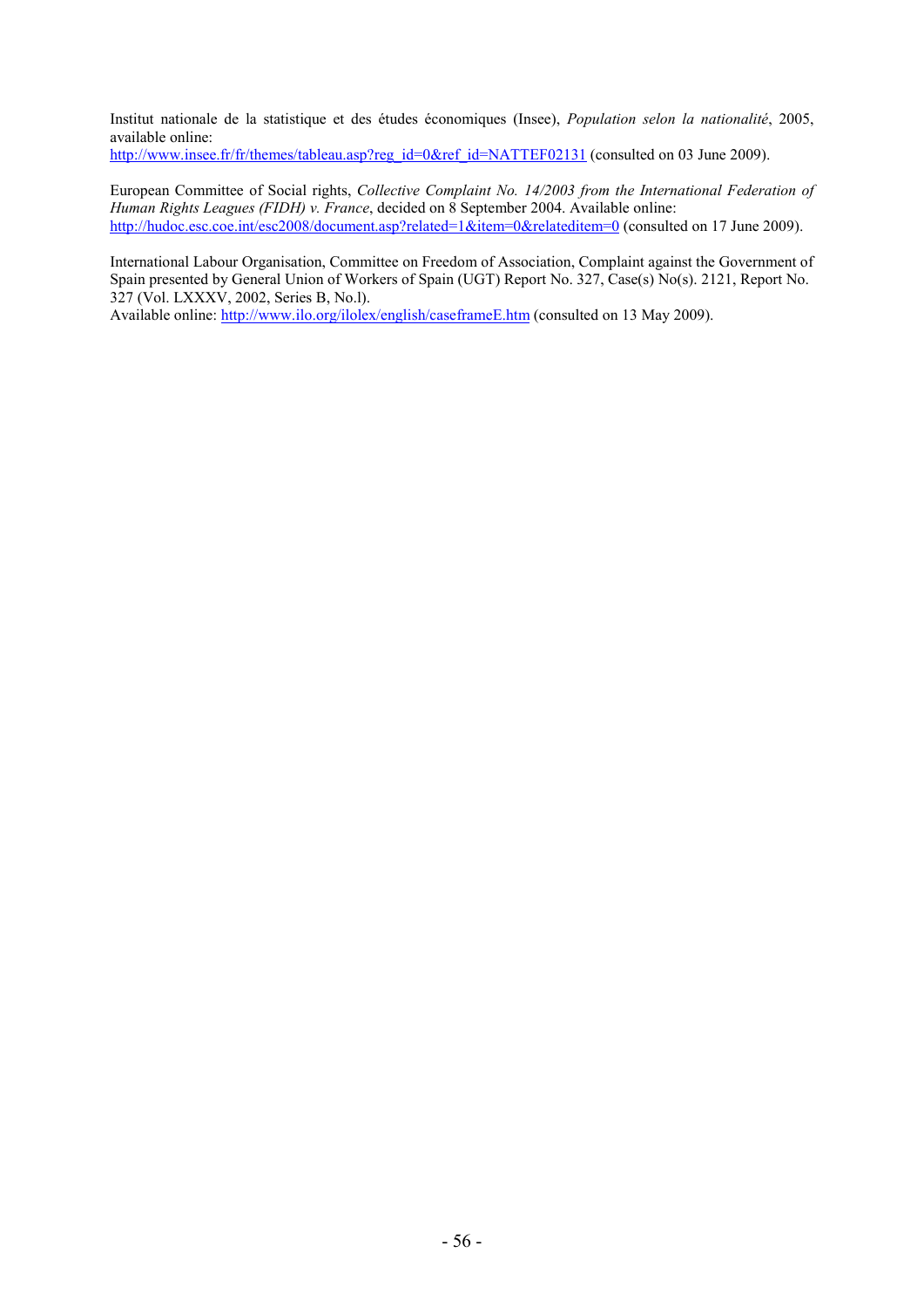Institut nationale de la statistique et des études économiques (Insee), *Population selon la nationalité*, 2005, available online:
http://www.insee.fr/fr/themes/tableau.asp?reg_id=0&ref_id=NATTEF02131 (consulted on 03 June 2009).

European Committee of Social rights, *Collective Complaint No. 14/2003 from the International Federation of Human Rights Leagues (FIDH) v. France*, decided on 8 September 2004. Available online:
http://hudoc.esc.coe.int/esc2008/document.asp?related=1&item=0&relateditem=0 (consulted on 17 June 2009).

International Labour Organisation, Committee on Freedom of Association, Complaint against the Government of Spain presented by General Union of Workers of Spain (UGT) Report No. 327, Case(s) No(s). 2121, Report No. 327 (Vol. LXXXV, 2002, Series B, No.l).
Available online: http://www.ilo.org/ilolex/english/caseframeE.htm (consulted on 13 May 2009).